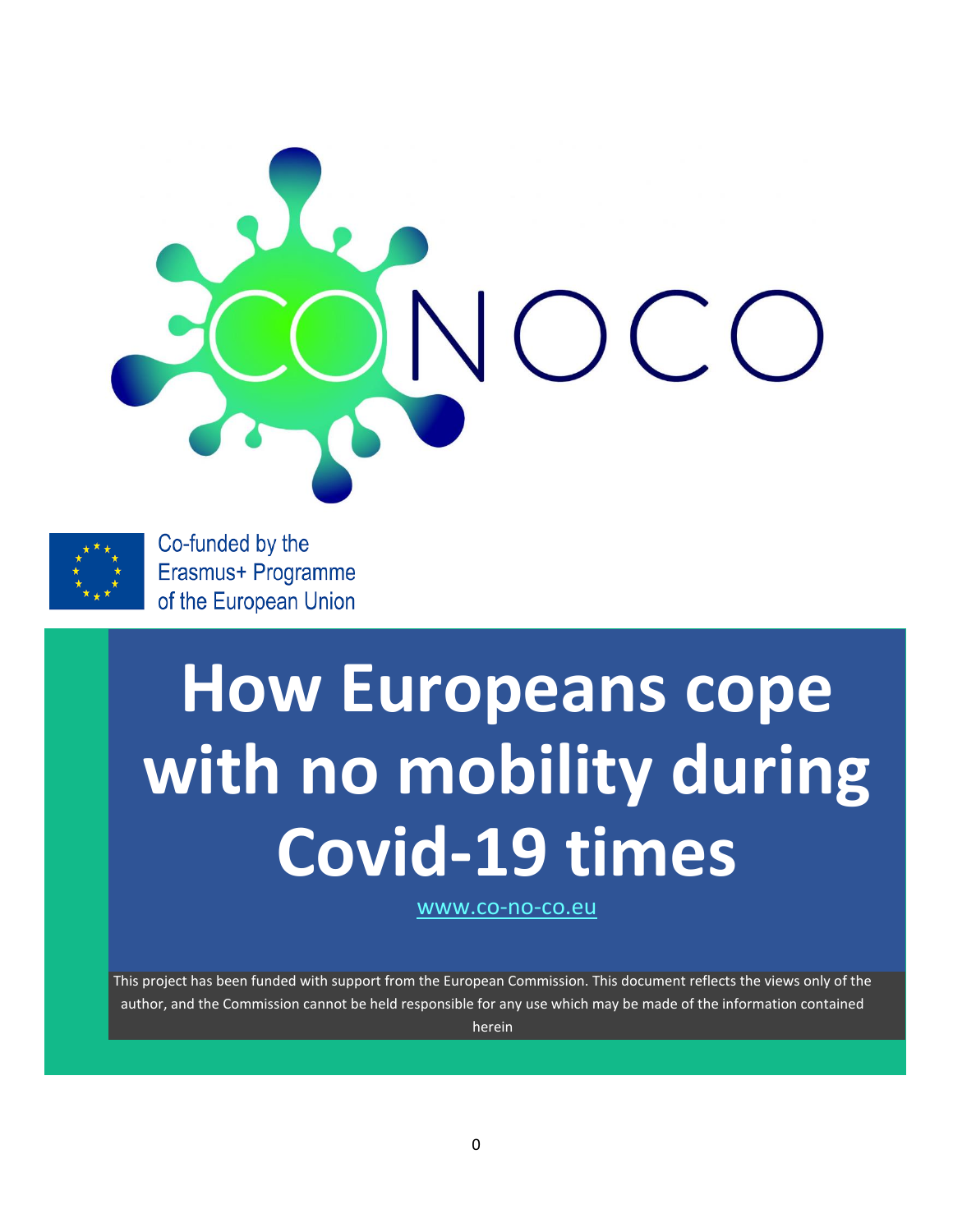CONOCO

Co-funded by the Erasmus+ Programme of the European Union

# How Europeans cope with no mobility during Covid-19 times

www.co-no-co.eu

This project has been funded with support from the European Commission. This document reflects the views only of the author, and the Commission cannot be held responsible for any use which may be made of the information contained herein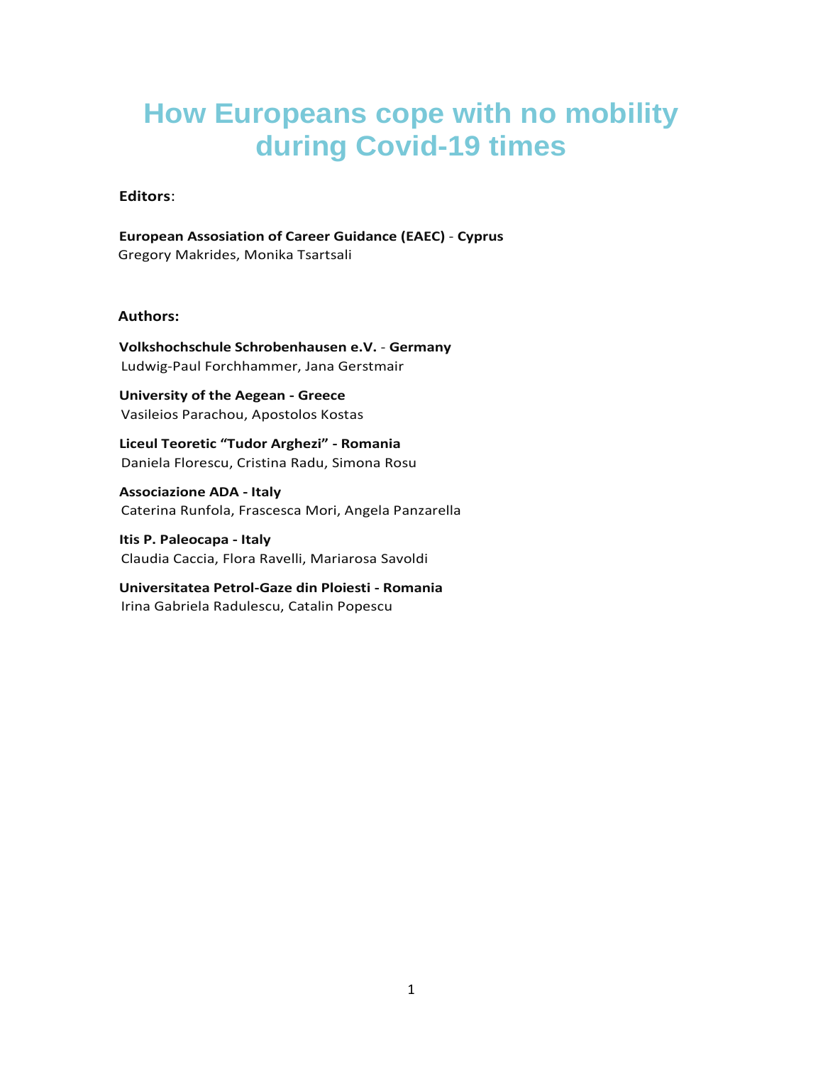# How Europeans cope with no mobility during Covid-19 times

**Editors**:

**European Assosiation of Career Guidance (EAEC)** - **Cyprus**
Gregory Makrides, Monika Tsartsali

**Authors:**

**Volkshochschule Schrobenhausen e.V.** - **Germany**
Ludwig-Paul Forchhammer, Jana Gerstmair

**University of the Aegean - Greece**
Vasileios Parachou, Apostolos Kostas

**Liceul Teoretic "Tudor Arghezi" - Romania**
Daniela Florescu, Cristina Radu, Simona Rosu

**Associazione ADA - Italy**
Caterina Runfola, Frascesca Mori, Angela Panzarella

**Itis P. Paleocapa - Italy**
Claudia Caccia, Flora Ravelli, Mariarosa Savoldi

**Universitatea Petrol-Gaze din Ploiesti - Romania**
Irina Gabriela Radulescu, Catalin Popescu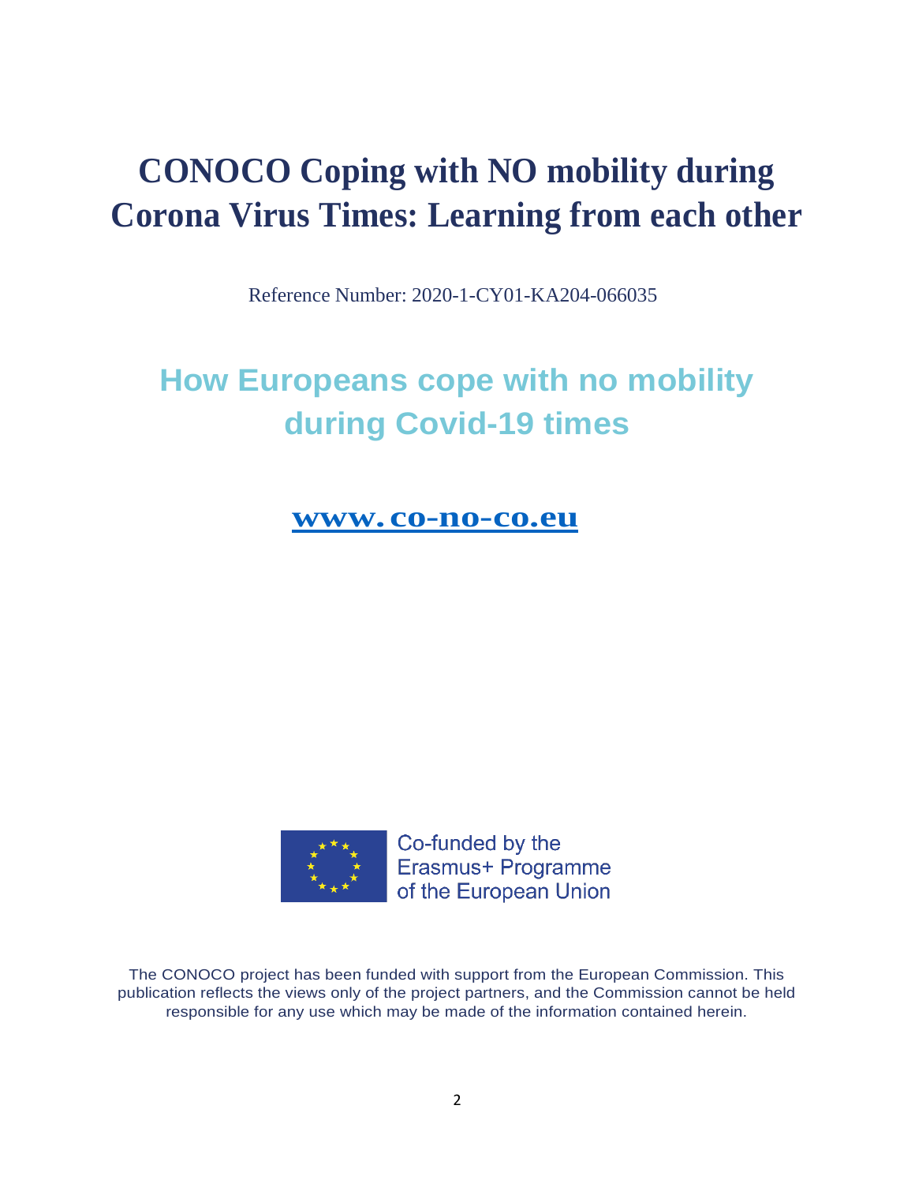# CONOCO Coping with NO mobility during Corona Virus Times: Learning from each other

Reference Number: 2020-1-CY01-KA204-066035

## How Europeans cope with no mobility during Covid-19 times

[www.co-no-co.eu](http://www.co-no-co.eu)

Co-funded by the Erasmus+ Programme of the European Union

The CONOCO project has been funded with support from the European Commission. This publication reflects the views only of the project partners, and the Commission cannot be held responsible for any use which may be made of the information contained herein.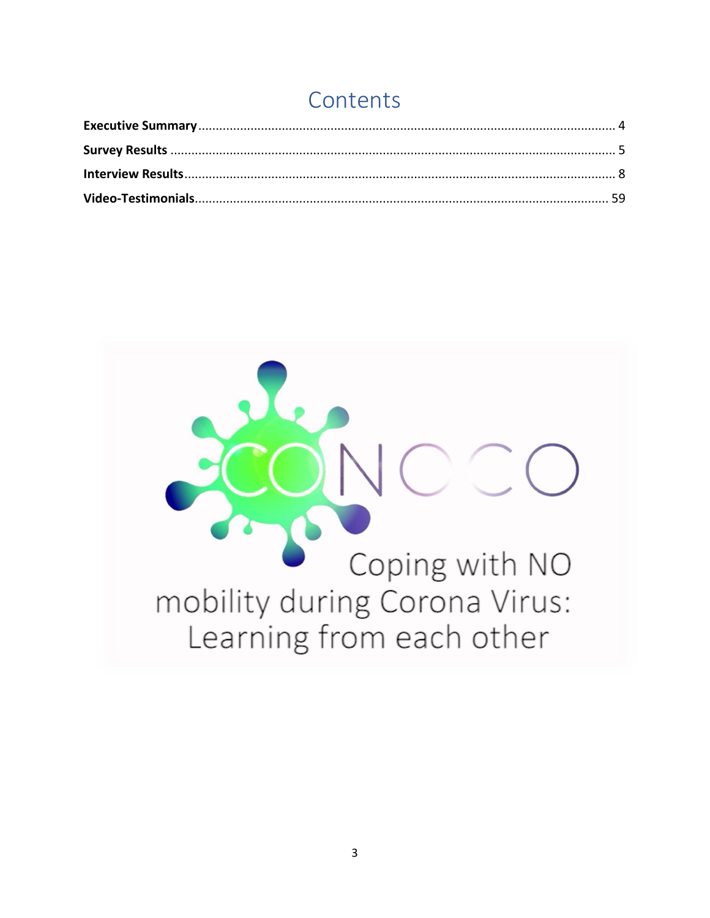# Contents

**Executive Summary** ..................................................................................................................... 4

**Survey Results** ............................................................................................................................ 5

**Interview Results** ........................................................................................................................ 8

**Video-Testimonials** .................................................................................................................... 59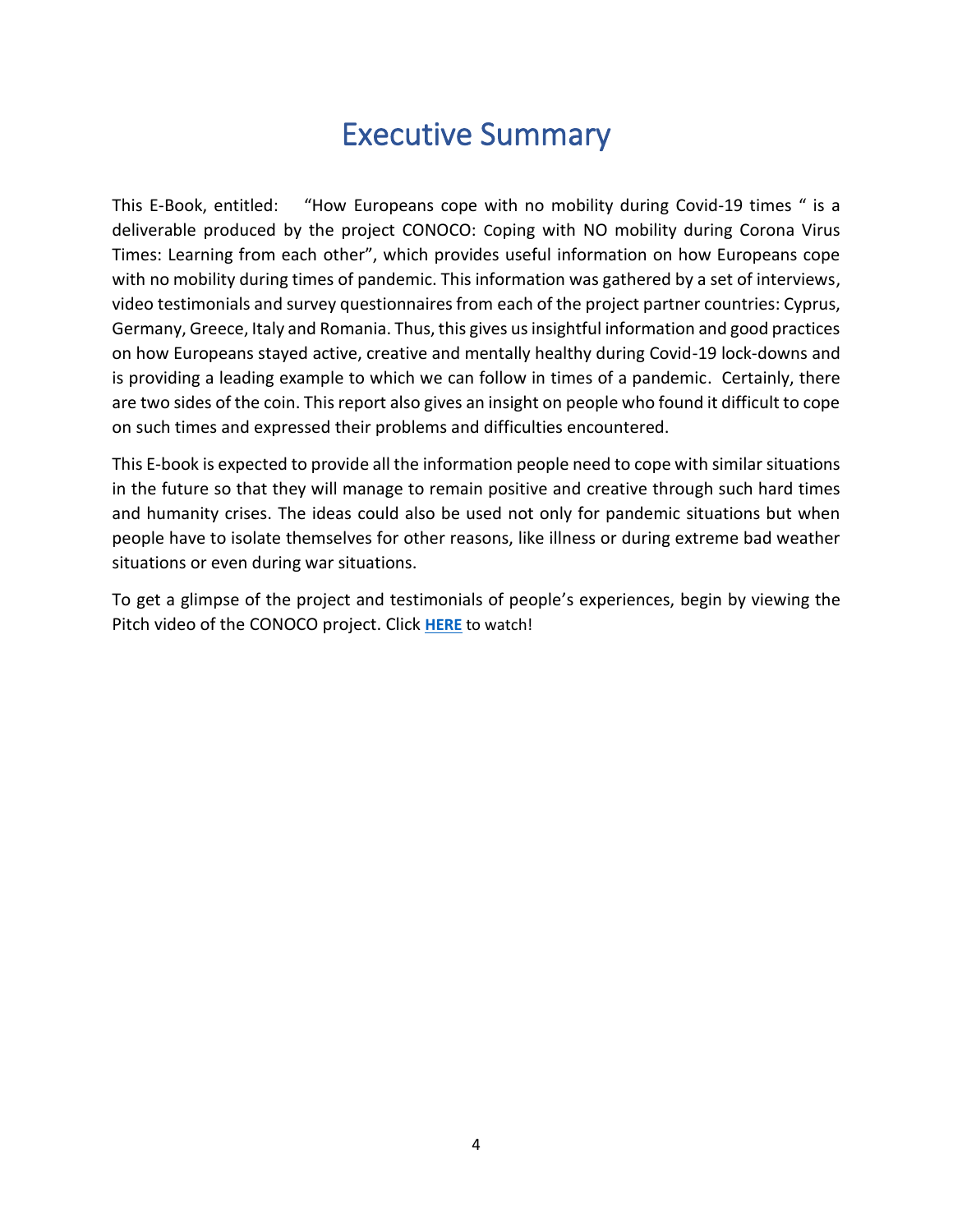# Executive Summary

This E-Book, entitled: "How Europeans cope with no mobility during Covid-19 times " is a deliverable produced by the project CONOCO: Coping with NO mobility during Corona Virus Times: Learning from each other", which provides useful information on how Europeans cope with no mobility during times of pandemic. This information was gathered by a set of interviews, video testimonials and survey questionnaires from each of the project partner countries: Cyprus, Germany, Greece, Italy and Romania. Thus, this gives us insightful information and good practices on how Europeans stayed active, creative and mentally healthy during Covid-19 lock-downs and is providing a leading example to which we can follow in times of a pandemic. Certainly, there are two sides of the coin. This report also gives an insight on people who found it difficult to cope on such times and expressed their problems and difficulties encountered.

This E-book is expected to provide all the information people need to cope with similar situations in the future so that they will manage to remain positive and creative through such hard times and humanity crises. The ideas could also be used not only for pandemic situations but when people have to isolate themselves for other reasons, like illness or during extreme bad weather situations or even during war situations.

To get a glimpse of the project and testimonials of people's experiences, begin by viewing the Pitch video of the CONOCO project. Click **HERE** to watch!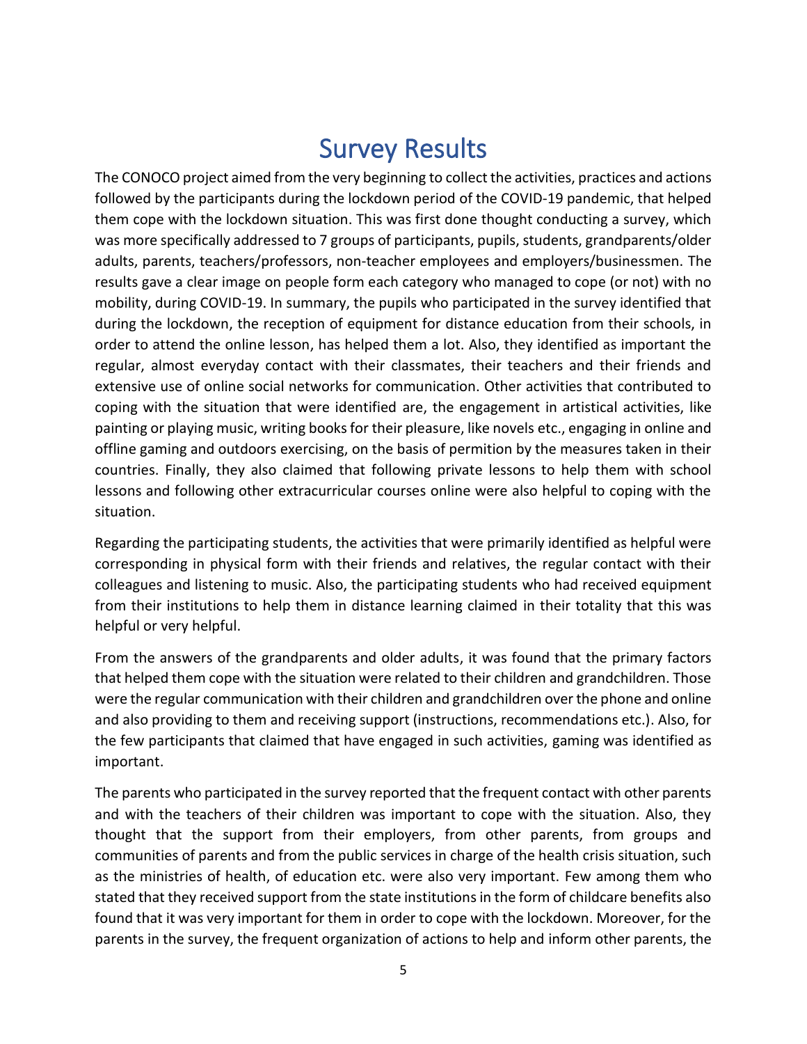# Survey Results

The CONOCO project aimed from the very beginning to collect the activities, practices and actions followed by the participants during the lockdown period of the COVID-19 pandemic, that helped them cope with the lockdown situation. This was first done thought conducting a survey, which was more specifically addressed to 7 groups of participants, pupils, students, grandparents/older adults, parents, teachers/professors, non-teacher employees and employers/businessmen. The results gave a clear image on people form each category who managed to cope (or not) with no mobility, during COVID-19. In summary, the pupils who participated in the survey identified that during the lockdown, the reception of equipment for distance education from their schools, in order to attend the online lesson, has helped them a lot. Also, they identified as important the regular, almost everyday contact with their classmates, their teachers and their friends and extensive use of online social networks for communication. Other activities that contributed to coping with the situation that were identified are, the engagement in artistical activities, like painting or playing music, writing books for their pleasure, like novels etc., engaging in online and offline gaming and outdoors exercising, on the basis of permition by the measures taken in their countries. Finally, they also claimed that following private lessons to help them with school lessons and following other extracurricular courses online were also helpful to coping with the situation.

Regarding the participating students, the activities that were primarily identified as helpful were corresponding in physical form with their friends and relatives, the regular contact with their colleagues and listening to music. Also, the participating students who had received equipment from their institutions to help them in distance learning claimed in their totality that this was helpful or very helpful.

From the answers of the grandparents and older adults, it was found that the primary factors that helped them cope with the situation were related to their children and grandchildren. Those were the regular communication with their children and grandchildren over the phone and online and also providing to them and receiving support (instructions, recommendations etc.). Also, for the few participants that claimed that have engaged in such activities, gaming was identified as important.

The parents who participated in the survey reported that the frequent contact with other parents and with the teachers of their children was important to cope with the situation. Also, they thought that the support from their employers, from other parents, from groups and communities of parents and from the public services in charge of the health crisis situation, such as the ministries of health, of education etc. were also very important. Few among them who stated that they received support from the state institutions in the form of childcare benefits also found that it was very important for them in order to cope with the lockdown. Moreover, for the parents in the survey, the frequent organization of actions to help and inform other parents, the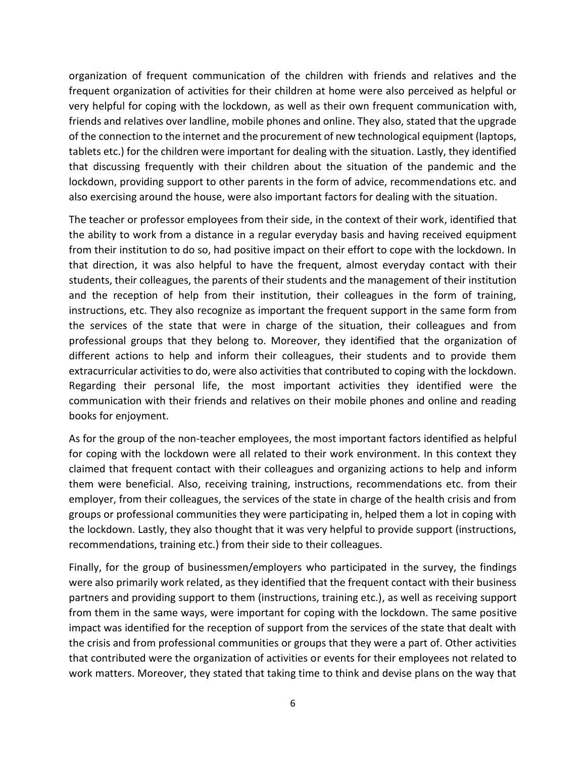organization of frequent communication of the children with friends and relatives and the frequent organization of activities for their children at home were also perceived as helpful or very helpful for coping with the lockdown, as well as their own frequent communication with, friends and relatives over landline, mobile phones and online. They also, stated that the upgrade of the connection to the internet and the procurement of new technological equipment (laptops, tablets etc.) for the children were important for dealing with the situation. Lastly, they identified that discussing frequently with their children about the situation of the pandemic and the lockdown, providing support to other parents in the form of advice, recommendations etc. and also exercising around the house, were also important factors for dealing with the situation.

The teacher or professor employees from their side, in the context of their work, identified that the ability to work from a distance in a regular everyday basis and having received equipment from their institution to do so, had positive impact on their effort to cope with the lockdown. In that direction, it was also helpful to have the frequent, almost everyday contact with their students, their colleagues, the parents of their students and the management of their institution and the reception of help from their institution, their colleagues in the form of training, instructions, etc. They also recognize as important the frequent support in the same form from the services of the state that were in charge of the situation, their colleagues and from professional groups that they belong to. Moreover, they identified that the organization of different actions to help and inform their colleagues, their students and to provide them extracurricular activities to do, were also activities that contributed to coping with the lockdown. Regarding their personal life, the most important activities they identified were the communication with their friends and relatives on their mobile phones and online and reading books for enjoyment.

As for the group of the non-teacher employees, the most important factors identified as helpful for coping with the lockdown were all related to their work environment. In this context they claimed that frequent contact with their colleagues and organizing actions to help and inform them were beneficial. Also, receiving training, instructions, recommendations etc. from their employer, from their colleagues, the services of the state in charge of the health crisis and from groups or professional communities they were participating in, helped them a lot in coping with the lockdown. Lastly, they also thought that it was very helpful to provide support (instructions, recommendations, training etc.) from their side to their colleagues.

Finally, for the group of businessmen/employers who participated in the survey, the findings were also primarily work related, as they identified that the frequent contact with their business partners and providing support to them (instructions, training etc.), as well as receiving support from them in the same ways, were important for coping with the lockdown. The same positive impact was identified for the reception of support from the services of the state that dealt with the crisis and from professional communities or groups that they were a part of. Other activities that contributed were the organization of activities or events for their employees not related to work matters. Moreover, they stated that taking time to think and devise plans on the way that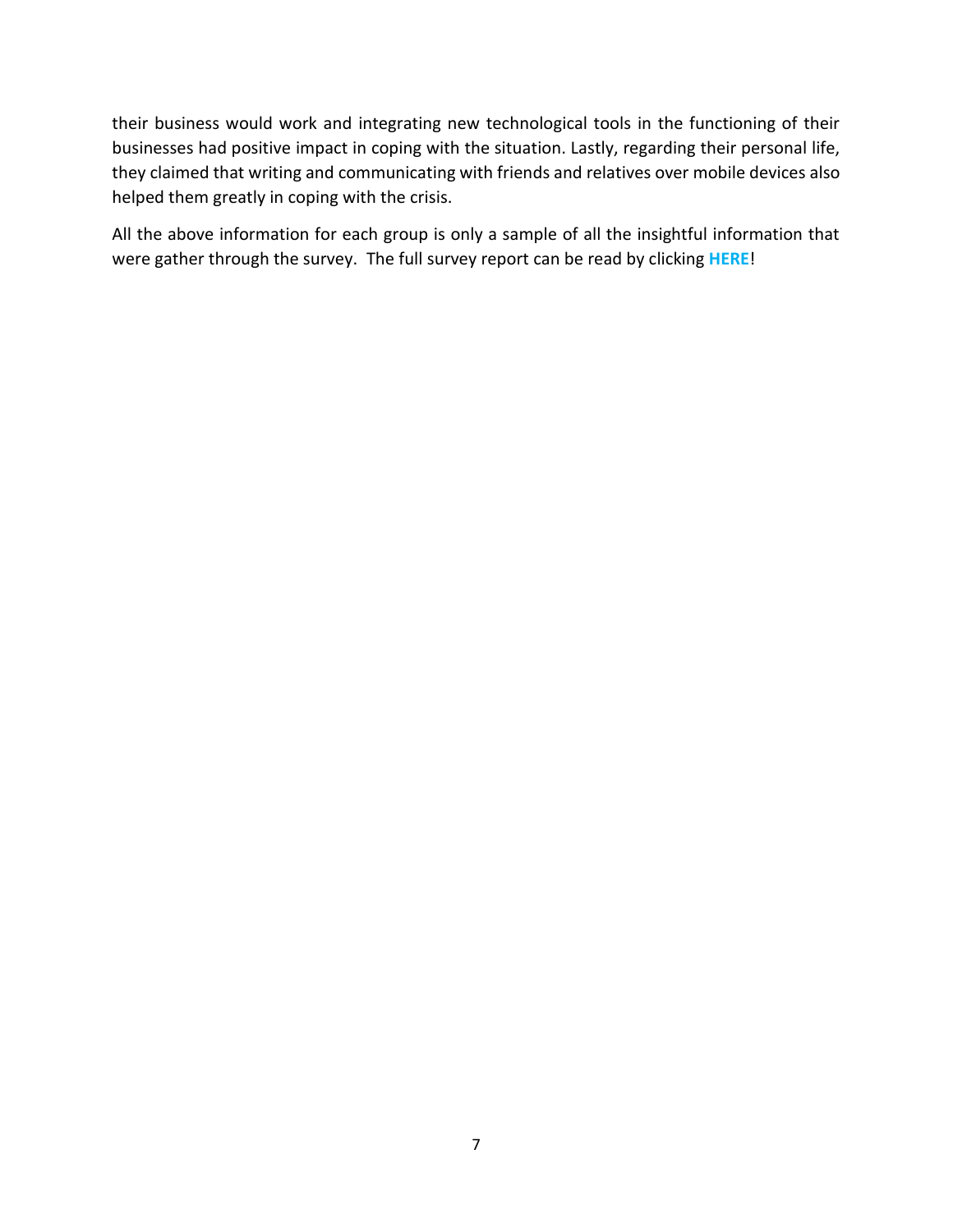their business would work and integrating new technological tools in the functioning of their businesses had positive impact in coping with the situation. Lastly, regarding their personal life, they claimed that writing and communicating with friends and relatives over mobile devices also helped them greatly in coping with the crisis.

All the above information for each group is only a sample of all the insightful information that were gather through the survey. The full survey report can be read by clicking **HERE**!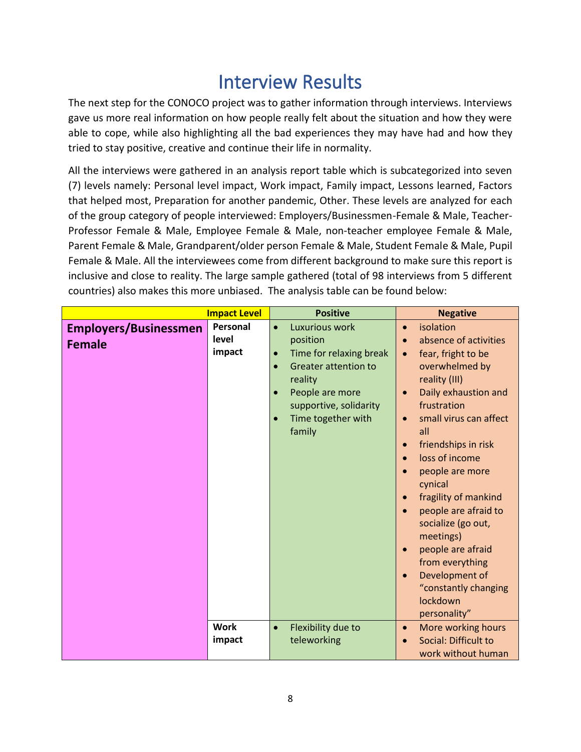# Interview Results

The next step for the CONOCO project was to gather information through interviews. Interviews gave us more real information on how people really felt about the situation and how they were able to cope, while also highlighting all the bad experiences they may have had and how they tried to stay positive, creative and continue their life in normality.

All the interviews were gathered in an analysis report table which is subcategorized into seven (7) levels namely: Personal level impact, Work impact, Family impact, Lessons learned, Factors that helped most, Preparation for another pandemic, Other. These levels are analyzed for each of the group category of people interviewed: Employers/Businessmen-Female & Male, Teacher-Professor Female & Male, Employee Female & Male, non-teacher employee Female & Male, Parent Female & Male, Grandparent/older person Female & Male, Student Female & Male, Pupil Female & Male. All the interviewees come from different background to make sure this report is inclusive and close to reality. The large sample gathered (total of 98 interviews from 5 different countries) also makes this more unbiased. The analysis table can be found below:

| | Impact Level | Positive | Negative |
|---|---|---|---|
| **Employers/Businessmen Female** | **Personal level impact** | • Luxurious work position<br>• Time for relaxing break<br>• Greater attention to reality<br>• People are more supportive, solidarity<br>• Time together with family | • isolation<br>• absence of activities<br>• fear, fright to be overwhelmed by reality (III)<br>• Daily exhaustion and frustration<br>• small virus can affect all<br>• friendships in risk<br>• loss of income<br>• people are more cynical<br>• fragility of mankind<br>• people are afraid to socialize (go out, meetings)<br>• people are afraid from everything<br>• Development of "constantly changing lockdown personality" |
| | **Work impact** | • Flexibility due to teleworking | • More working hours<br>• Social: Difficult to work without human |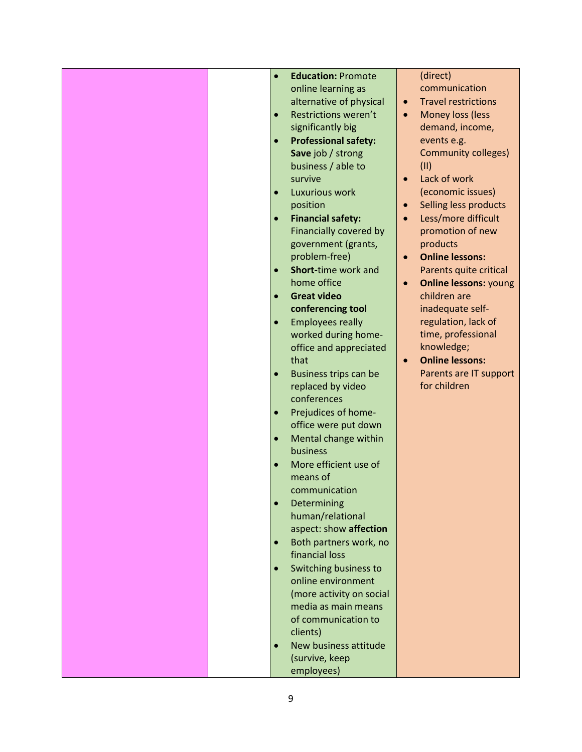| | | | |
|---|---|---|---|
| | | <ul><li>**Education:** Promote online learning as alternative of physical</li><li>Restrictions weren't significantly big</li><li>**Professional safety: Save** job / strong business / able to survive</li><li>Luxurious work position</li><li>**Financial safety:** Financially covered by government (grants, problem-free)</li><li>**Short-**time work and home office</li><li>**Great video conferencing tool**</li><li>Employees really worked during home-office and appreciated that</li><li>Business trips can be replaced by video conferences</li><li>Prejudices of home-office were put down</li><li>Mental change within business</li><li>More efficient use of means of communication</li><li>Determining human/relational aspect: show **affection**</li><li>Both partners work, no financial loss</li><li>Switching business to online environment (more activity on social media as main means of communication to clients)</li><li>New business attitude (survive, keep employees)</li></ul> | (direct) communication<ul><li>Travel restrictions</li><li>Money loss (less demand, income, events e.g. Community colleges) (II)</li><li>Lack of work (economic issues)</li><li>Selling less products</li><li>Less/more difficult promotion of new products</li><li>**Online lessons:** Parents quite critical</li><li>**Online lessons:** young children are inadequate self-regulation, lack of time, professional knowledge;</li><li>**Online lessons:** Parents are IT support for children</li></ul> |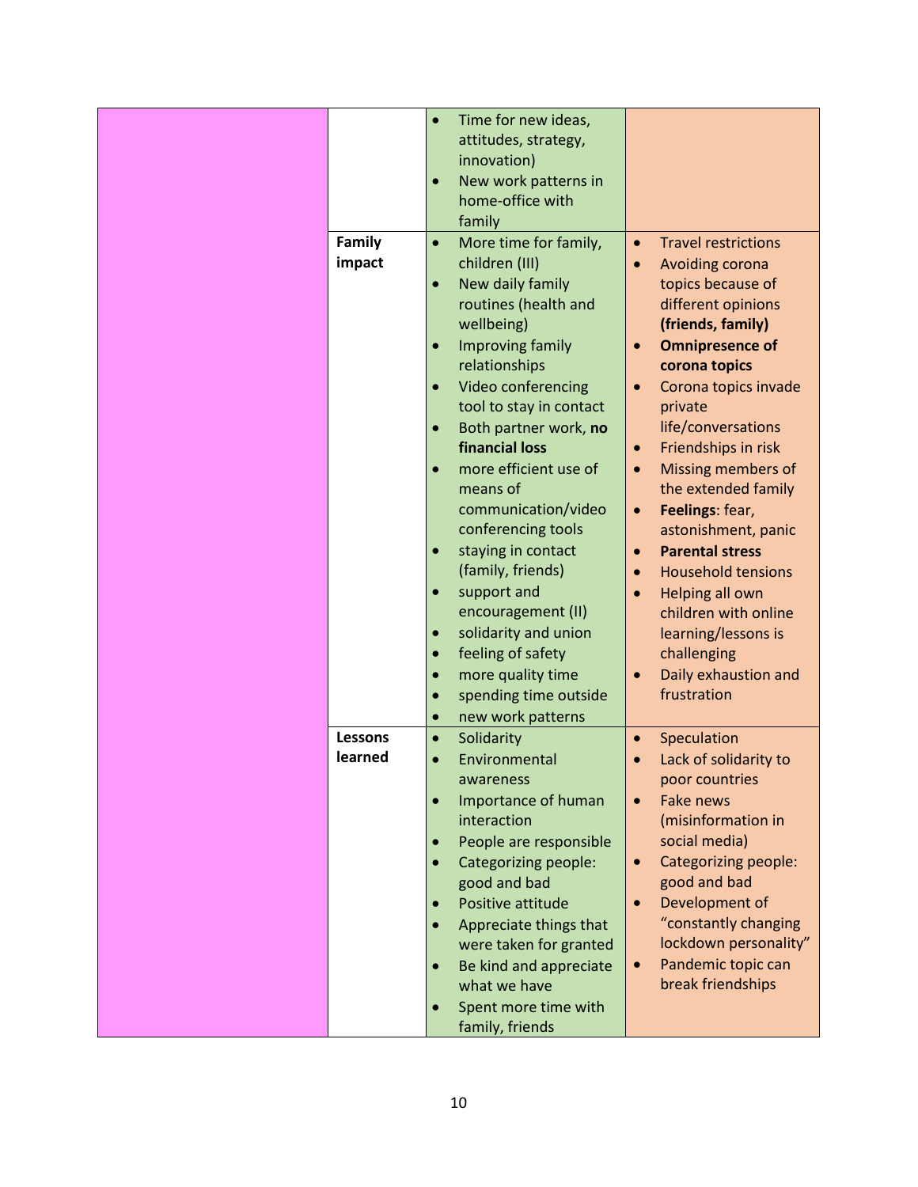| | | | |
|---|---|---|---|
| | | <ul><li>Time for new ideas, attitudes, strategy, innovation)</li><li>New work patterns in home-office with family</li></ul> | |
| | **Family impact** | <ul><li>More time for family, children (III)</li><li>New daily family routines (health and wellbeing)</li><li>Improving family relationships</li><li>Video conferencing tool to stay in contact</li><li>Both partner work, **no financial loss**</li><li>more efficient use of means of communication/video conferencing tools</li><li>staying in contact (family, friends)</li><li>support and encouragement (II)</li><li>solidarity and union</li><li>feeling of safety</li><li>more quality time</li><li>spending time outside</li><li>new work patterns</li></ul> | <ul><li>Travel restrictions</li><li>Avoiding corona topics because of different opinions **(friends, family)**</li><li>**Omnipresence of corona topics**</li><li>Corona topics invade private life/conversations</li><li>Friendships in risk</li><li>Missing members of the extended family</li><li>**Feelings**: fear, astonishment, panic</li><li>**Parental stress**</li><li>Household tensions</li><li>Helping all own children with online learning/lessons is challenging</li><li>Daily exhaustion and frustration</li></ul> |
| | **Lessons learned** | <ul><li>Solidarity</li><li>Environmental awareness</li><li>Importance of human interaction</li><li>People are responsible</li><li>Categorizing people: good and bad</li><li>Positive attitude</li><li>Appreciate things that were taken for granted</li><li>Be kind and appreciate what we have</li><li>Spent more time with family, friends</li></ul> | <ul><li>Speculation</li><li>Lack of solidarity to poor countries</li><li>Fake news (misinformation in social media)</li><li>Categorizing people: good and bad</li><li>Development of "constantly changing lockdown personality"</li><li>Pandemic topic can break friendships</li></ul> |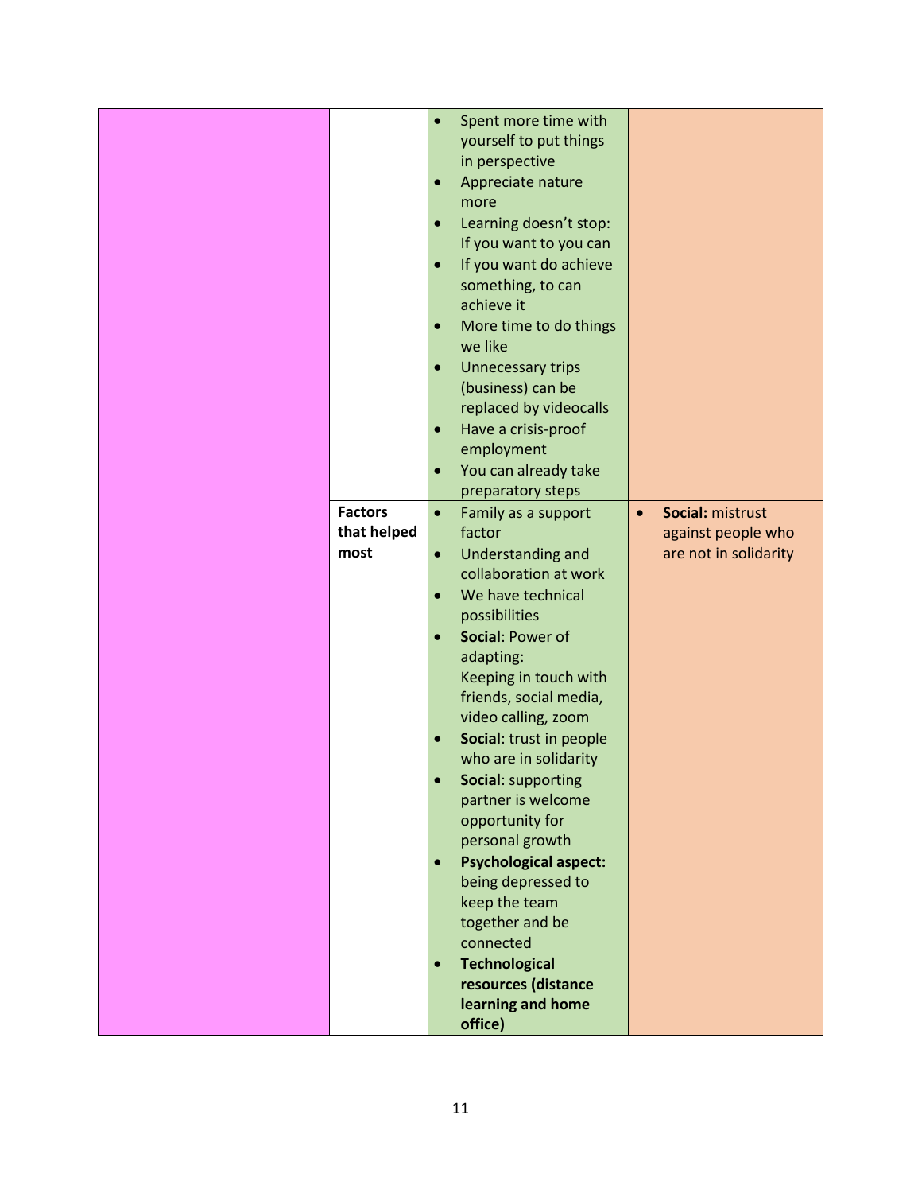| | | | |
|---|---|---|---|
| | | • Spent more time with yourself to put things in perspective<br>• Appreciate nature more<br>• Learning doesn't stop: If you want to you can<br>• If you want do achieve something, to can achieve it<br>• More time to do things we like<br>• Unnecessary trips (business) can be replaced by videocalls<br>• Have a crisis-proof employment<br>• You can already take preparatory steps | |
| | **Factors that helped most** | • Family as a support factor<br>• Understanding and collaboration at work<br>• We have technical possibilities<br>• **Social**: Power of adapting: Keeping in touch with friends, social media, video calling, zoom<br>• **Social**: trust in people who are in solidarity<br>• **Social**: supporting partner is welcome opportunity for personal growth<br>• **Psychological aspect:** being depressed to keep the team together and be connected<br>• **Technological resources (distance learning and home office)** | • **Social:** mistrust against people who are not in solidarity |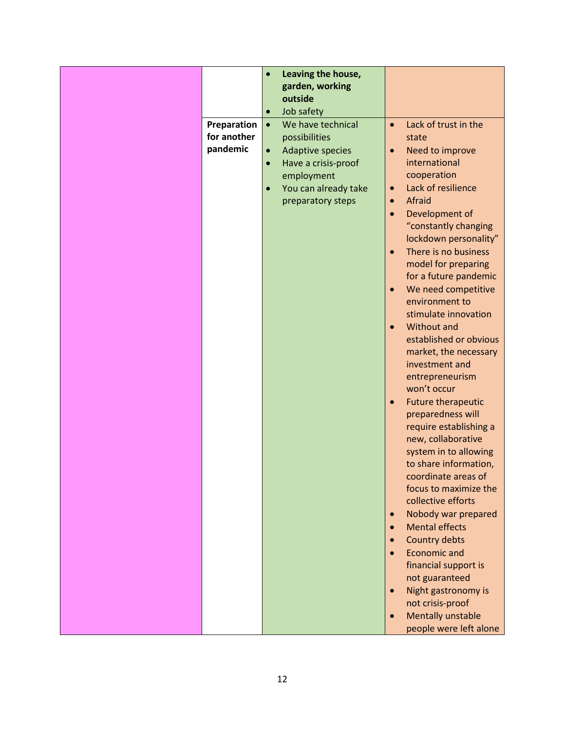| | | | |
|---|---|---|---|
| | | • **Leaving the house, garden, working outside**<br>• Job safety | |
| | **Preparation for another pandemic** | • We have technical possibilities<br>• Adaptive species<br>• Have a crisis-proof employment<br>• You can already take preparatory steps | • Lack of trust in the state<br>• Need to improve international cooperation<br>• Lack of resilience<br>• Afraid<br>• Development of "constantly changing lockdown personality"<br>• There is no business model for preparing for a future pandemic<br>• We need competitive environment to stimulate innovation<br>• Without and established or obvious market, the necessary investment and entrepreneurism won't occur<br>• Future therapeutic preparedness will require establishing a new, collaborative system in to allowing to share information, coordinate areas of focus to maximize the collective efforts<br>• Nobody war prepared<br>• Mental effects<br>• Country debts<br>• Economic and financial support is not guaranteed<br>• Night gastronomy is not crisis-proof<br>• Mentally unstable people were left alone |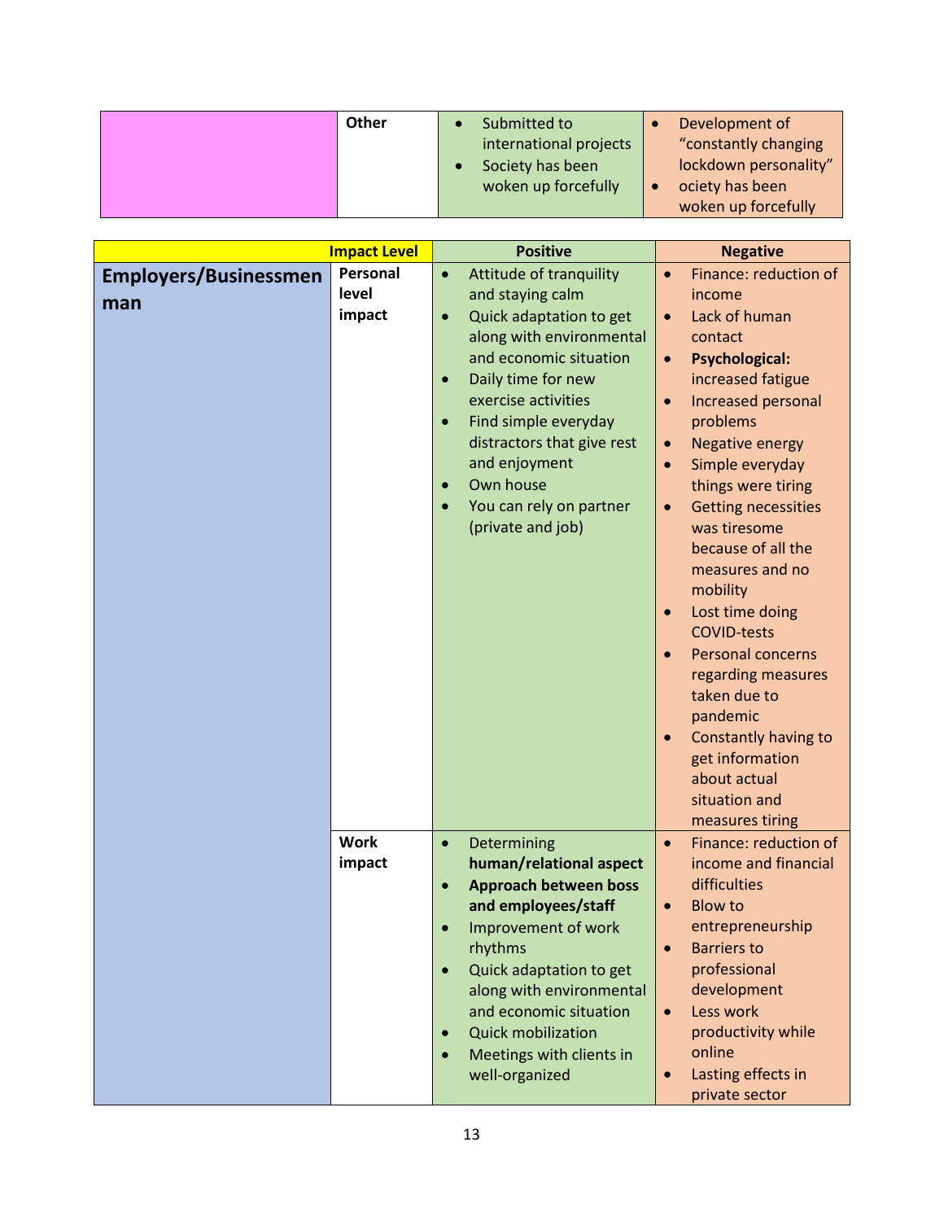| | Other | • Submitted to international projects<br>• Society has been woken up forcefully | • Development of “constantly changing lockdown personality”<br>• ociety has been woken up forcefully |
|---|---|---|---|

| | Impact Level | Positive | Negative |
|---|---|---|---|
| **Employers/Businessmen man** | **Personal level impact** | • Attitude of tranquility and staying calm<br>• Quick adaptation to get along with environmental and economic situation<br>• Daily time for new exercise activities<br>• Find simple everyday distractors that give rest and enjoyment<br>• Own house<br>• You can rely on partner (private and job) | • Finance: reduction of income<br>• Lack of human contact<br>• **Psychological:** increased fatigue<br>• Increased personal problems<br>• Negative energy<br>• Simple everyday things were tiring<br>• Getting necessities was tiresome because of all the measures and no mobility<br>• Lost time doing COVID-tests<br>• Personal concerns regarding measures taken due to pandemic<br>• Constantly having to get information about actual situation and measures tiring |
| | **Work impact** | • Determining **human/relational aspect**<br>• **Approach between boss and employees/staff**<br>• Improvement of work rhythms<br>• Quick adaptation to get along with environmental and economic situation<br>• Quick mobilization<br>• Meetings with clients in well-organized | • Finance: reduction of income and financial difficulties<br>• Blow to entrepreneurship<br>• Barriers to professional development<br>• Less work productivity while online<br>• Lasting effects in private sector |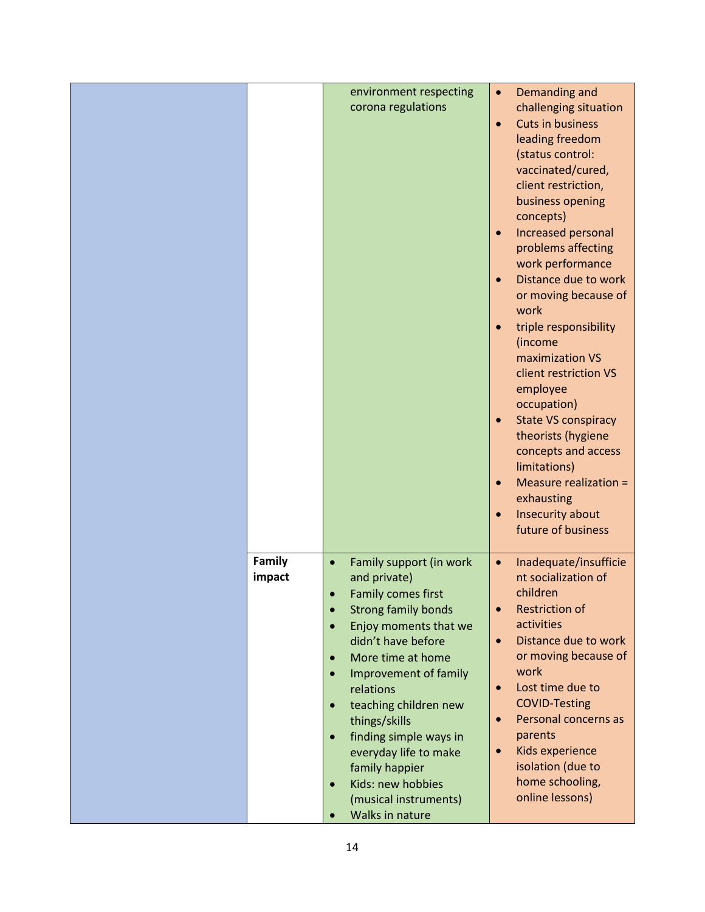| | | | |
|---|---|---|---|
| | | environment respecting corona regulations | • Demanding and challenging situation<br>• Cuts in business leading freedom (status control: vaccinated/cured, client restriction, business opening concepts)<br>• Increased personal problems affecting work performance<br>• Distance due to work or moving because of work<br>• triple responsibility (income maximization VS client restriction VS employee occupation)<br>• State VS conspiracy theorists (hygiene concepts and access limitations)<br>• Measure realization = exhausting<br>• Insecurity about future of business |
| | **Family impact** | • Family support (in work and private)<br>• Family comes first<br>• Strong family bonds<br>• Enjoy moments that we didn't have before<br>• More time at home<br>• Improvement of family relations<br>• teaching children new things/skills<br>• finding simple ways in everyday life to make family happier<br>• Kids: new hobbies (musical instruments)<br>• Walks in nature | • Inadequate/insufficient socialization of children<br>• Restriction of activities<br>• Distance due to work or moving because of work<br>• Lost time due to COVID-Testing<br>• Personal concerns as parents<br>• Kids experience isolation (due to home schooling, online lessons) |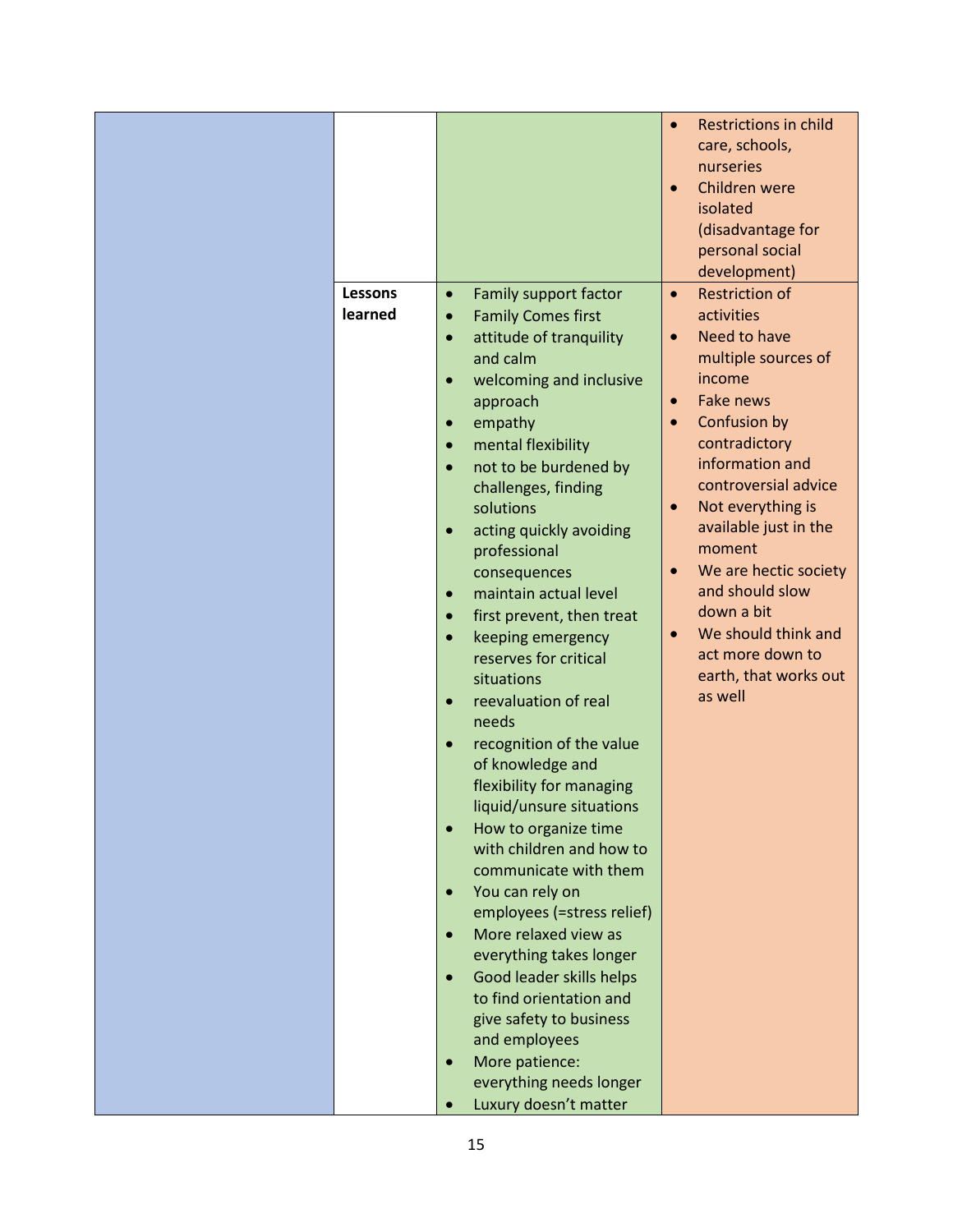| | | | |
|---|---|---|---|
| | | | • Restrictions in child care, schools, nurseries<br>• Children were isolated (disadvantage for personal social development) |
| | **Lessons learned** | • Family support factor<br>• Family Comes first<br>• attitude of tranquility and calm<br>• welcoming and inclusive approach<br>• empathy<br>• mental flexibility<br>• not to be burdened by challenges, finding solutions<br>• acting quickly avoiding professional consequences<br>• maintain actual level<br>• first prevent, then treat<br>• keeping emergency reserves for critical situations<br>• reevaluation of real needs<br>• recognition of the value of knowledge and flexibility for managing liquid/unsure situations<br>• How to organize time with children and how to communicate with them<br>• You can rely on employees (=stress relief)<br>• More relaxed view as everything takes longer<br>• Good leader skills helps to find orientation and give safety to business and employees<br>• More patience: everything needs longer<br>• Luxury doesn't matter | • Restriction of activities<br>• Need to have multiple sources of income<br>• Fake news<br>• Confusion by contradictory information and controversial advice<br>• Not everything is available just in the moment<br>• We are hectic society and should slow down a bit<br>• We should think and act more down to earth, that works out as well |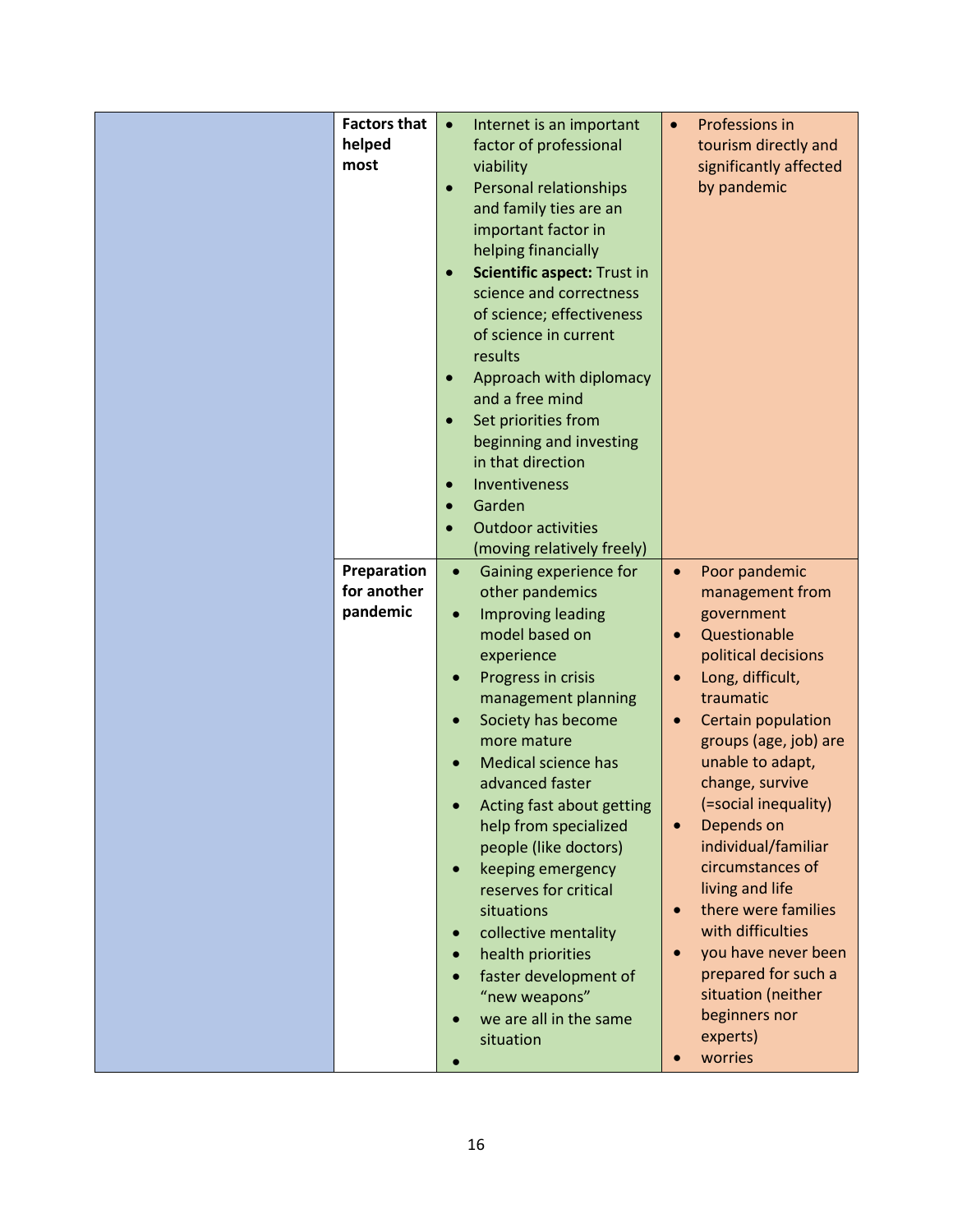| | | | |
|---|---|---|---|
| | **Factors that helped most** | • Internet is an important factor of professional viability<br>• Personal relationships and family ties are an important factor in helping financially<br>• **Scientific aspect:** Trust in science and correctness of science; effectiveness of science in current results<br>• Approach with diplomacy and a free mind<br>• Set priorities from beginning and investing in that direction<br>• Inventiveness<br>• Garden<br>• Outdoor activities (moving relatively freely) | • Professions in tourism directly and significantly affected by pandemic |
| | **Preparation for another pandemic** | • Gaining experience for other pandemics<br>• Improving leading model based on experience<br>• Progress in crisis management planning<br>• Society has become more mature<br>• Medical science has advanced faster<br>• Acting fast about getting help from specialized people (like doctors)<br>• keeping emergency reserves for critical situations<br>• collective mentality<br>• health priorities<br>• faster development of "new weapons"<br>• we are all in the same situation<br>• | • Poor pandemic management from government<br>• Questionable political decisions<br>• Long, difficult, traumatic<br>• Certain population groups (age, job) are unable to adapt, change, survive (=social inequality)<br>• Depends on individual/familiar circumstances of living and life<br>• there were families with difficulties<br>• you have never been prepared for such a situation (neither beginners nor experts)<br>• worries |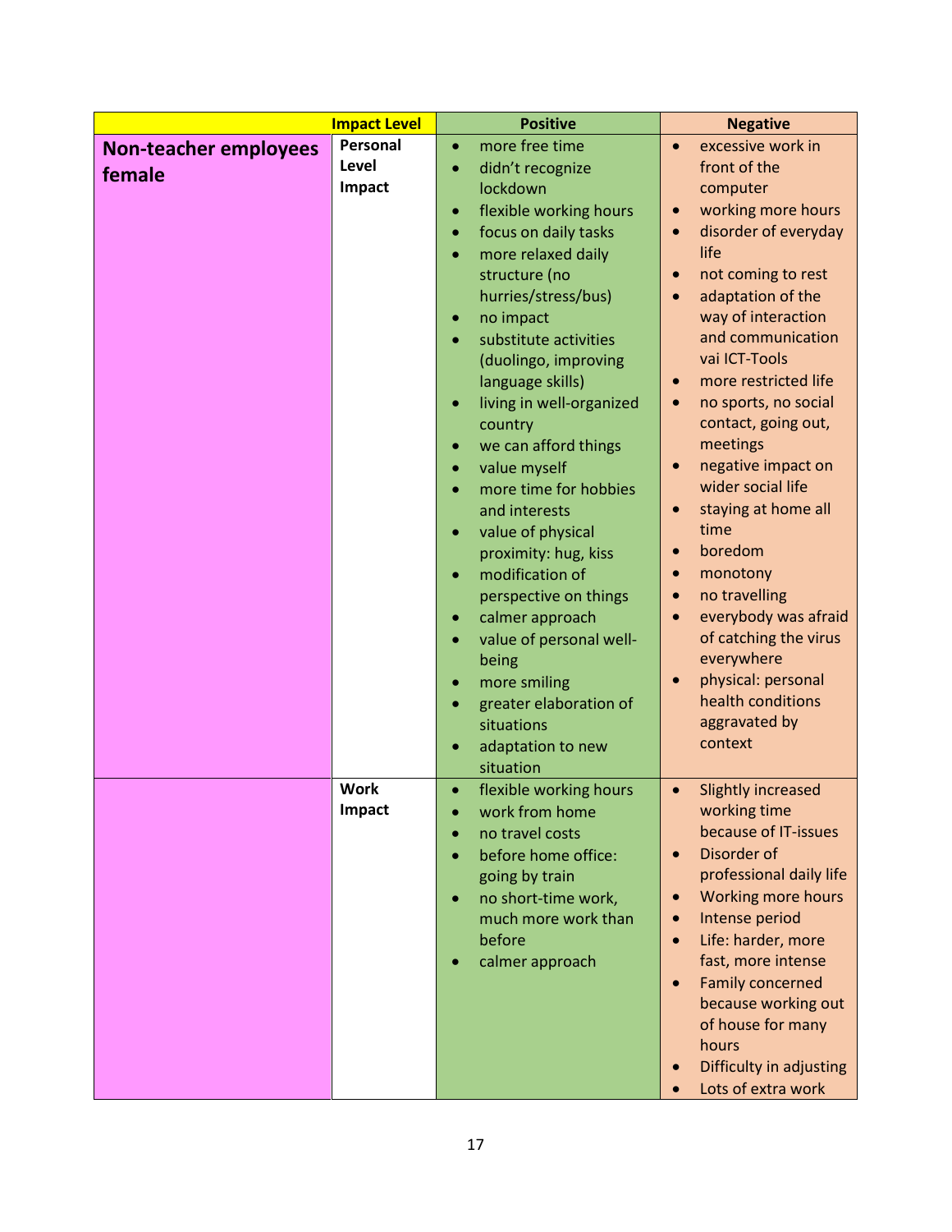| | Impact Level | Positive | Negative |
|---|---|---|---|
| **Non-teacher employees female** | **Personal Level Impact** | • more free time<br>• didn't recognize lockdown<br>• flexible working hours<br>• focus on daily tasks<br>• more relaxed daily structure (no hurries/stress/bus)<br>• no impact<br>• substitute activities (duolingo, improving language skills)<br>• living in well-organized country<br>• we can afford things<br>• value myself<br>• more time for hobbies and interests<br>• value of physical proximity: hug, kiss<br>• modification of perspective on things<br>• calmer approach<br>• value of personal well-being<br>• more smiling<br>• greater elaboration of situations<br>• adaptation to new situation | • excessive work in front of the computer<br>• working more hours<br>• disorder of everyday life<br>• not coming to rest<br>• adaptation of the way of interaction and communication vai ICT-Tools<br>• more restricted life<br>• no sports, no social contact, going out, meetings<br>• negative impact on wider social life<br>• staying at home all time<br>• boredom<br>• monotony<br>• no travelling<br>• everybody was afraid of catching the virus everywhere<br>• physical: personal health conditions aggravated by context |
| | **Work Impact** | • flexible working hours<br>• work from home<br>• no travel costs<br>• before home office: going by train<br>• no short-time work, much more work than before<br>• calmer approach | • Slightly increased working time because of IT-issues<br>• Disorder of professional daily life<br>• Working more hours<br>• Intense period<br>• Life: harder, more fast, more intense<br>• Family concerned because working out of house for many hours<br>• Difficulty in adjusting<br>• Lots of extra work |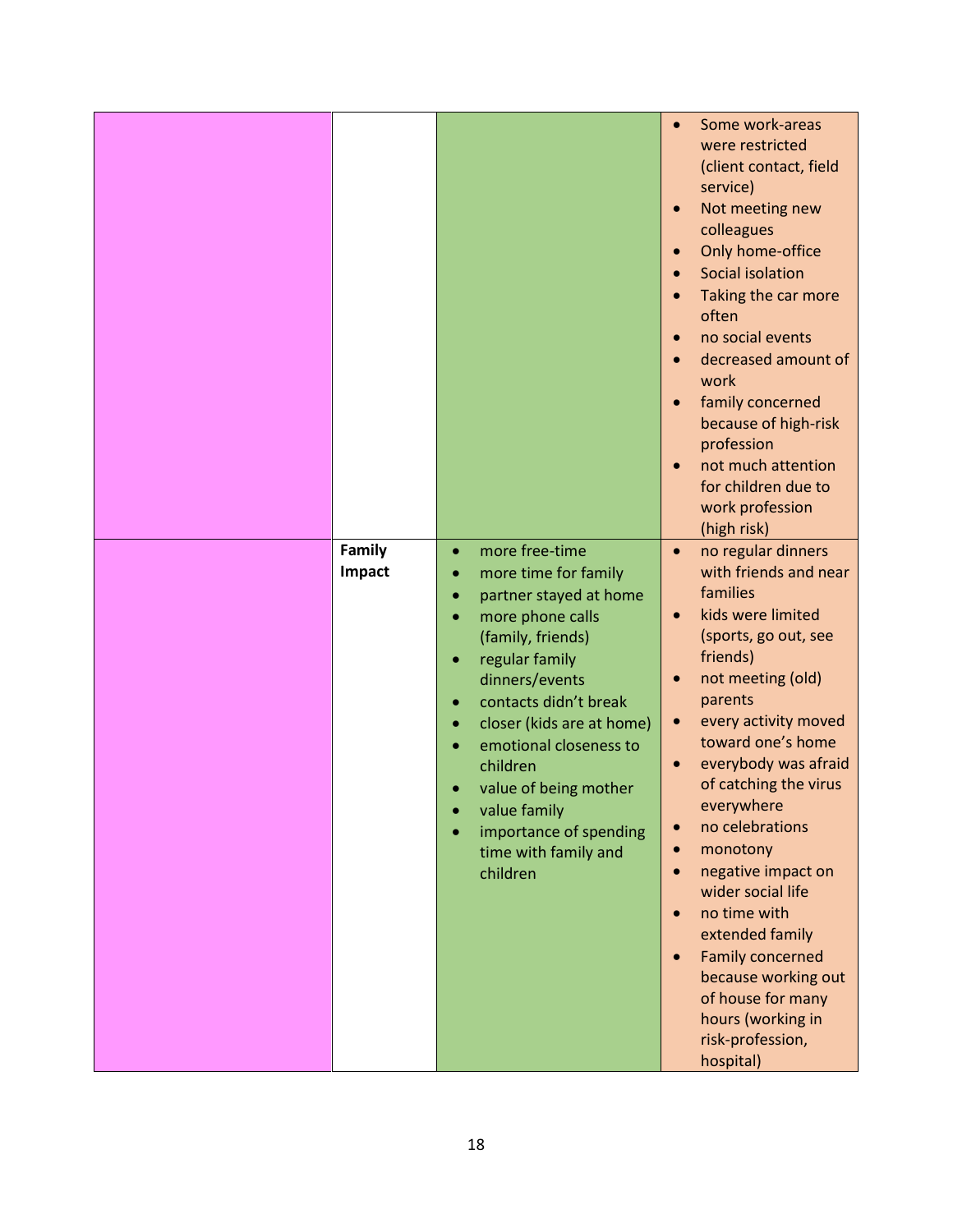| | | | |
|---|---|---|---|
| | | | <ul><li>Some work-areas were restricted (client contact, field service)</li><li>Not meeting new colleagues</li><li>Only home-office</li><li>Social isolation</li><li>Taking the car more often</li><li>no social events</li><li>decreased amount of work</li><li>family concerned because of high-risk profession</li><li>not much attention for children due to work profession (high risk)</li></ul> |
| | **Family Impact** | <ul><li>more free-time</li><li>more time for family</li><li>partner stayed at home</li><li>more phone calls (family, friends)</li><li>regular family dinners/events</li><li>contacts didn't break</li><li>closer (kids are at home)</li><li>emotional closeness to children</li><li>value of being mother</li><li>value family</li><li>importance of spending time with family and children</li></ul> | <ul><li>no regular dinners with friends and near families</li><li>kids were limited (sports, go out, see friends)</li><li>not meeting (old) parents</li><li>every activity moved toward one's home</li><li>everybody was afraid of catching the virus everywhere</li><li>no celebrations</li><li>monotony</li><li>negative impact on wider social life</li><li>no time with extended family</li><li>Family concerned because working out of house for many hours (working in risk-profession, hospital)</li></ul> |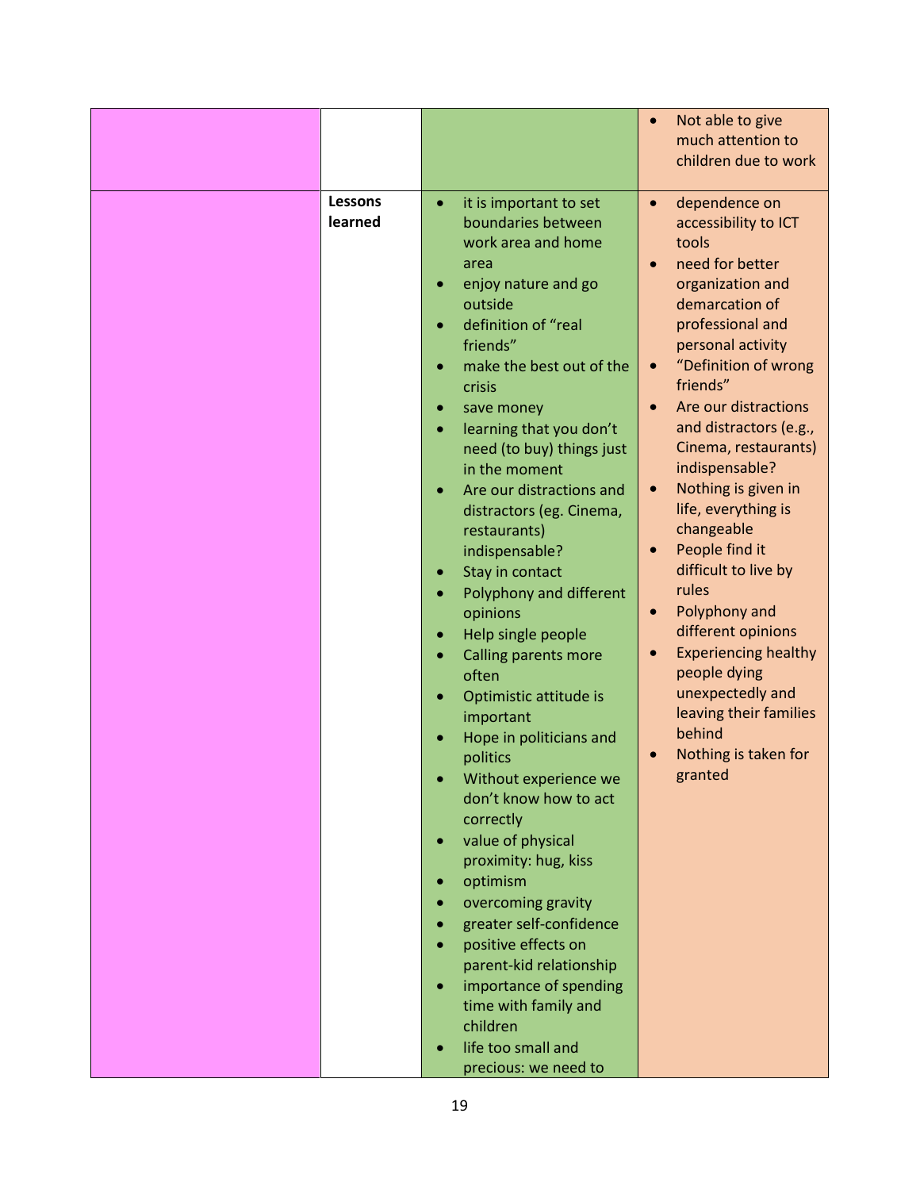| | | | |
|---|---|---|---|
| | | | • Not able to give much attention to children due to work |
| | **Lessons learned** | • it is important to set boundaries between work area and home area<br>• enjoy nature and go outside<br>• definition of "real friends"<br>• make the best out of the crisis<br>• save money<br>• learning that you don't need (to buy) things just in the moment<br>• Are our distractions and distractors (eg. Cinema, restaurants) indispensable?<br>• Stay in contact<br>• Polyphony and different opinions<br>• Help single people<br>• Calling parents more often<br>• Optimistic attitude is important<br>• Hope in politicians and politics<br>• Without experience we don't know how to act correctly<br>• value of physical proximity: hug, kiss<br>• optimism<br>• overcoming gravity<br>• greater self-confidence<br>• positive effects on parent-kid relationship<br>• importance of spending time with family and children<br>• life too small and precious: we need to | • dependence on accessibility to ICT tools<br>• need for better organization and demarcation of professional and personal activity<br>• "Definition of wrong friends"<br>• Are our distractions and distractors (e.g., Cinema, restaurants) indispensable?<br>• Nothing is given in life, everything is changeable<br>• People find it difficult to live by rules<br>• Polyphony and different opinions<br>• Experiencing healthy people dying unexpectedly and leaving their families behind<br>• Nothing is taken for granted |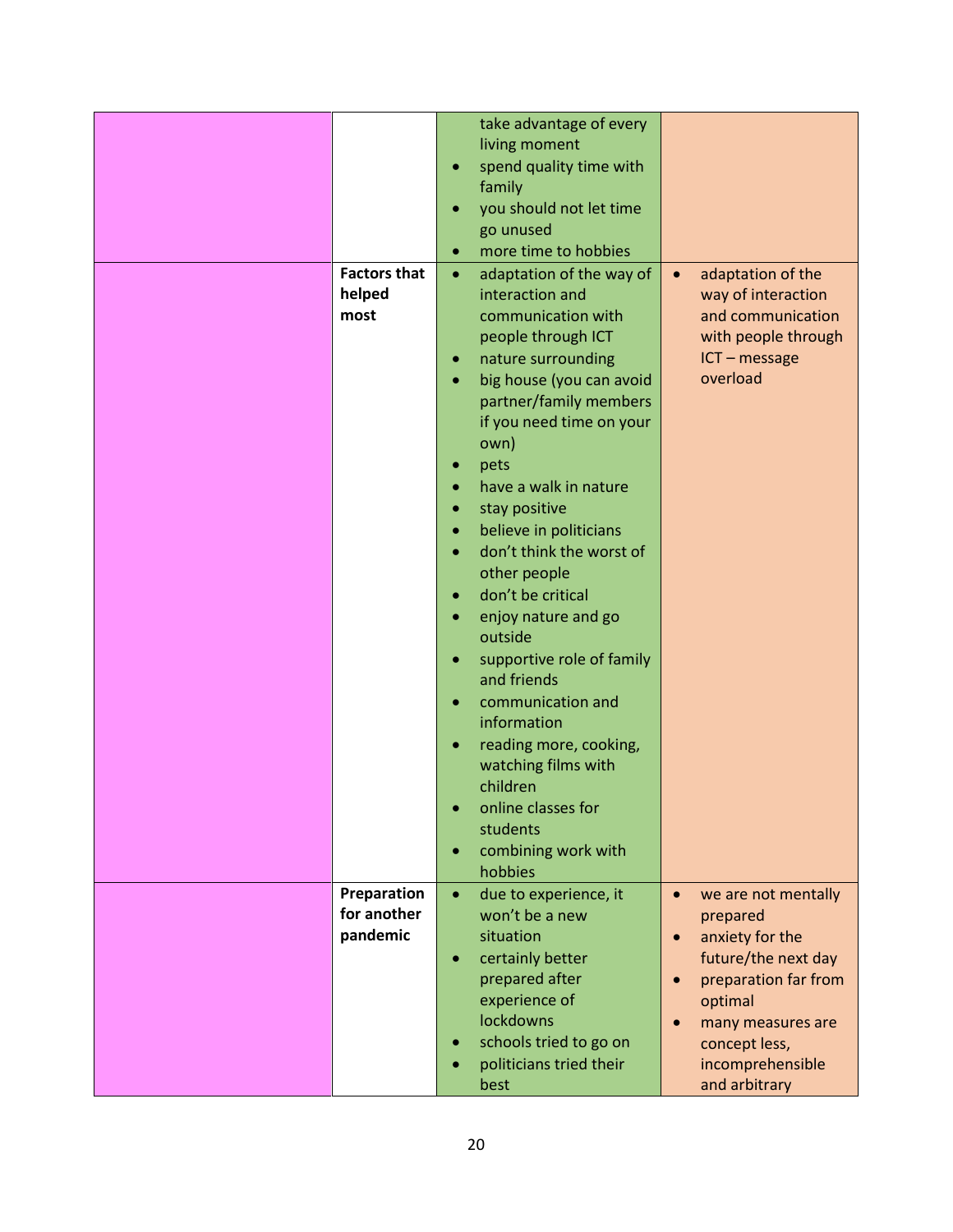| | | | |
|---|---|---|---|
| | | take advantage of every living moment<br>• spend quality time with family<br>• you should not let time go unused<br>• more time to hobbies | |
| | **Factors that helped most** | • adaptation of the way of interaction and communication with people through ICT<br>• nature surrounding<br>• big house (you can avoid partner/family members if you need time on your own)<br>• pets<br>• have a walk in nature<br>• stay positive<br>• believe in politicians<br>• don't think the worst of other people<br>• don't be critical<br>• enjoy nature and go outside<br>• supportive role of family and friends<br>• communication and information<br>• reading more, cooking, watching films with children<br>• online classes for students<br>• combining work with hobbies | • adaptation of the way of interaction and communication with people through ICT – message overload |
| | **Preparation for another pandemic** | • due to experience, it won't be a new situation<br>• certainly better prepared after experience of lockdowns<br>• schools tried to go on<br>• politicians tried their best | • we are not mentally prepared<br>• anxiety for the future/the next day<br>• preparation far from optimal<br>• many measures are concept less, incomprehensible and arbitrary |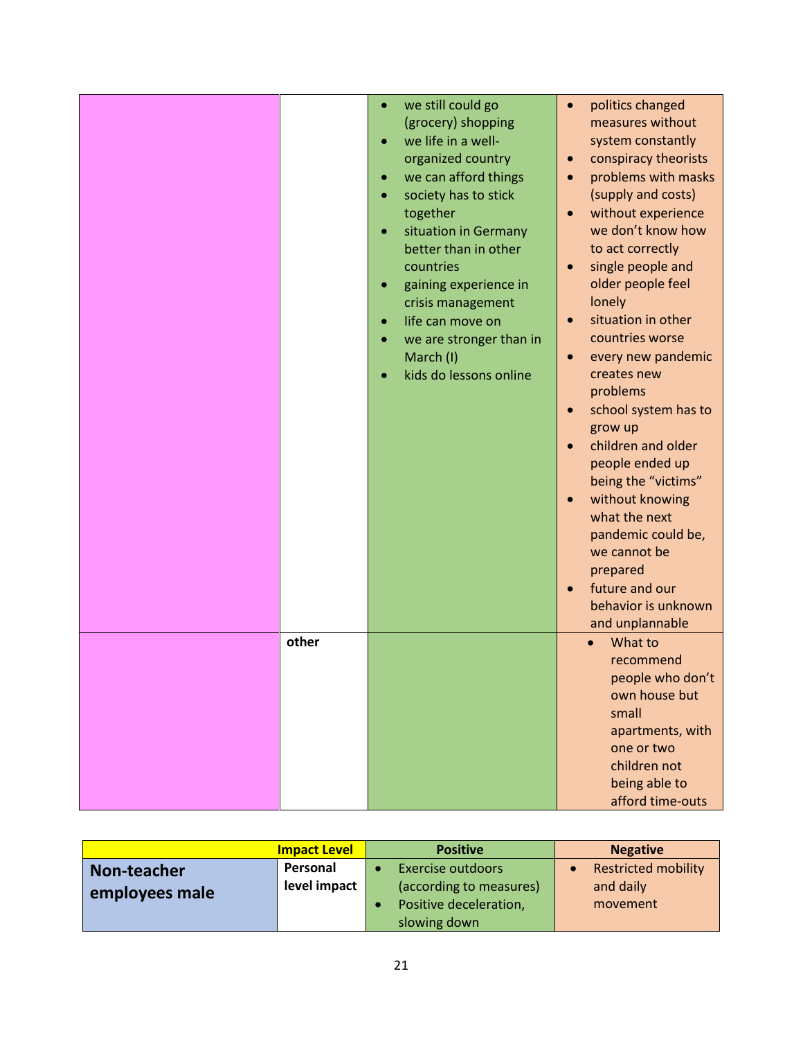| | | | |
|---|---|---|---|
| | | • we still could go (grocery) shopping<br>• we life in a well-organized country<br>• we can afford things<br>• society has to stick together<br>• situation in Germany better than in other countries<br>• gaining experience in crisis management<br>• life can move on<br>• we are stronger than in March (I)<br>• kids do lessons online | • politics changed measures without system constantly<br>• conspiracy theorists<br>• problems with masks (supply and costs)<br>• without experience we don't know how to act correctly<br>• single people and older people feel lonely<br>• situation in other countries worse<br>• every new pandemic creates new problems<br>• school system has to grow up<br>• children and older people ended up being the "victims"<br>• without knowing what the next pandemic could be, we cannot be prepared<br>• future and our behavior is unknown and unplannable |
| | **other** | | • What to recommend people who don't own house but small apartments, with one or two children not being able to afford time-outs |

| | **Impact Level** | **Positive** | **Negative** |
|---|---|---|---|
| **Non-teacher employees male** | **Personal level impact** | • Exercise outdoors (according to measures)<br>• Positive deceleration, slowing down | • Restricted mobility and daily movement |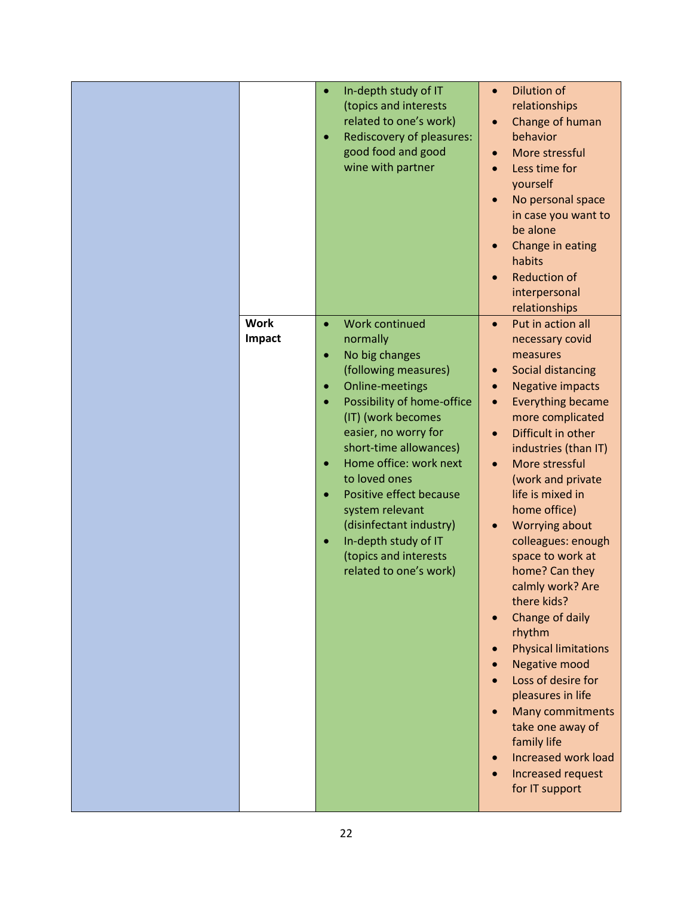| | | | |
|---|---|---|---|
| | | • In-depth study of IT (topics and interests related to one's work)<br>• Rediscovery of pleasures: good food and good wine with partner | • Dilution of relationships<br>• Change of human behavior<br>• More stressful<br>• Less time for yourself<br>• No personal space in case you want to be alone<br>• Change in eating habits<br>• Reduction of interpersonal relationships |
| | **Work Impact** | • Work continued normally<br>• No big changes (following measures)<br>• Online-meetings<br>• Possibility of home-office (IT) (work becomes easier, no worry for short-time allowances)<br>• Home office: work next to loved ones<br>• Positive effect because system relevant (disinfectant industry)<br>• In-depth study of IT (topics and interests related to one's work) | • Put in action all necessary covid measures<br>• Social distancing<br>• Negative impacts<br>• Everything became more complicated<br>• Difficult in other industries (than IT)<br>• More stressful (work and private life is mixed in home office)<br>• Worrying about colleagues: enough space to work at home? Can they calmly work? Are there kids?<br>• Change of daily rhythm<br>• Physical limitations<br>• Negative mood<br>• Loss of desire for pleasures in life<br>• Many commitments take one away of family life<br>• Increased work load<br>• Increased request for IT support |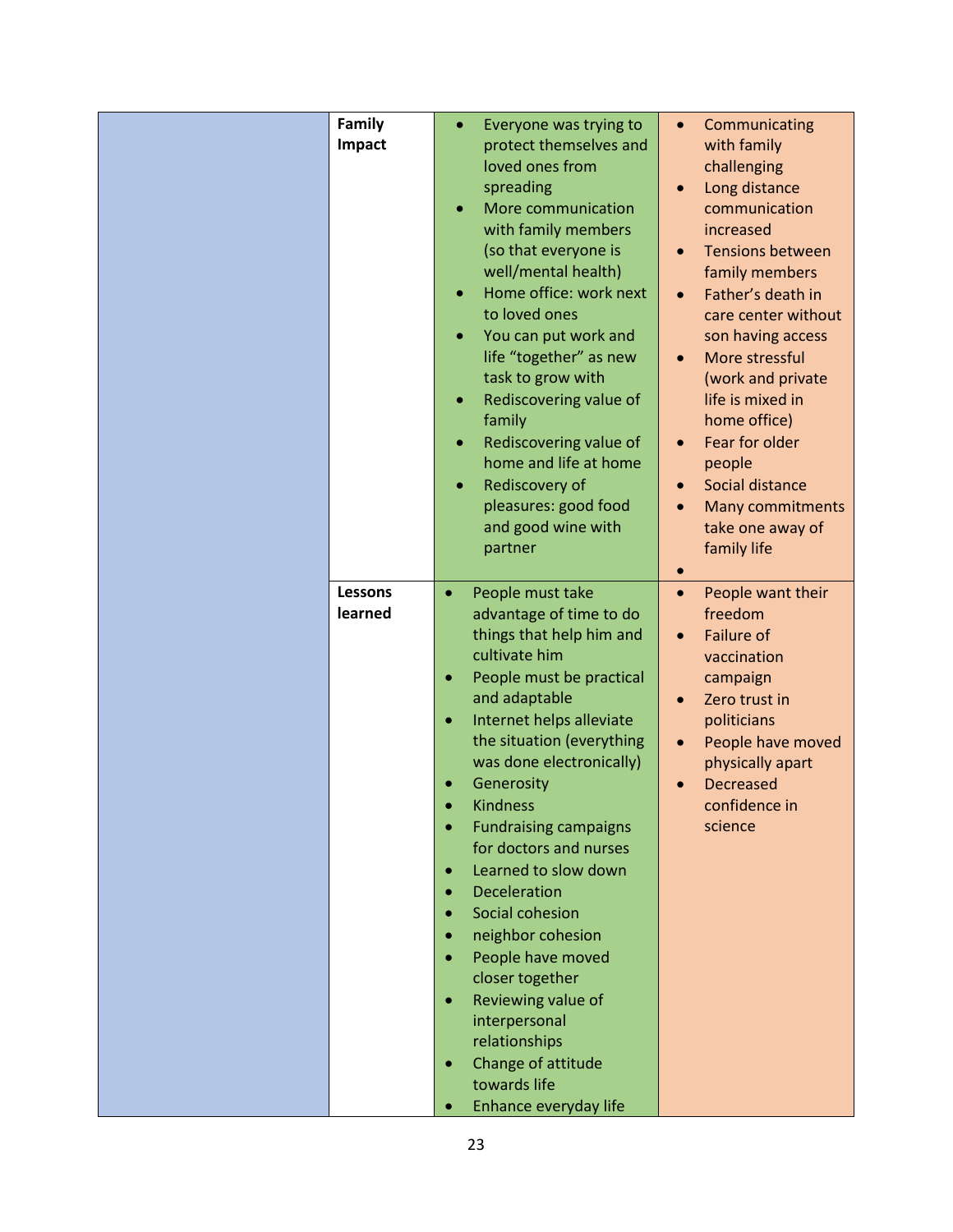|  | | | |
|---|---|---|---|
|  | **Family Impact** | <ul><li>Everyone was trying to protect themselves and loved ones from spreading</li><li>More communication with family members (so that everyone is well/mental health)</li><li>Home office: work next to loved ones</li><li>You can put work and life "together" as new task to grow with</li><li>Rediscovering value of family</li><li>Rediscovering value of home and life at home</li><li>Rediscovery of pleasures: good food and good wine with partner</li></ul> | <ul><li>Communicating with family challenging</li><li>Long distance communication increased</li><li>Tensions between family members</li><li>Father's death in care center without son having access</li><li>More stressful (work and private life is mixed in home office)</li><li>Fear for older people</li><li>Social distance</li><li>Many commitments take one away of family life</li><li></li></ul> |
|  | **Lessons learned** | <ul><li>People must take advantage of time to do things that help him and cultivate him</li><li>People must be practical and adaptable</li><li>Internet helps alleviate the situation (everything was done electronically)</li><li>Generosity</li><li>Kindness</li><li>Fundraising campaigns for doctors and nurses</li><li>Learned to slow down</li><li>Deceleration</li><li>Social cohesion</li><li>neighbor cohesion</li><li>People have moved closer together</li><li>Reviewing value of interpersonal relationships</li><li>Change of attitude towards life</li><li>Enhance everyday life</li></ul> | <ul><li>People want their freedom</li><li>Failure of vaccination campaign</li><li>Zero trust in politicians</li><li>People have moved physically apart</li><li>Decreased confidence in science</li></ul> |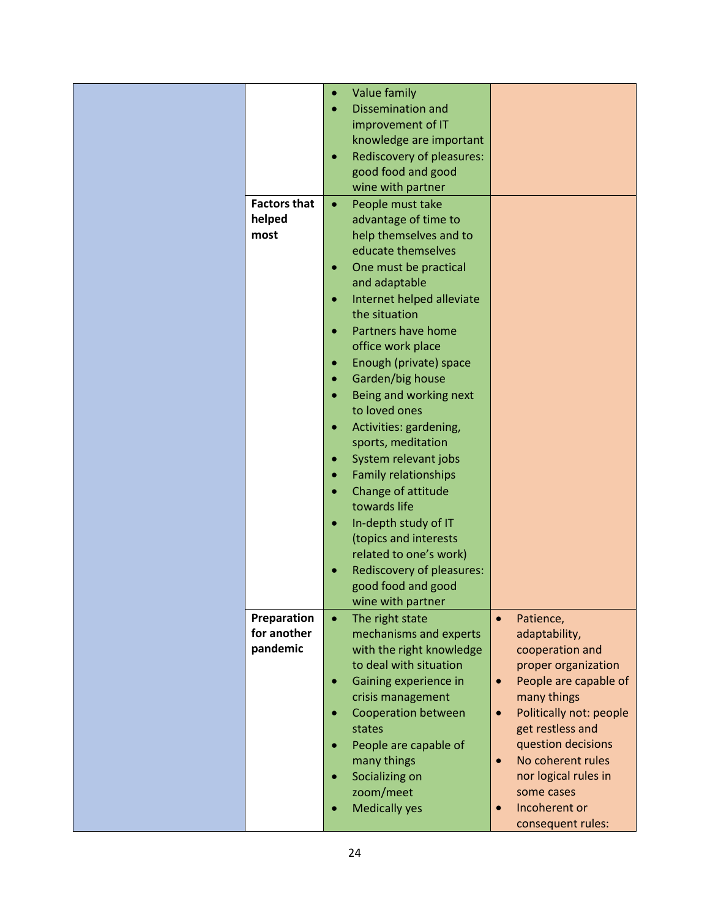| | | | |
|---|---|---|---|
| | | • Value family<br>• Dissemination and improvement of IT knowledge are important<br>• Rediscovery of pleasures: good food and good wine with partner | |
| | **Factors that helped most** | • People must take advantage of time to help themselves and to educate themselves<br>• One must be practical and adaptable<br>• Internet helped alleviate the situation<br>• Partners have home office work place<br>• Enough (private) space<br>• Garden/big house<br>• Being and working next to loved ones<br>• Activities: gardening, sports, meditation<br>• System relevant jobs<br>• Family relationships<br>• Change of attitude towards life<br>• In-depth study of IT (topics and interests related to one's work)<br>• Rediscovery of pleasures: good food and good wine with partner | |
| | **Preparation for another pandemic** | • The right state mechanisms and experts with the right knowledge to deal with situation<br>• Gaining experience in crisis management<br>• Cooperation between states<br>• People are capable of many things<br>• Socializing on zoom/meet<br>• Medically yes | • Patience, adaptability, cooperation and proper organization<br>• People are capable of many things<br>• Politically not: people get restless and question decisions<br>• No coherent rules nor logical rules in some cases<br>• Incoherent or consequent rules: |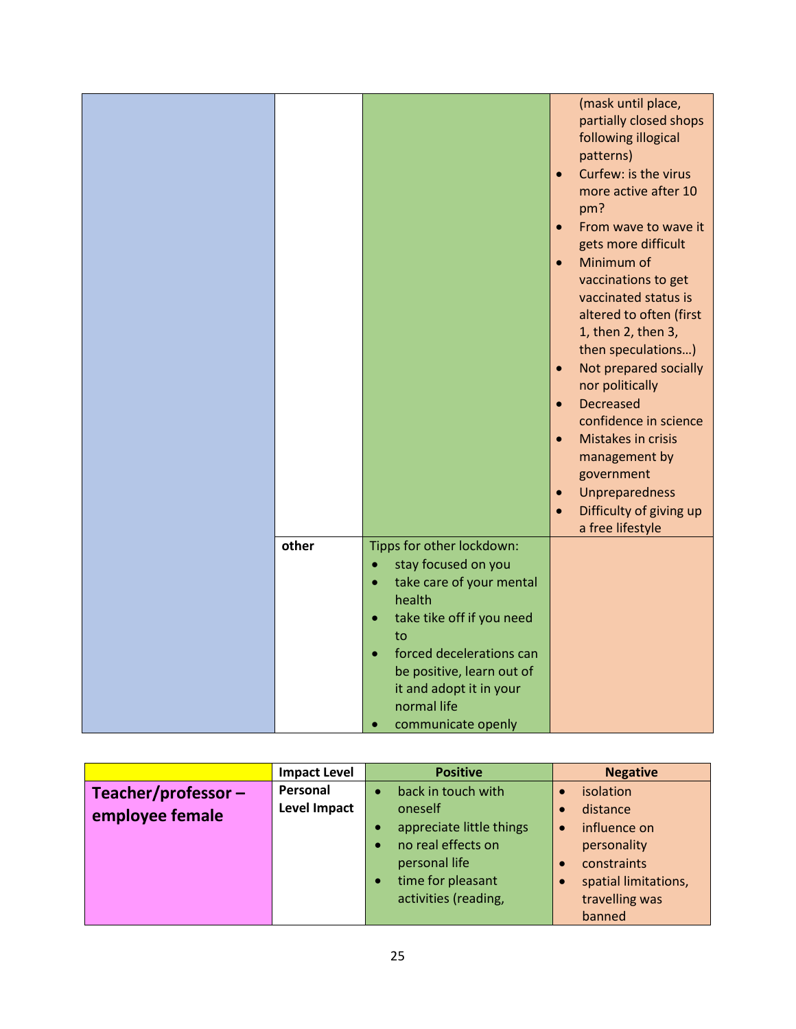| | | | |
|---|---|---|---|
| | | | (mask until place, partially closed shops following illogical patterns)<br>• Curfew: is the virus more active after 10 pm?<br>• From wave to wave it gets more difficult<br>• Minimum of vaccinations to get vaccinated status is altered to often (first 1, then 2, then 3, then speculations…)<br>• Not prepared socially nor politically<br>• Decreased confidence in science<br>• Mistakes in crisis management by government<br>• Unpreparedness<br>• Difficulty of giving up a free lifestyle |
| | **other** | Tipps for other lockdown:<br>• stay focused on you<br>• take care of your mental health<br>• take tike off if you need to<br>• forced decelerations can be positive, learn out of it and adopt it in your normal life<br>• communicate openly | |

| | **Impact Level** | **Positive** | **Negative** |
|---|---|---|---|
| **Teacher/professor – employee female** | **Personal Level Impact** | • back in touch with oneself<br>• appreciate little things<br>• no real effects on personal life<br>• time for pleasant activities (reading, | • isolation<br>• distance<br>• influence on personality<br>• constraints<br>• spatial limitations, travelling was banned |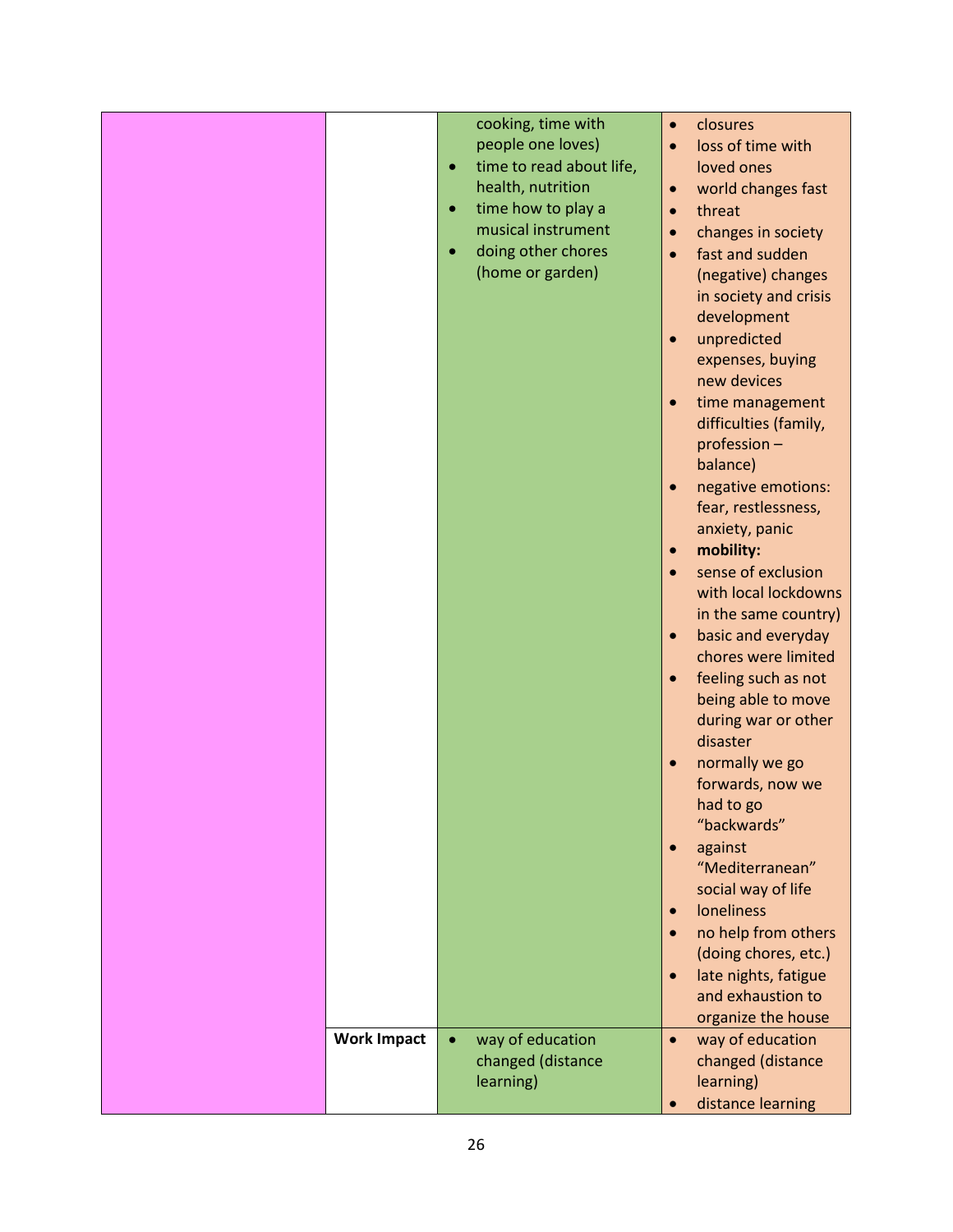| | | | |
|---|---|---|---|
| | | cooking, time with people one loves)<br>• time to read about life, health, nutrition<br>• time how to play a musical instrument<br>• doing other chores (home or garden) | • closures<br>• loss of time with loved ones<br>• world changes fast<br>• threat<br>• changes in society<br>• fast and sudden (negative) changes in society and crisis development<br>• unpredicted expenses, buying new devices<br>• time management difficulties (family, profession – balance)<br>• negative emotions: fear, restlessness, anxiety, panic<br>• **mobility:**<br>• sense of exclusion with local lockdowns in the same country)<br>• basic and everyday chores were limited<br>• feeling such as not being able to move during war or other disaster<br>• normally we go forwards, now we had to go "backwards"<br>• against "Mediterranean" social way of life<br>• loneliness<br>• no help from others (doing chores, etc.)<br>• late nights, fatigue and exhaustion to organize the house |
| | **Work Impact** | • way of education changed (distance learning) | • way of education changed (distance learning)<br>• distance learning |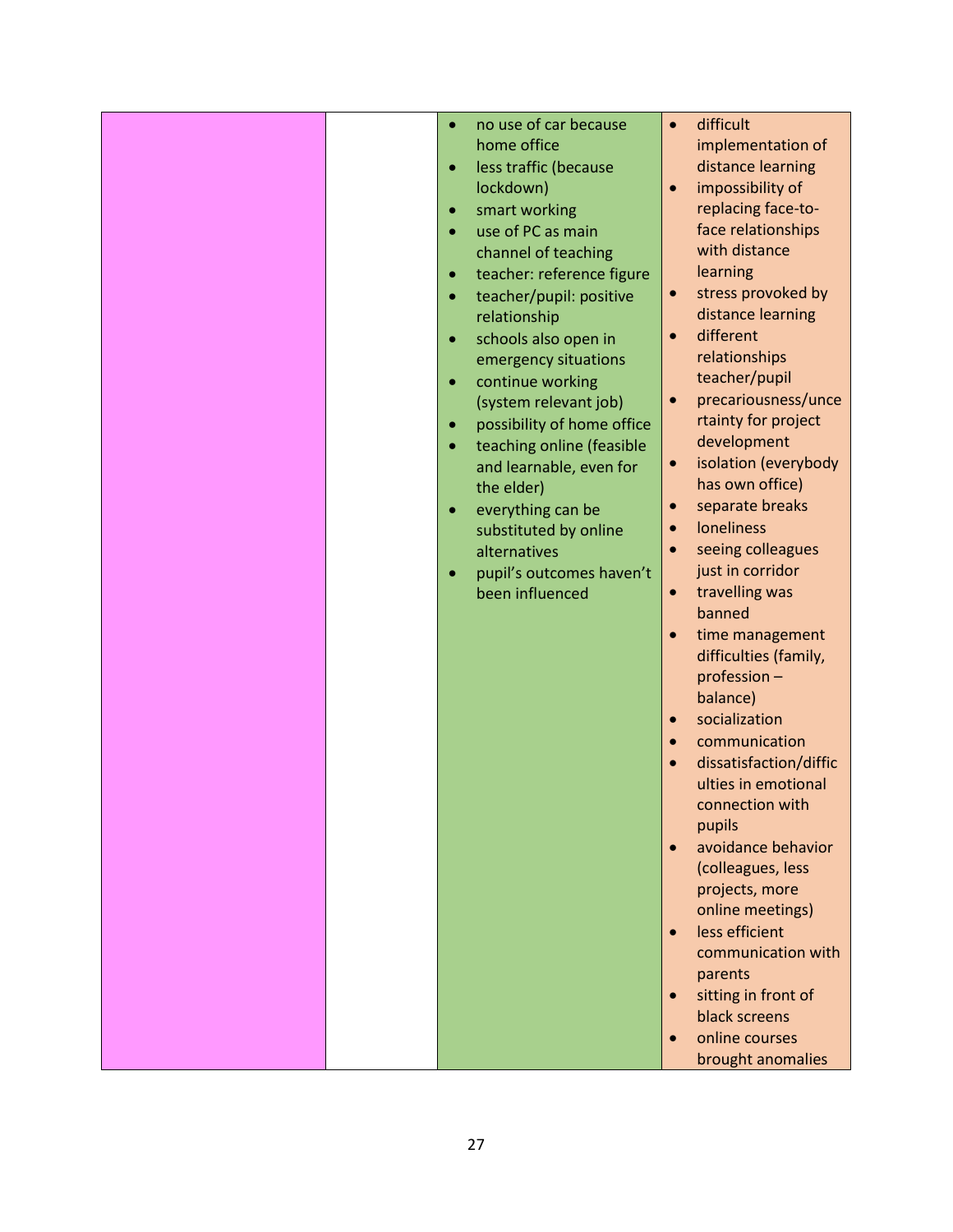|  |  |  |  |
|---|---|---|---|
|  |  | • no use of car because home office<br>• less traffic (because lockdown)<br>• smart working<br>• use of PC as main channel of teaching<br>• teacher: reference figure<br>• teacher/pupil: positive relationship<br>• schools also open in emergency situations<br>• continue working (system relevant job)<br>• possibility of home office<br>• teaching online (feasible and learnable, even for the elder)<br>• everything can be substituted by online alternatives<br>• pupil's outcomes haven't been influenced | • difficult implementation of distance learning<br>• impossibility of replacing face-to-face relationships with distance learning<br>• stress provoked by distance learning<br>• different relationships teacher/pupil<br>• precariousness/uncertainty for project development<br>• isolation (everybody has own office)<br>• separate breaks<br>• loneliness<br>• seeing colleagues just in corridor<br>• travelling was banned<br>• time management difficulties (family, profession – balance)<br>• socialization<br>• communication<br>• dissatisfaction/difficulties in emotional connection with pupils<br>• avoidance behavior (colleagues, less projects, more online meetings)<br>• less efficient communication with parents<br>• sitting in front of black screens<br>• online courses brought anomalies |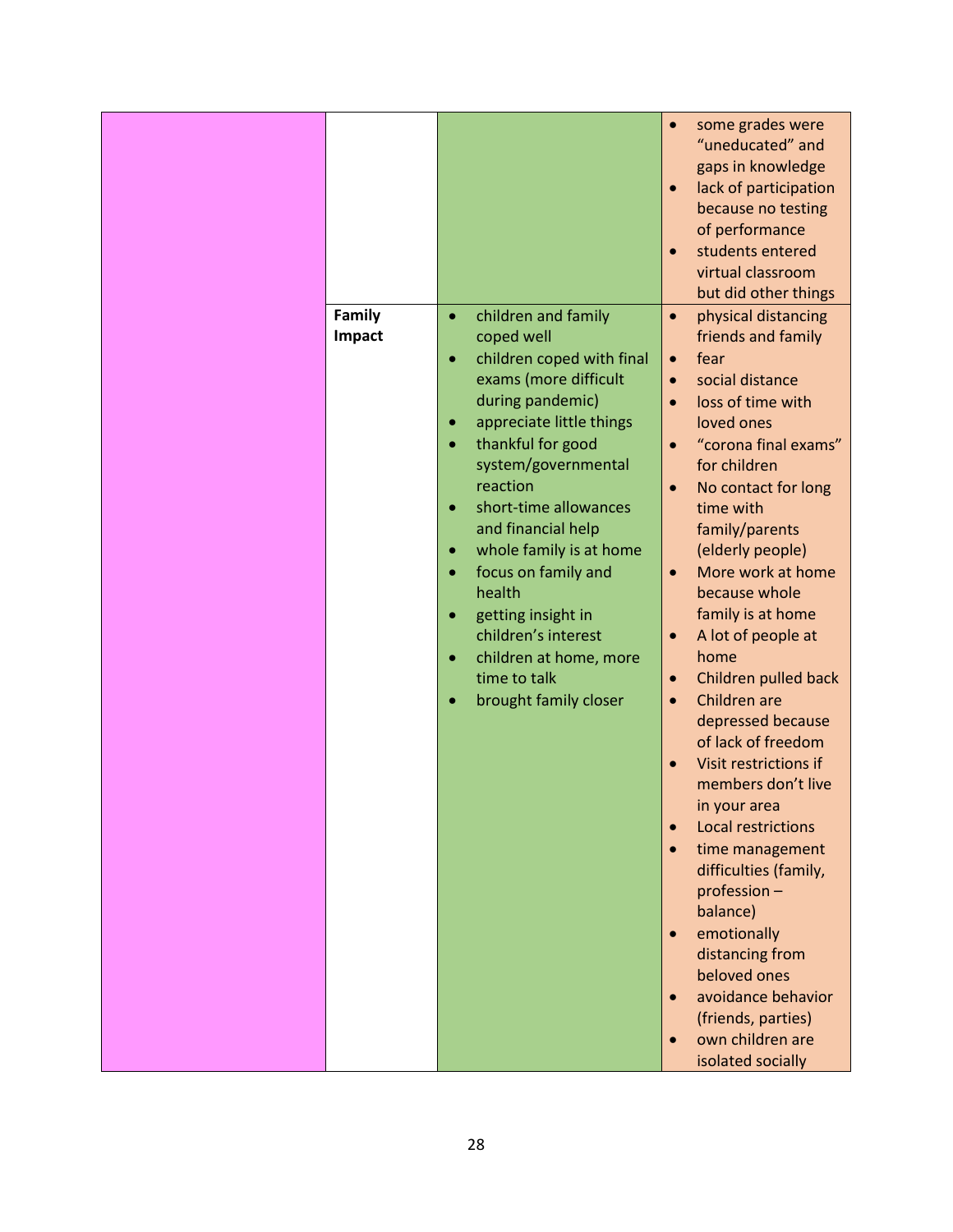| | | | |
|---|---|---|---|
| | | | • some grades were "uneducated" and gaps in knowledge<br>• lack of participation because no testing of performance<br>• students entered virtual classroom but did other things |
| | **Family Impact** | • children and family coped well<br>• children coped with final exams (more difficult during pandemic)<br>• appreciate little things<br>• thankful for good system/governmental reaction<br>• short-time allowances and financial help<br>• whole family is at home<br>• focus on family and health<br>• getting insight in children's interest<br>• children at home, more time to talk<br>• brought family closer | • physical distancing friends and family<br>• fear<br>• social distance<br>• loss of time with loved ones<br>• "corona final exams" for children<br>• No contact for long time with family/parents (elderly people)<br>• More work at home because whole family is at home<br>• A lot of people at home<br>• Children pulled back<br>• Children are depressed because of lack of freedom<br>• Visit restrictions if members don't live in your area<br>• Local restrictions<br>• time management difficulties (family, profession – balance)<br>• emotionally distancing from beloved ones<br>• avoidance behavior (friends, parties)<br>• own children are isolated socially |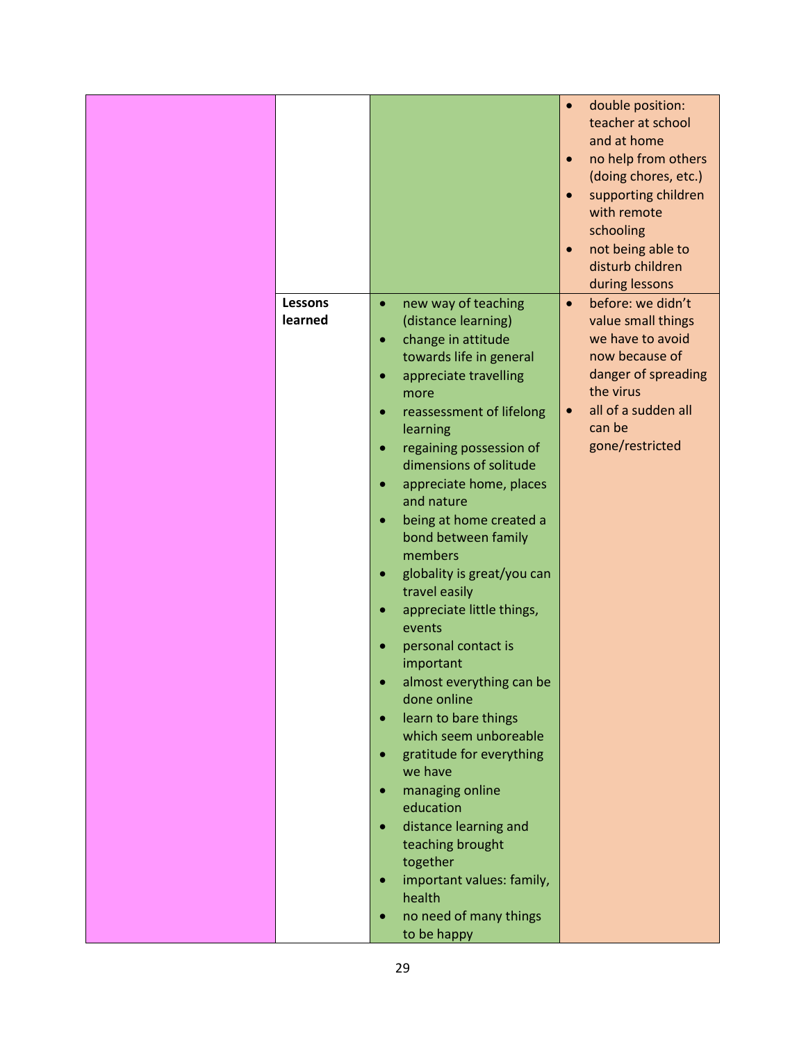| | | | |
|---|---|---|---|
| | | | • double position: teacher at school and at home<br>• no help from others (doing chores, etc.)<br>• supporting children with remote schooling<br>• not being able to disturb children during lessons |
| | **Lessons learned** | • new way of teaching (distance learning)<br>• change in attitude towards life in general<br>• appreciate travelling more<br>• reassessment of lifelong learning<br>• regaining possession of dimensions of solitude<br>• appreciate home, places and nature<br>• being at home created a bond between family members<br>• globality is great/you can travel easily<br>• appreciate little things, events<br>• personal contact is important<br>• almost everything can be done online<br>• learn to bare things which seem unboreable<br>• gratitude for everything we have<br>• managing online education<br>• distance learning and teaching brought together<br>• important values: family, health<br>• no need of many things to be happy | • before: we didn't value small things we have to avoid now because of danger of spreading the virus<br>• all of a sudden all can be gone/restricted |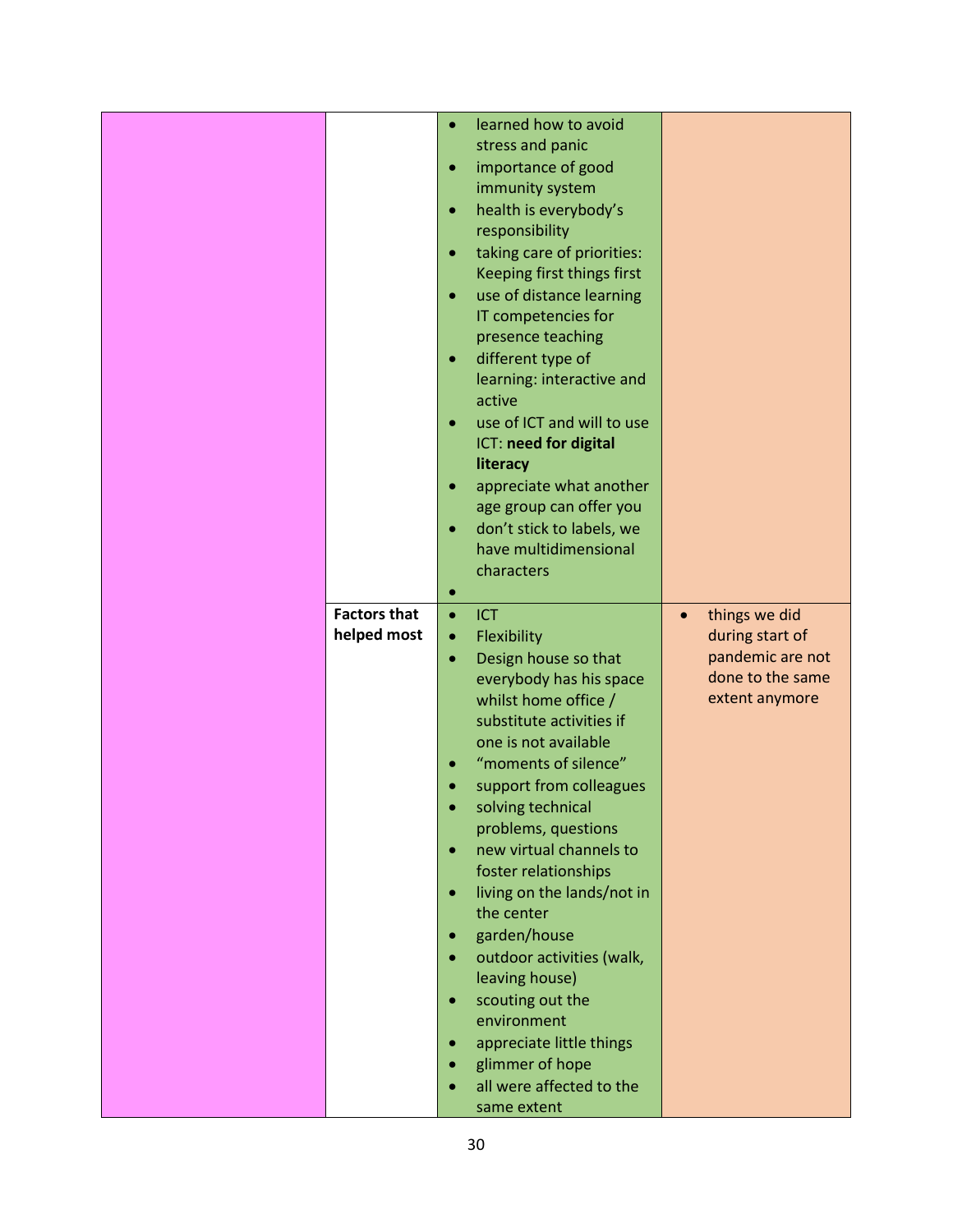|  |  |  |  |
|---|---|---|---|
|  |  | • learned how to avoid stress and panic<br>• importance of good immunity system<br>• health is everybody's responsibility<br>• taking care of priorities: Keeping first things first<br>• use of distance learning IT competencies for presence teaching<br>• different type of learning: interactive and active<br>• use of ICT and will to use ICT: **need for digital literacy**<br>• appreciate what another age group can offer you<br>• don't stick to labels, we have multidimensional characters<br>• |  |
|  | **Factors that helped most** | • ICT<br>• Flexibility<br>• Design house so that everybody has his space whilst home office / substitute activities if one is not available<br>• "moments of silence"<br>• support from colleagues<br>• solving technical problems, questions<br>• new virtual channels to foster relationships<br>• living on the lands/not in the center<br>• garden/house<br>• outdoor activities (walk, leaving house)<br>• scouting out the environment<br>• appreciate little things<br>• glimmer of hope<br>• all were affected to the same extent | • things we did during start of pandemic are not done to the same extent anymore |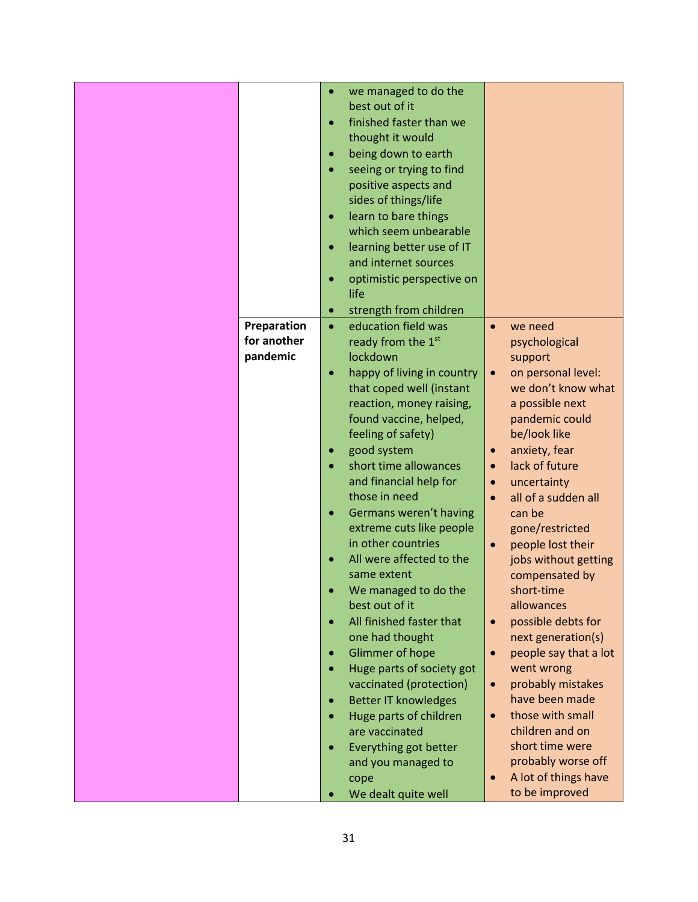| | | | |
|---|---|---|---|
| | | • we managed to do the best out of it<br>• finished faster than we thought it would<br>• being down to earth<br>• seeing or trying to find positive aspects and sides of things/life<br>• learn to bare things which seem unbearable<br>• learning better use of IT and internet sources<br>• optimistic perspective on life<br>• strength from children | |
| | **Preparation for another pandemic** | • education field was ready from the 1st lockdown<br>• happy of living in country that coped well (instant reaction, money raising, found vaccine, helped, feeling of safety)<br>• good system<br>• short time allowances and financial help for those in need<br>• Germans weren't having extreme cuts like people in other countries<br>• All were affected to the same extent<br>• We managed to do the best out of it<br>• All finished faster that one had thought<br>• Glimmer of hope<br>• Huge parts of society got vaccinated (protection)<br>• Better IT knowledges<br>• Huge parts of children are vaccinated<br>• Everything got better and you managed to cope<br>• We dealt quite well | • we need psychological support<br>• on personal level: we don't know what a possible next pandemic could be/look like<br>• anxiety, fear<br>• lack of future<br>• uncertainty<br>• all of a sudden all can be gone/restricted<br>• people lost their jobs without getting compensated by short-time allowances<br>• possible debts for next generation(s)<br>• people say that a lot went wrong<br>• probably mistakes have been made<br>• those with small children and on short time were probably worse off<br>• A lot of things have to be improved |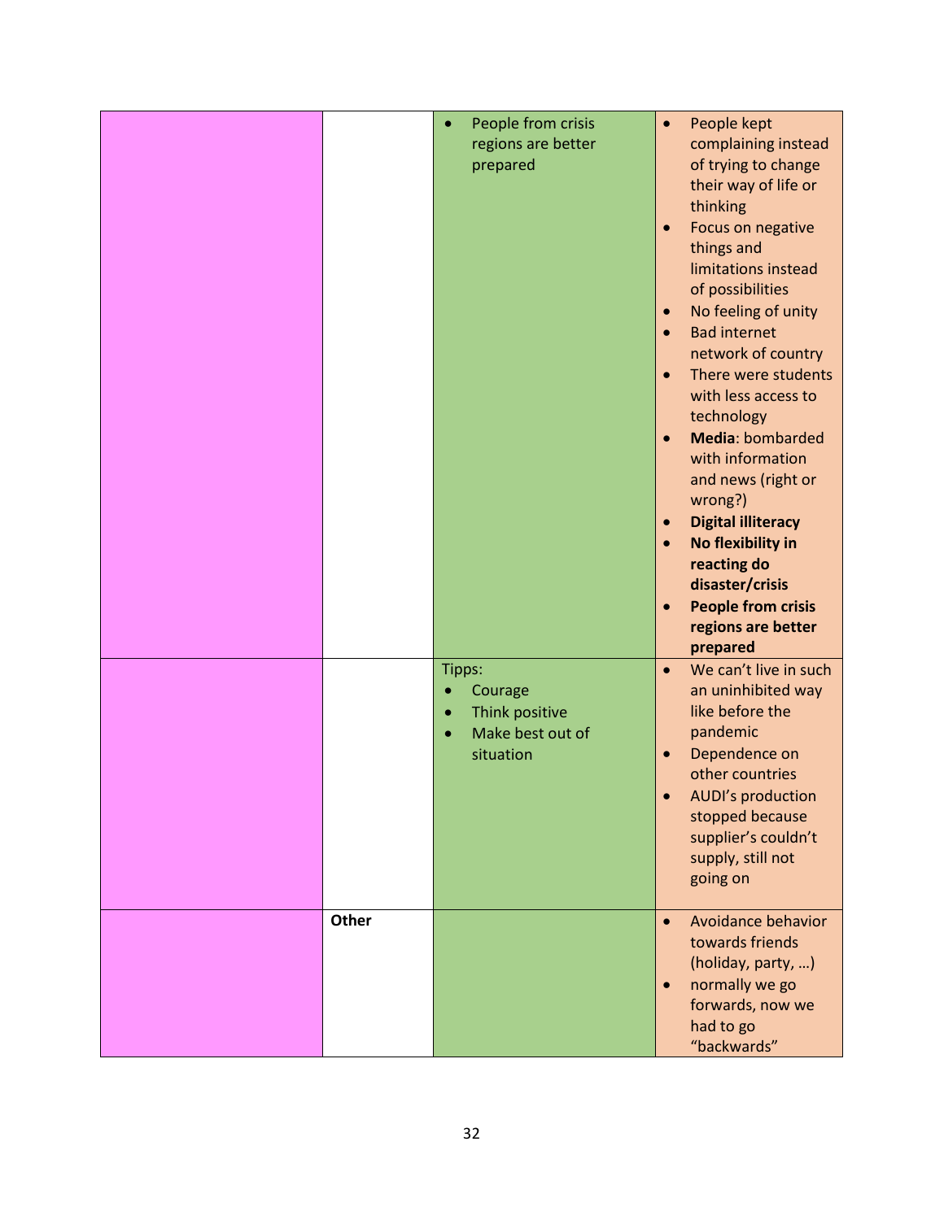| | | | |
|---|---|---|---|
| | | • People from crisis regions are better prepared | • People kept complaining instead of trying to change their way of life or thinking<br>• Focus on negative things and limitations instead of possibilities<br>• No feeling of unity<br>• Bad internet network of country<br>• There were students with less access to technology<br>• **Media**: bombarded with information and news (right or wrong?)<br>• **Digital illiteracy**<br>• **No flexibility in reacting do disaster/crisis**<br>• **People from crisis regions are better prepared** |
| | | Tipps:<br>• Courage<br>• Think positive<br>• Make best out of situation | • We can't live in such an uninhibited way like before the pandemic<br>• Dependence on other countries<br>• AUDI's production stopped because supplier's couldn't supply, still not going on |
| | **Other** | | • Avoidance behavior towards friends (holiday, party, …)<br>• normally we go forwards, now we had to go "backwards" |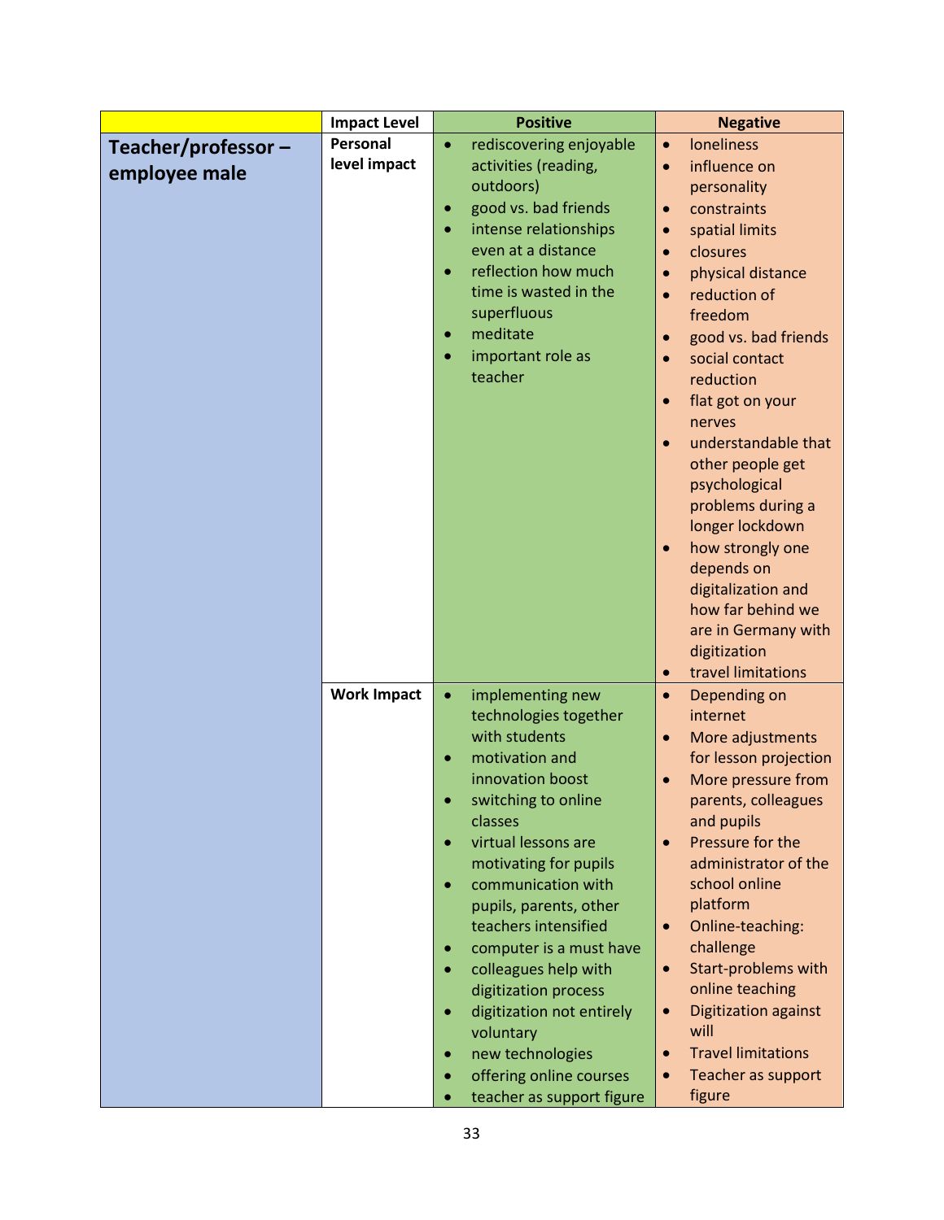| | Impact Level | Positive | Negative |
|---|---|---|---|
| **Teacher/professor – employee male** | **Personal level impact** | • rediscovering enjoyable activities (reading, outdoors)<br>• good vs. bad friends<br>• intense relationships even at a distance<br>• reflection how much time is wasted in the superfluous<br>• meditate<br>• important role as teacher | • loneliness<br>• influence on personality<br>• constraints<br>• spatial limits<br>• closures<br>• physical distance<br>• reduction of freedom<br>• good vs. bad friends<br>• social contact reduction<br>• flat got on your nerves<br>• understandable that other people get psychological problems during a longer lockdown<br>• how strongly one depends on digitalization and how far behind we are in Germany with digitization<br>• travel limitations |
| | **Work Impact** | • implementing new technologies together with students<br>• motivation and innovation boost<br>• switching to online classes<br>• virtual lessons are motivating for pupils<br>• communication with pupils, parents, other teachers intensified<br>• computer is a must have<br>• colleagues help with digitization process<br>• digitization not entirely voluntary<br>• new technologies<br>• offering online courses<br>• teacher as support figure | • Depending on internet<br>• More adjustments for lesson projection<br>• More pressure from parents, colleagues and pupils<br>• Pressure for the administrator of the school online platform<br>• Online-teaching: challenge<br>• Start-problems with online teaching<br>• Digitization against will<br>• Travel limitations<br>• Teacher as support figure |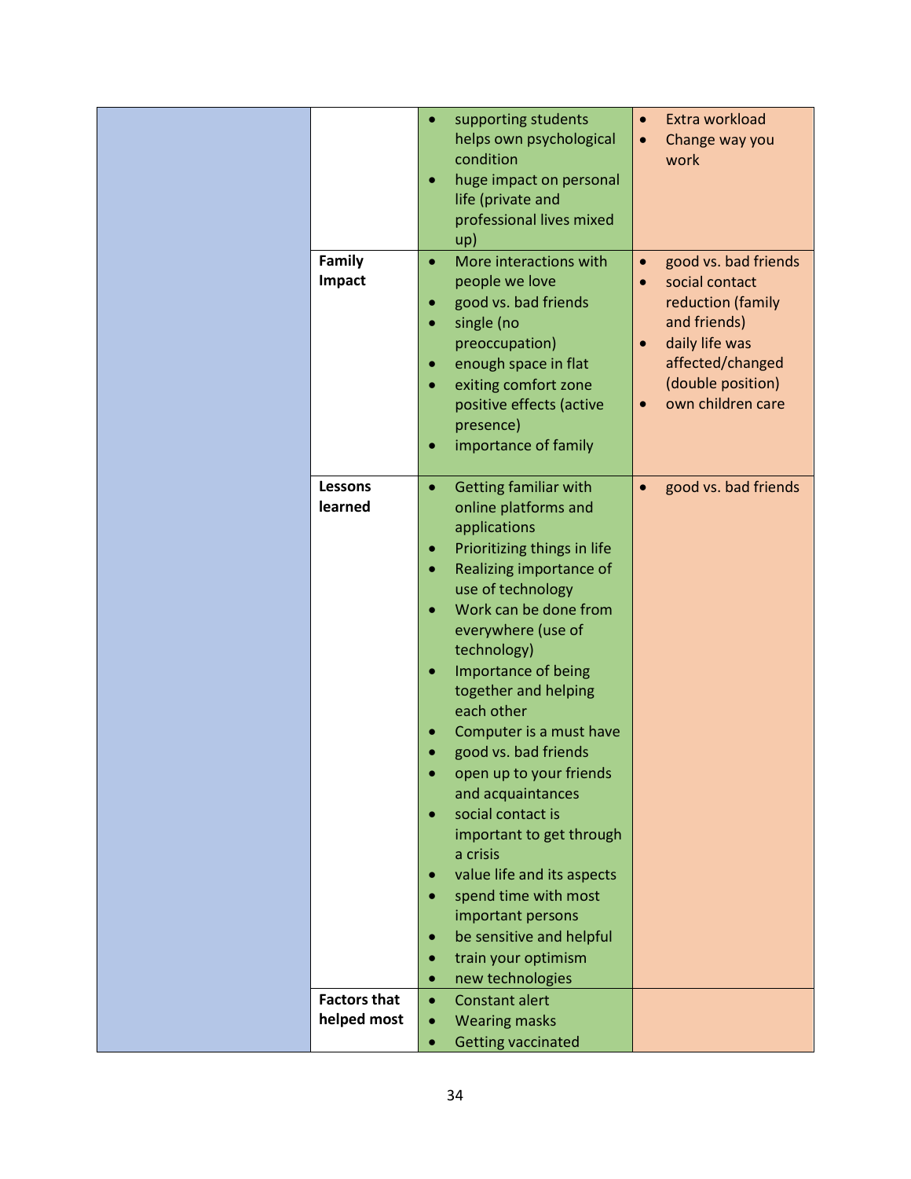| | | | |
|---|---|---|---|
| | | • supporting students helps own psychological condition<br>• huge impact on personal life (private and professional lives mixed up) | • Extra workload<br>• Change way you work |
| | **Family Impact** | • More interactions with people we love<br>• good vs. bad friends<br>• single (no preoccupation)<br>• enough space in flat<br>• exiting comfort zone positive effects (active presence)<br>• importance of family | • good vs. bad friends<br>• social contact reduction (family and friends)<br>• daily life was affected/changed (double position)<br>• own children care |
| | **Lessons learned** | • Getting familiar with online platforms and applications<br>• Prioritizing things in life<br>• Realizing importance of use of technology<br>• Work can be done from everywhere (use of technology)<br>• Importance of being together and helping each other<br>• Computer is a must have<br>• good vs. bad friends<br>• open up to your friends and acquaintances<br>• social contact is important to get through a crisis<br>• value life and its aspects<br>• spend time with most important persons<br>• be sensitive and helpful<br>• train your optimism<br>• new technologies | • good vs. bad friends |
| | **Factors that helped most** | • Constant alert<br>• Wearing masks<br>• Getting vaccinated | |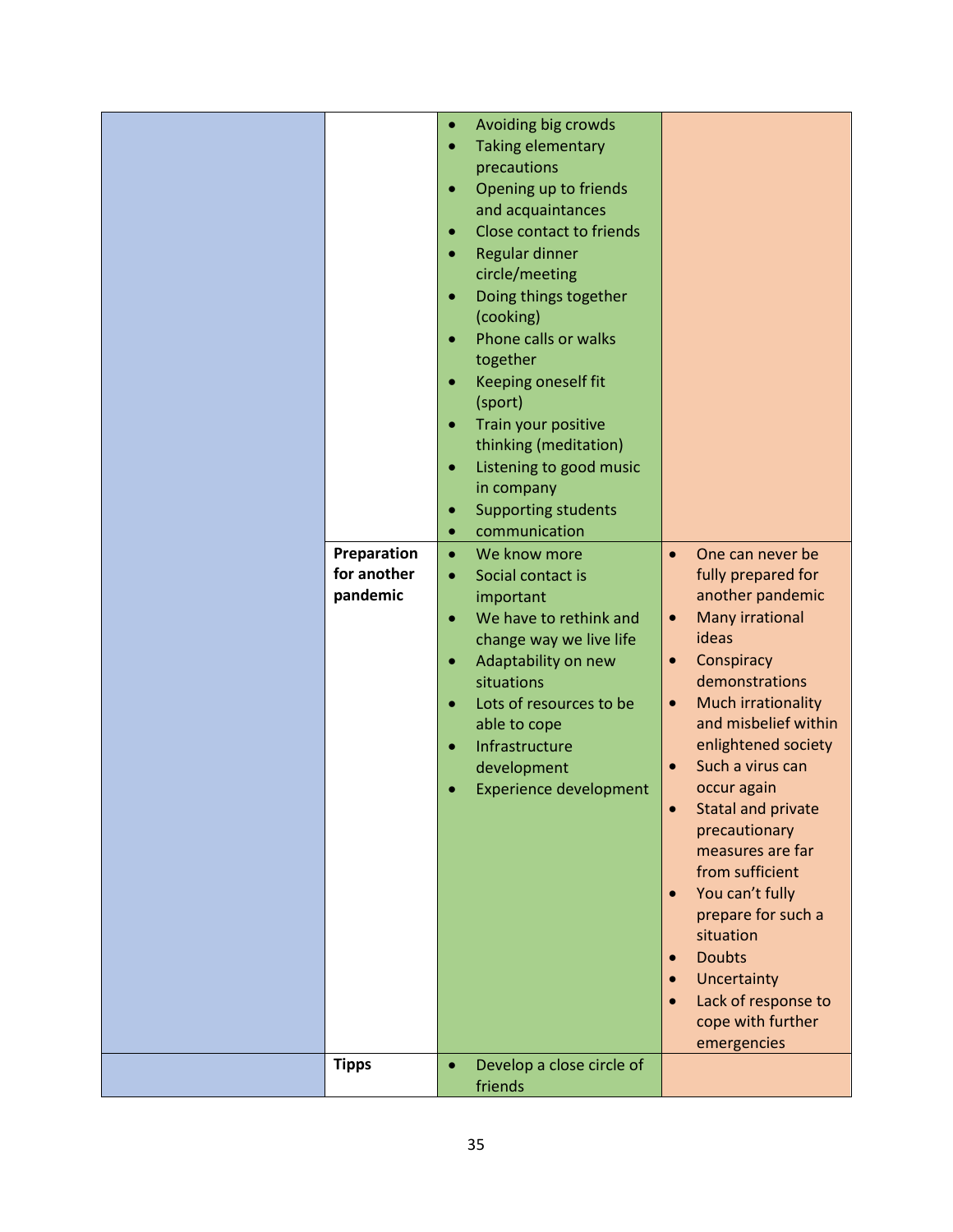| | | | |
|---|---|---|---|
| | | • Avoiding big crowds<br>• Taking elementary precautions<br>• Opening up to friends and acquaintances<br>• Close contact to friends<br>• Regular dinner circle/meeting<br>• Doing things together (cooking)<br>• Phone calls or walks together<br>• Keeping oneself fit (sport)<br>• Train your positive thinking (meditation)<br>• Listening to good music in company<br>• Supporting students<br>• communication | |
| | **Preparation for another pandemic** | • We know more<br>• Social contact is important<br>• We have to rethink and change way we live life<br>• Adaptability on new situations<br>• Lots of resources to be able to cope<br>• Infrastructure development<br>• Experience development | • One can never be fully prepared for another pandemic<br>• Many irrational ideas<br>• Conspiracy demonstrations<br>• Much irrationality and misbelief within enlightened society<br>• Such a virus can occur again<br>• Statal and private precautionary measures are far from sufficient<br>• You can't fully prepare for such a situation<br>• Doubts<br>• Uncertainty<br>• Lack of response to cope with further emergencies |
| | **Tipps** | • Develop a close circle of friends | |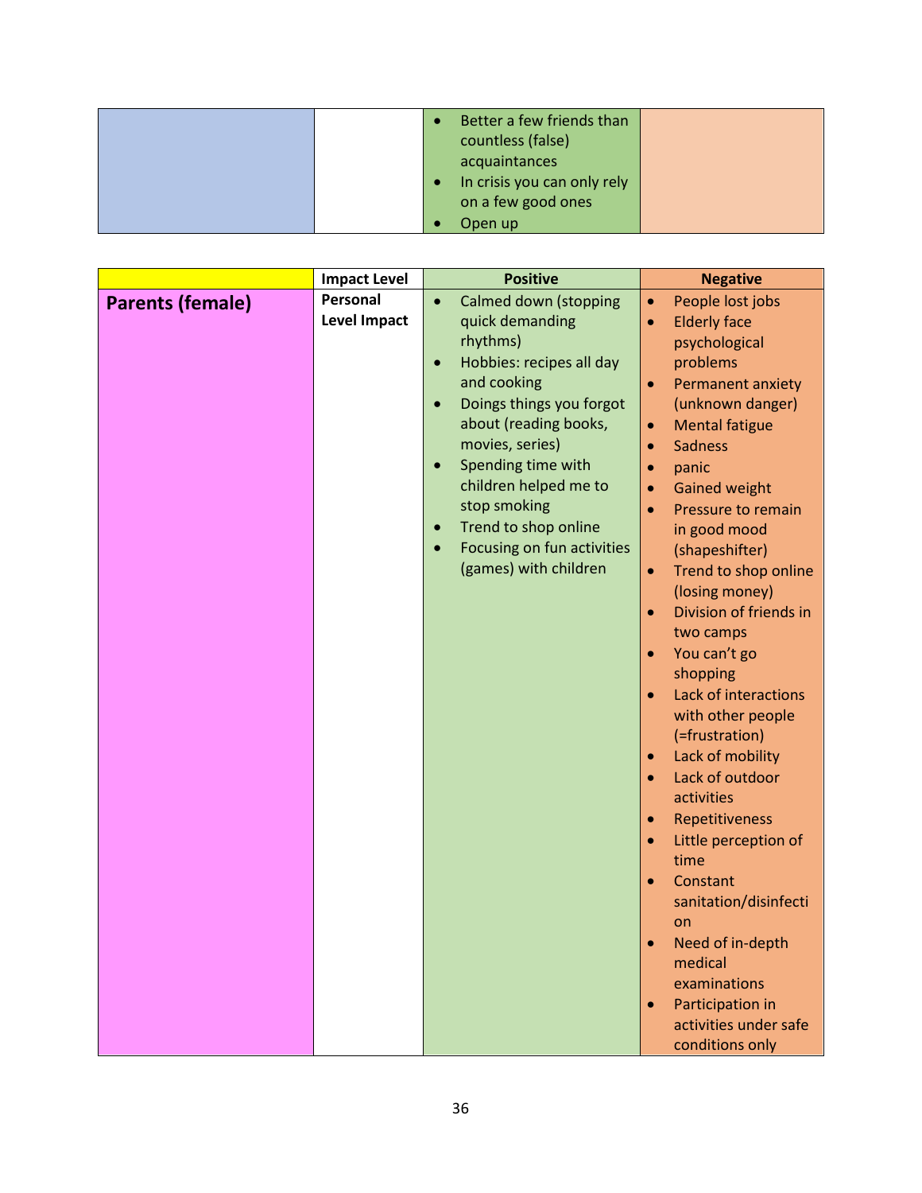| | | | |
|---|---|---|---|
| | | • Better a few friends than countless (false) acquaintances<br>• In crisis you can only rely on a few good ones<br>• Open up | |

| | Impact Level | Positive | Negative |
|---|---|---|---|
| **Parents (female)** | **Personal Level Impact** | • Calmed down (stopping quick demanding rhythms)<br>• Hobbies: recipes all day and cooking<br>• Doings things you forgot about (reading books, movies, series)<br>• Spending time with children helped me to stop smoking<br>• Trend to shop online<br>• Focusing on fun activities (games) with children | • People lost jobs<br>• Elderly face psychological problems<br>• Permanent anxiety (unknown danger)<br>• Mental fatigue<br>• Sadness<br>• panic<br>• Gained weight<br>• Pressure to remain in good mood (shapeshifter)<br>• Trend to shop online (losing money)<br>• Division of friends in two camps<br>• You can't go shopping<br>• Lack of interactions with other people (=frustration)<br>• Lack of mobility<br>• Lack of outdoor activities<br>• Repetitiveness<br>• Little perception of time<br>• Constant sanitation/disinfection<br>• Need of in-depth medical examinations<br>• Participation in activities under safe conditions only |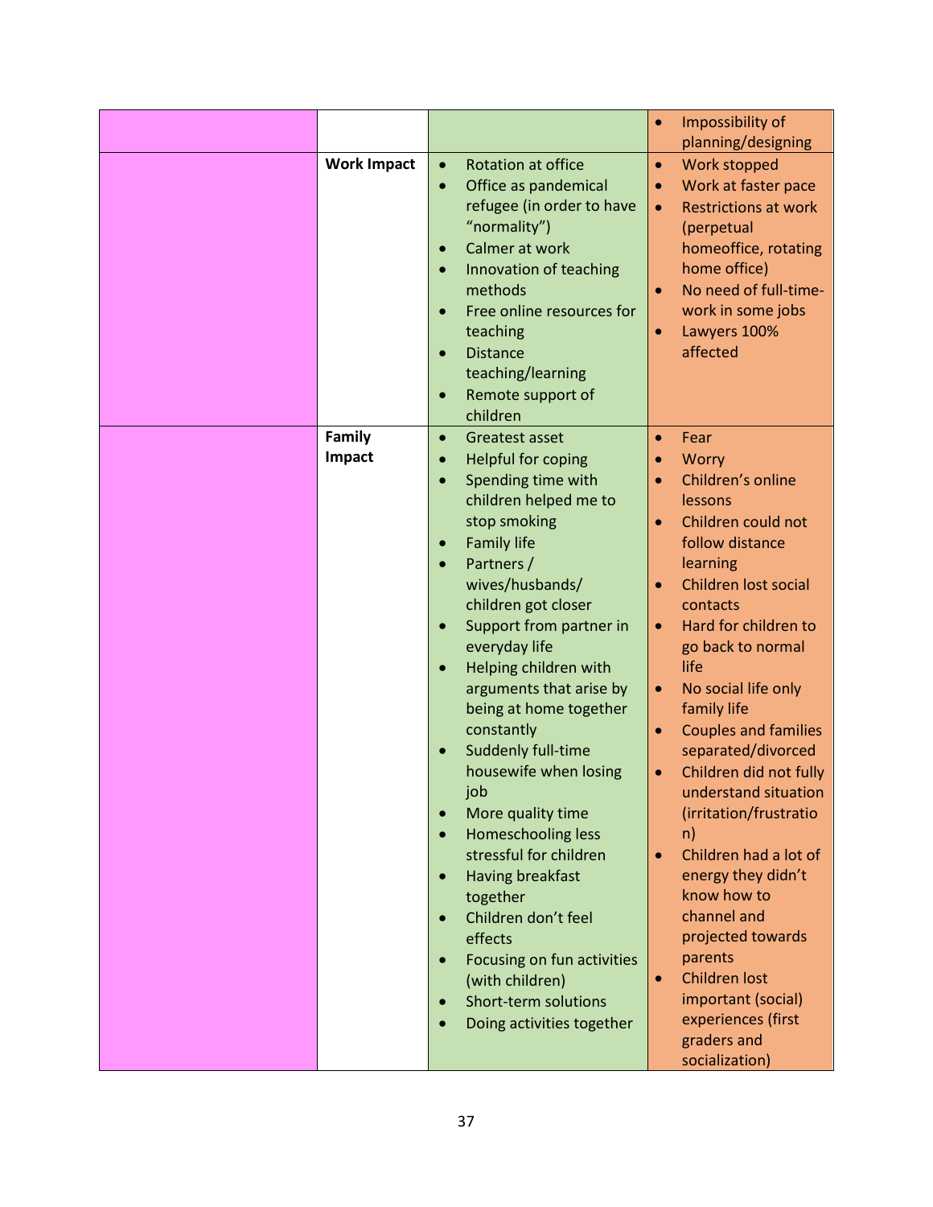| | | | |
|---|---|---|---|
| | | | • Impossibility of planning/designing |
| | **Work Impact** | • Rotation at office<br>• Office as pandemical refugee (in order to have "normality")<br>• Calmer at work<br>• Innovation of teaching methods<br>• Free online resources for teaching<br>• Distance teaching/learning<br>• Remote support of children | • Work stopped<br>• Work at faster pace<br>• Restrictions at work (perpetual homeoffice, rotating home office)<br>• No need of full-time-work in some jobs<br>• Lawyers 100% affected |
| | **Family Impact** | • Greatest asset<br>• Helpful for coping<br>• Spending time with children helped me to stop smoking<br>• Family life<br>• Partners / wives/husbands/ children got closer<br>• Support from partner in everyday life<br>• Helping children with arguments that arise by being at home together constantly<br>• Suddenly full-time housewife when losing job<br>• More quality time<br>• Homeschooling less stressful for children<br>• Having breakfast together<br>• Children don't feel effects<br>• Focusing on fun activities (with children)<br>• Short-term solutions<br>• Doing activities together | • Fear<br>• Worry<br>• Children's online lessons<br>• Children could not follow distance learning<br>• Children lost social contacts<br>• Hard for children to go back to normal life<br>• No social life only family life<br>• Couples and families separated/divorced<br>• Children did not fully understand situation (irritation/frustration)<br>• Children had a lot of energy they didn't know how to channel and projected towards parents<br>• Children lost important (social) experiences (first graders and socialization) |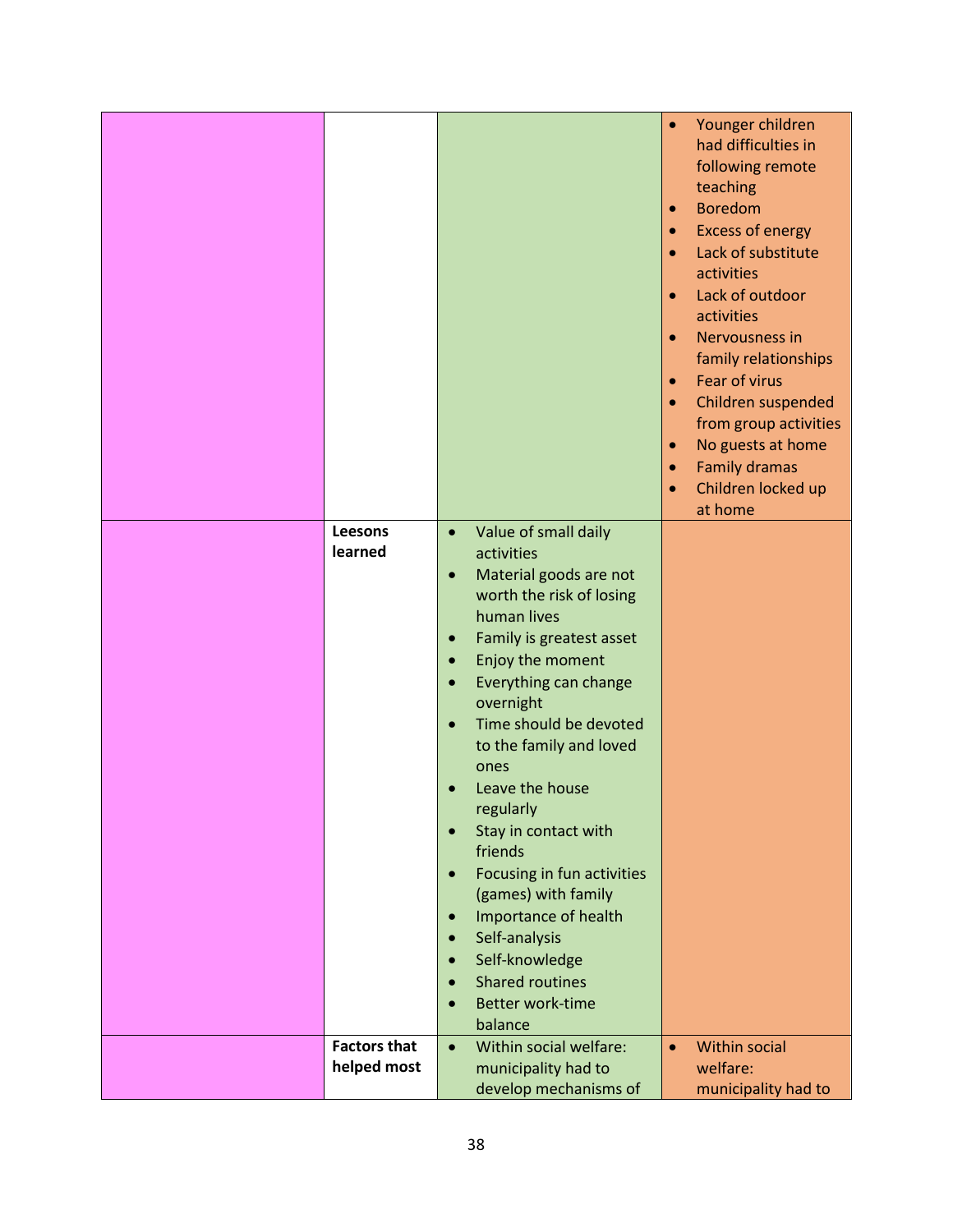| | | | |
|---|---|---|---|
| | | | • Younger children had difficulties in following remote teaching<br>• Boredom<br>• Excess of energy<br>• Lack of substitute activities<br>• Lack of outdoor activities<br>• Nervousness in family relationships<br>• Fear of virus<br>• Children suspended from group activities<br>• No guests at home<br>• Family dramas<br>• Children locked up at home |
| | **Leesons learned** | • Value of small daily activities<br>• Material goods are not worth the risk of losing human lives<br>• Family is greatest asset<br>• Enjoy the moment<br>• Everything can change overnight<br>• Time should be devoted to the family and loved ones<br>• Leave the house regularly<br>• Stay in contact with friends<br>• Focusing in fun activities (games) with family<br>• Importance of health<br>• Self-analysis<br>• Self-knowledge<br>• Shared routines<br>• Better work-time balance | |
| | **Factors that helped most** | • Within social welfare: municipality had to develop mechanisms of | • Within social welfare: municipality had to |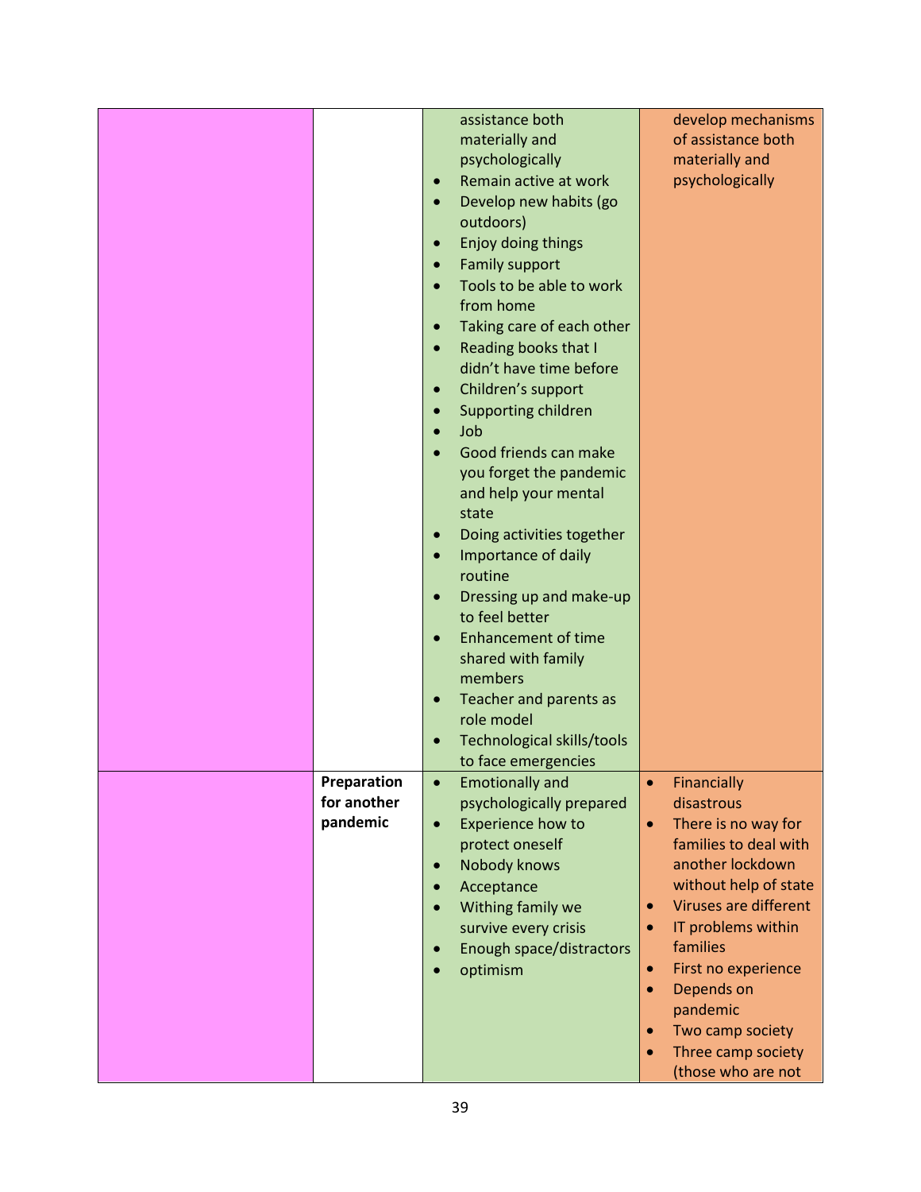| | | | |
|---|---|---|---|
| | | assistance both materially and psychologically<br>• Remain active at work<br>• Develop new habits (go outdoors)<br>• Enjoy doing things<br>• Family support<br>• Tools to be able to work from home<br>• Taking care of each other<br>• Reading books that I didn't have time before<br>• Children's support<br>• Supporting children<br>• Job<br>• Good friends can make you forget the pandemic and help your mental state<br>• Doing activities together<br>• Importance of daily routine<br>• Dressing up and make-up to feel better<br>• Enhancement of time shared with family members<br>• Teacher and parents as role model<br>• Technological skills/tools to face emergencies | develop mechanisms of assistance both materially and psychologically |
| | **Preparation for another pandemic** | • Emotionally and psychologically prepared<br>• Experience how to protect oneself<br>• Nobody knows<br>• Acceptance<br>• Withing family we survive every crisis<br>• Enough space/distractors<br>• optimism | • Financially disastrous<br>• There is no way for families to deal with another lockdown without help of state<br>• Viruses are different<br>• IT problems within families<br>• First no experience<br>• Depends on pandemic<br>• Two camp society<br>• Three camp society (those who are not |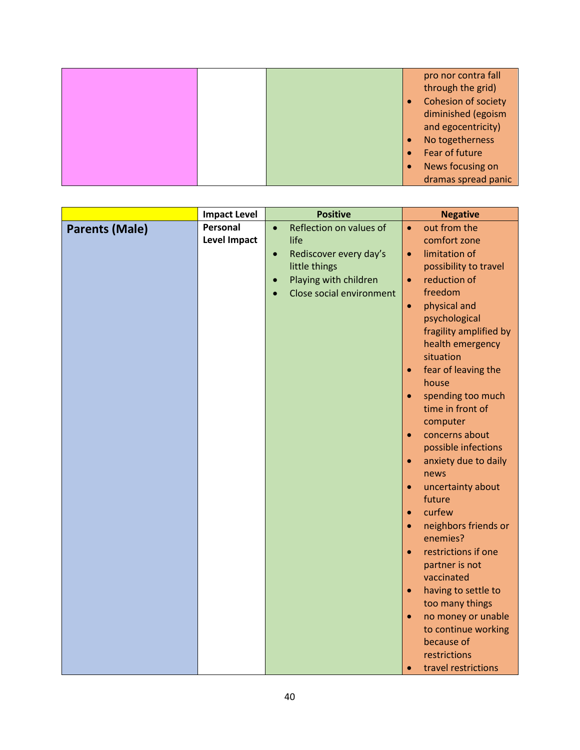| | | | |
|---|---|---|---|
| | | | • pro nor contra fall through the grid)<br>• Cohesion of society diminished (egoism and egocentricity)<br>• No togetherness<br>• Fear of future<br>• News focusing on dramas spread panic |

| | Impact Level | Positive | Negative |
|---|---|---|---|
| **Parents (Male)** | **Personal Level Impact** | • Reflection on values of life<br>• Rediscover every day's little things<br>• Playing with children<br>• Close social environment | • out from the comfort zone<br>• limitation of possibility to travel<br>• reduction of freedom<br>• physical and psychological fragility amplified by health emergency situation<br>• fear of leaving the house<br>• spending too much time in front of computer<br>• concerns about possible infections<br>• anxiety due to daily news<br>• uncertainty about future<br>• curfew<br>• neighbors friends or enemies?<br>• restrictions if one partner is not vaccinated<br>• having to settle to too many things<br>• no money or unable to continue working because of restrictions<br>• travel restrictions |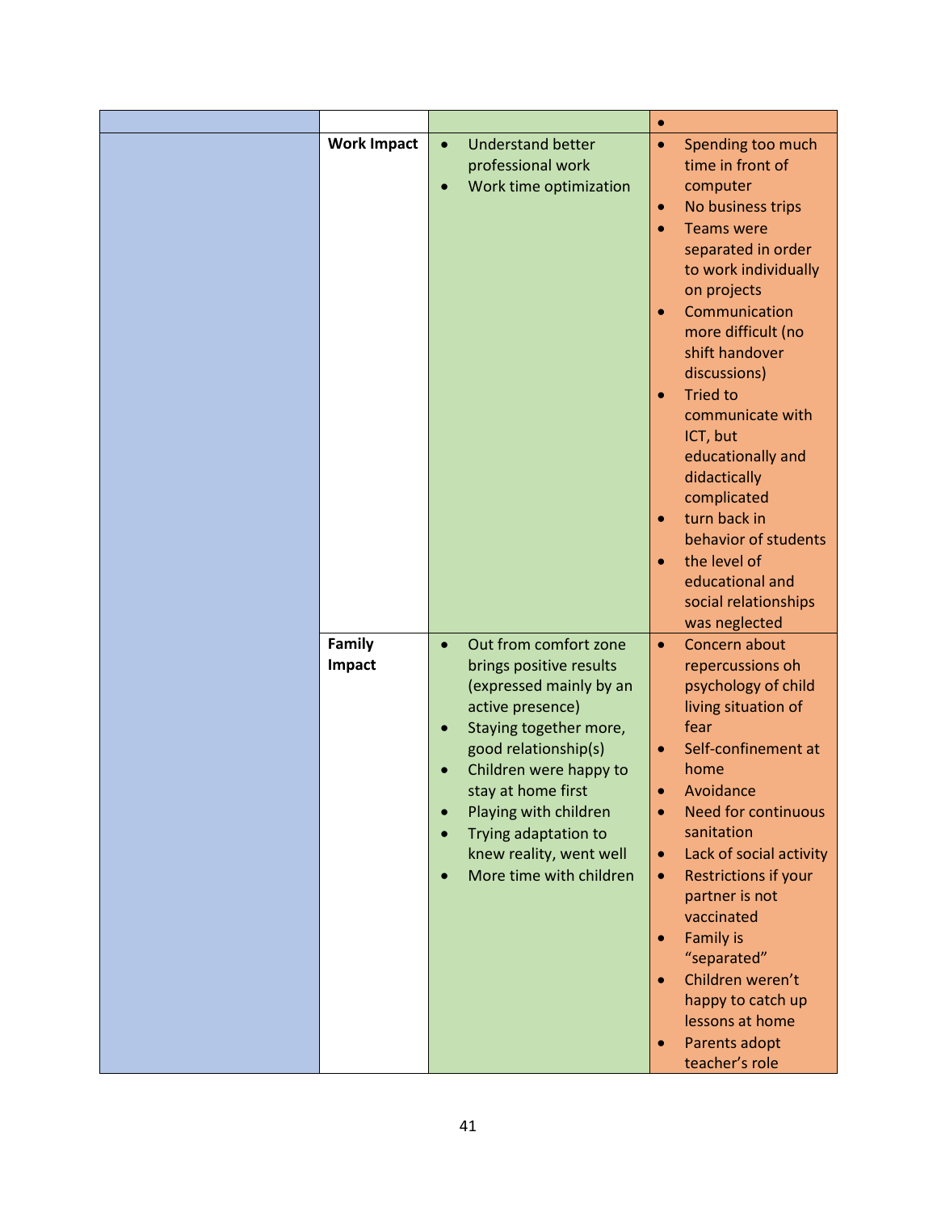| | | | |
|---|---|---|---|
| | | | • |
| | **Work Impact** | • Understand better professional work<br>• Work time optimization | • Spending too much time in front of computer<br>• No business trips<br>• Teams were separated in order to work individually on projects<br>• Communication more difficult (no shift handover discussions)<br>• Tried to communicate with ICT, but educationally and didactically complicated<br>• turn back in behavior of students<br>• the level of educational and social relationships was neglected |
| | **Family Impact** | • Out from comfort zone brings positive results (expressed mainly by an active presence)<br>• Staying together more, good relationship(s)<br>• Children were happy to stay at home first<br>• Playing with children<br>• Trying adaptation to knew reality, went well<br>• More time with children | • Concern about repercussions oh psychology of child living situation of fear<br>• Self-confinement at home<br>• Avoidance<br>• Need for continuous sanitation<br>• Lack of social activity<br>• Restrictions if your partner is not vaccinated<br>• Family is "separated"<br>• Children weren't happy to catch up lessons at home<br>• Parents adopt teacher's role |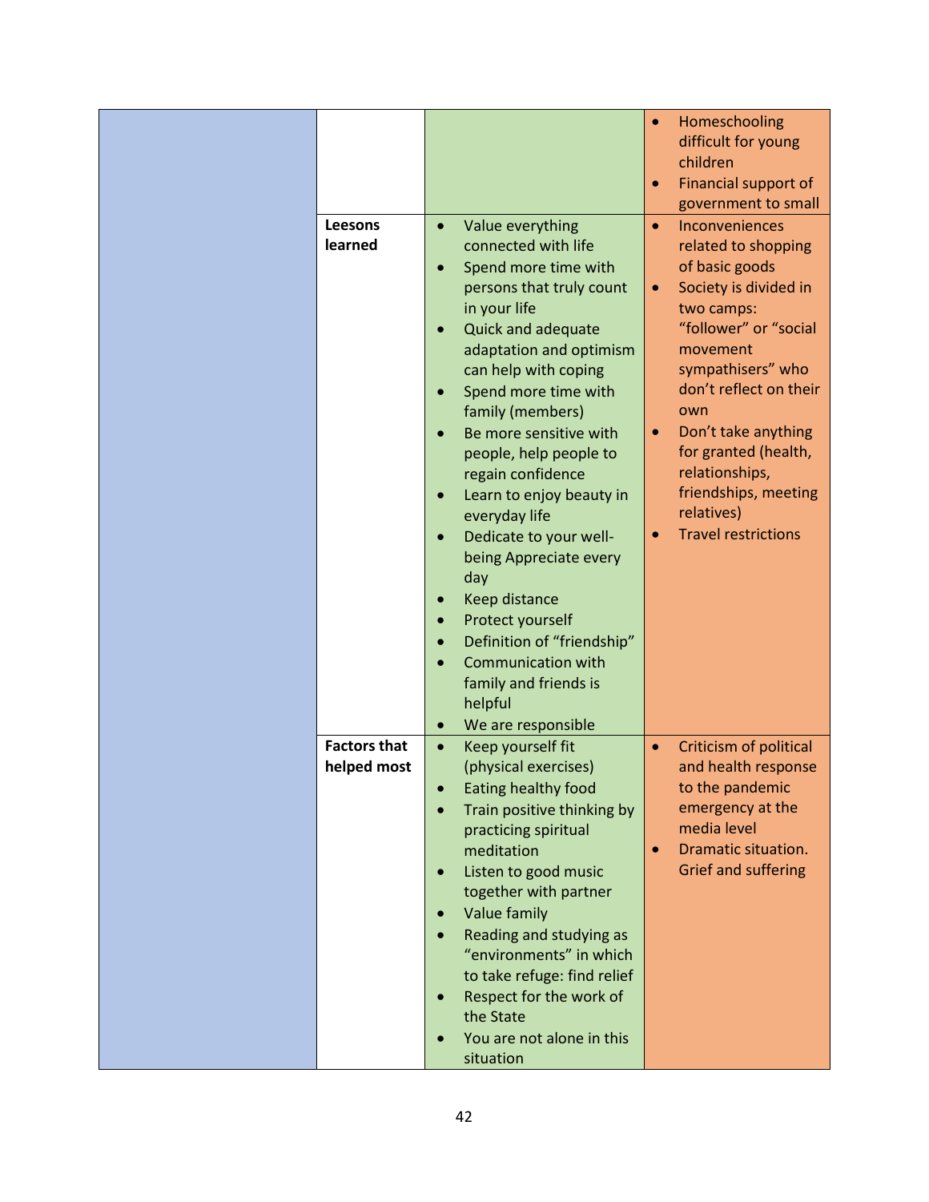| | | | |
|---|---|---|---|
| | | | • Homeschooling difficult for young children<br>• Financial support of government to small |
| | **Leesons learned** | • Value everything connected with life<br>• Spend more time with persons that truly count in your life<br>• Quick and adequate adaptation and optimism can help with coping<br>• Spend more time with family (members)<br>• Be more sensitive with people, help people to regain confidence<br>• Learn to enjoy beauty in everyday life<br>• Dedicate to your well-being Appreciate every day<br>• Keep distance<br>• Protect yourself<br>• Definition of "friendship"<br>• Communication with family and friends is helpful<br>• We are responsible | • Inconveniences related to shopping of basic goods<br>• Society is divided in two camps: "follower" or "social movement sympathisers" who don't reflect on their own<br>• Don't take anything for granted (health, relationships, friendships, meeting relatives)<br>• Travel restrictions |
| | **Factors that helped most** | • Keep yourself fit (physical exercises)<br>• Eating healthy food<br>• Train positive thinking by practicing spiritual meditation<br>• Listen to good music together with partner<br>• Value family<br>• Reading and studying as "environments" in which to take refuge: find relief<br>• Respect for the work of the State<br>• You are not alone in this situation | • Criticism of political and health response to the pandemic emergency at the media level<br>• Dramatic situation. Grief and suffering |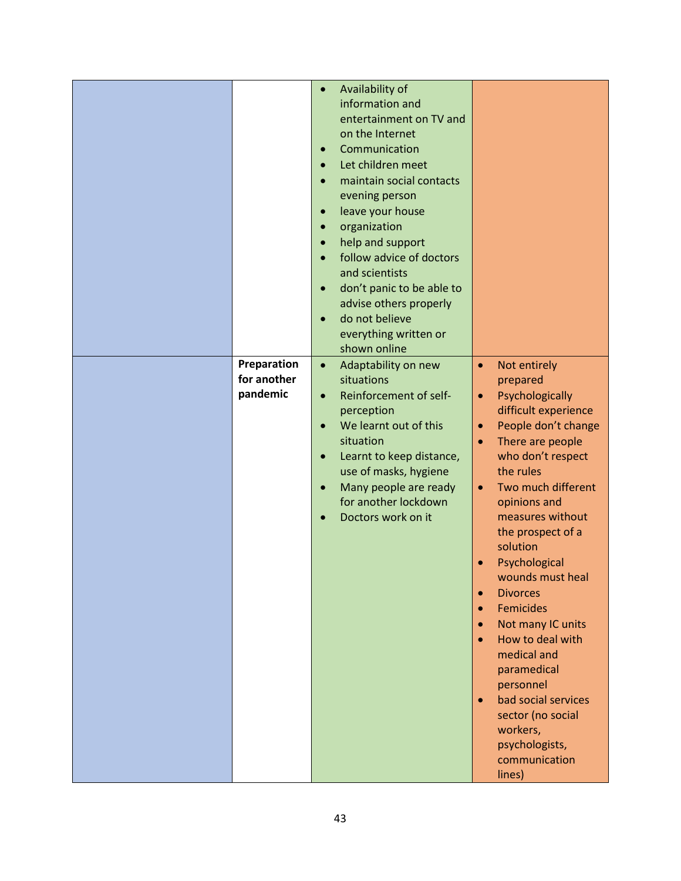| | | | |
|---|---|---|---|
| | | • Availability of information and entertainment on TV and on the Internet<br>• Communication<br>• Let children meet<br>• maintain social contacts evening person<br>• leave your house<br>• organization<br>• help and support<br>• follow advice of doctors and scientists<br>• don't panic to be able to advise others properly<br>• do not believe everything written or shown online | |
| | **Preparation for another pandemic** | • Adaptability on new situations<br>• Reinforcement of self-perception<br>• We learnt out of this situation<br>• Learnt to keep distance, use of masks, hygiene<br>• Many people are ready for another lockdown<br>• Doctors work on it | • Not entirely prepared<br>• Psychologically difficult experience<br>• People don't change<br>• There are people who don't respect the rules<br>• Two much different opinions and measures without the prospect of a solution<br>• Psychological wounds must heal<br>• Divorces<br>• Femicides<br>• Not many IC units<br>• How to deal with medical and paramedical personnel<br>• bad social services sector (no social workers, psychologists, communication lines) |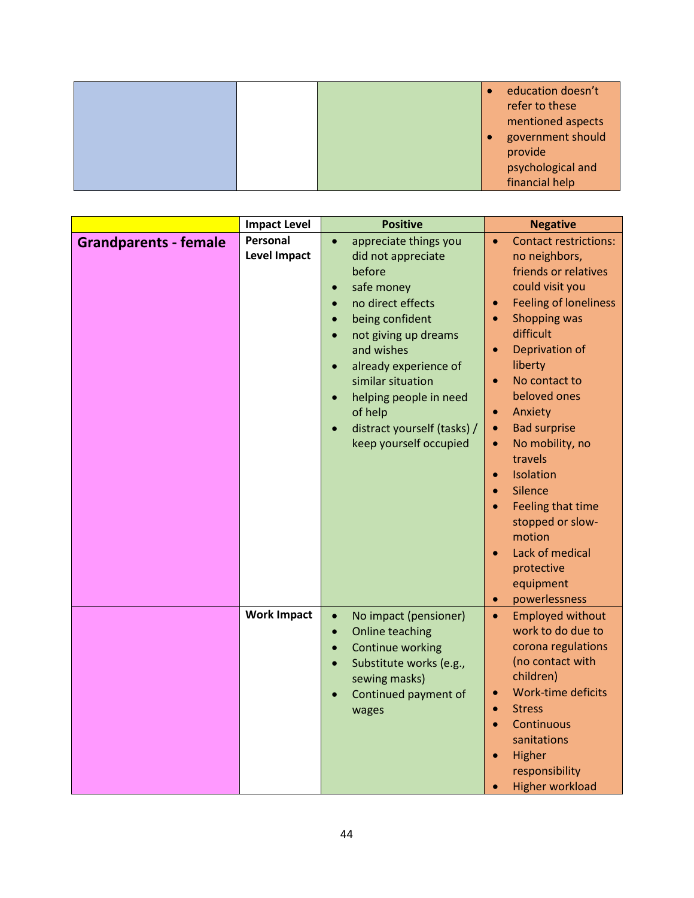| | | | |
|---|---|---|---|
| | | | • education doesn't refer to these mentioned aspects<br>• government should provide psychological and financial help |

| | Impact Level | Positive | Negative |
|---|---|---|---|
| **Grandparents - female** | **Personal Level Impact** | • appreciate things you did not appreciate before<br>• safe money<br>• no direct effects<br>• being confident<br>• not giving up dreams and wishes<br>• already experience of similar situation<br>• helping people in need of help<br>• distract yourself (tasks) / keep yourself occupied | • Contact restrictions: no neighbors, friends or relatives could visit you<br>• Feeling of loneliness<br>• Shopping was difficult<br>• Deprivation of liberty<br>• No contact to beloved ones<br>• Anxiety<br>• Bad surprise<br>• No mobility, no travels<br>• Isolation<br>• Silence<br>• Feeling that time stopped or slow-motion<br>• Lack of medical protective equipment<br>• powerlessness |
| | **Work Impact** | • No impact (pensioner)<br>• Online teaching<br>• Continue working<br>• Substitute works (e.g., sewing masks)<br>• Continued payment of wages | • Employed without work to do due to corona regulations (no contact with children)<br>• Work-time deficits<br>• Stress<br>• Continuous sanitations<br>• Higher responsibility<br>• Higher workload |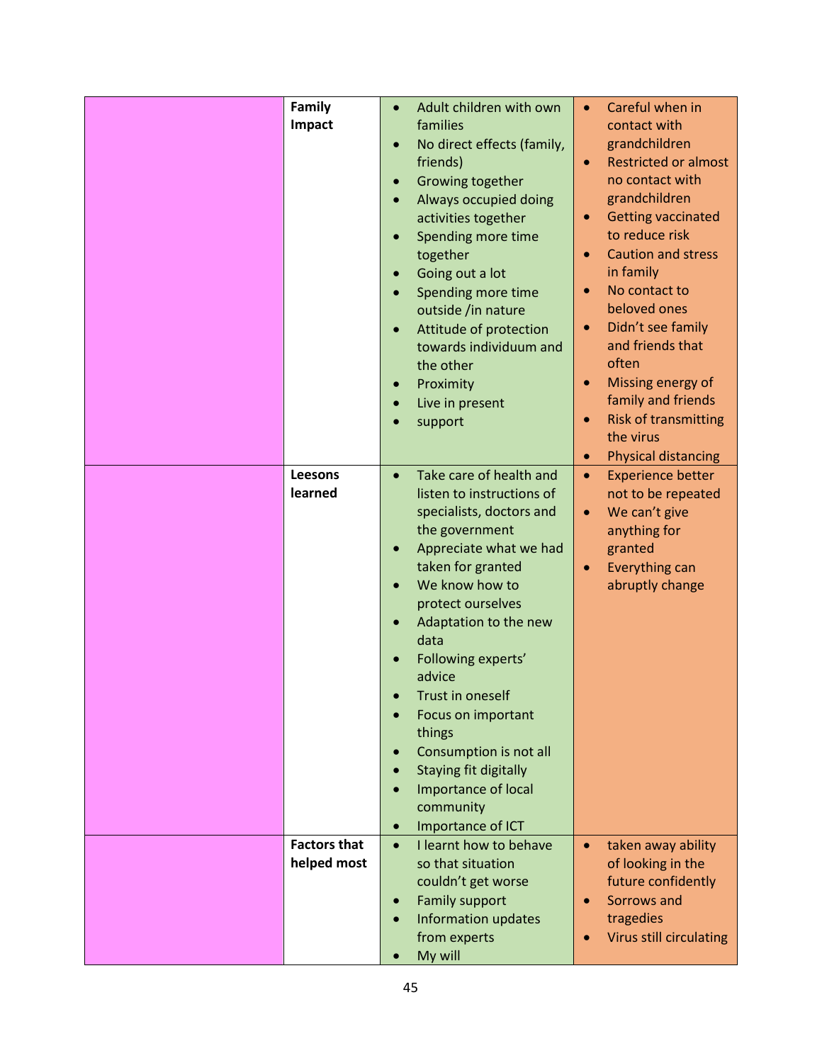|  |  |  |  |
|---|---|---|---|
|  | **Family Impact** | • Adult children with own families<br>• No direct effects (family, friends)<br>• Growing together<br>• Always occupied doing activities together<br>• Spending more time together<br>• Going out a lot<br>• Spending more time outside /in nature<br>• Attitude of protection towards individuum and the other<br>• Proximity<br>• Live in present<br>• support | • Careful when in contact with grandchildren<br>• Restricted or almost no contact with grandchildren<br>• Getting vaccinated to reduce risk<br>• Caution and stress in family<br>• No contact to beloved ones<br>• Didn't see family and friends that often<br>• Missing energy of family and friends<br>• Risk of transmitting the virus<br>• Physical distancing |
|  | **Leesons learned** | • Take care of health and listen to instructions of specialists, doctors and the government<br>• Appreciate what we had taken for granted<br>• We know how to protect ourselves<br>• Adaptation to the new data<br>• Following experts' advice<br>• Trust in oneself<br>• Focus on important things<br>• Consumption is not all<br>• Staying fit digitally<br>• Importance of local community<br>• Importance of ICT | • Experience better not to be repeated<br>• We can't give anything for granted<br>• Everything can abruptly change |
|  | **Factors that helped most** | • I learnt how to behave so that situation couldn't get worse<br>• Family support<br>• Information updates from experts<br>• My will | • taken away ability of looking in the future confidently<br>• Sorrows and tragedies<br>• Virus still circulating |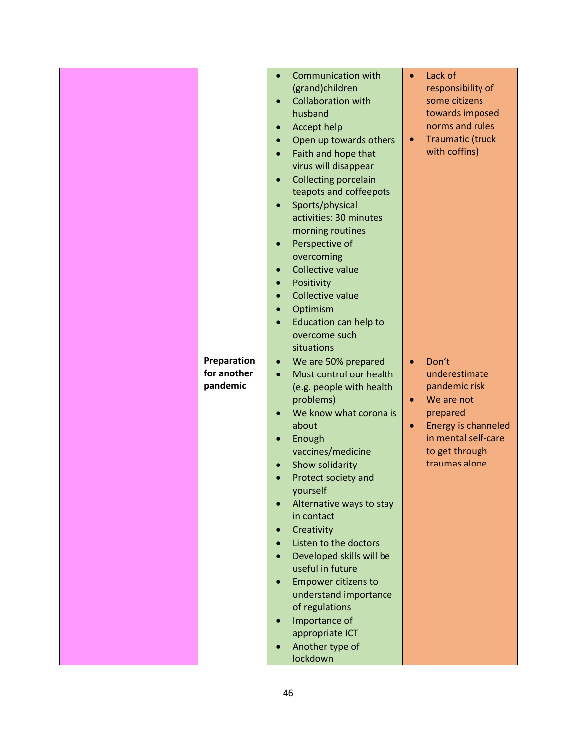| | | | |
|---|---|---|---|
| | | • Communication with (grand)children<br>• Collaboration with husband<br>• Accept help<br>• Open up towards others<br>• Faith and hope that virus will disappear<br>• Collecting porcelain teapots and coffeepots<br>• Sports/physical activities: 30 minutes morning routines<br>• Perspective of overcoming<br>• Collective value<br>• Positivity<br>• Collective value<br>• Optimism<br>• Education can help to overcome such situations | • Lack of responsibility of some citizens towards imposed norms and rules<br>• Traumatic (truck with coffins) |
| | **Preparation for another pandemic** | • We are 50% prepared<br>• Must control our health (e.g. people with health problems)<br>• We know what corona is about<br>• Enough vaccines/medicine<br>• Show solidarity<br>• Protect society and yourself<br>• Alternative ways to stay in contact<br>• Creativity<br>• Listen to the doctors<br>• Developed skills will be useful in future<br>• Empower citizens to understand importance of regulations<br>• Importance of appropriate ICT<br>• Another type of lockdown | • Don't underestimate pandemic risk<br>• We are not prepared<br>• Energy is channeled in mental self-care to get through traumas alone |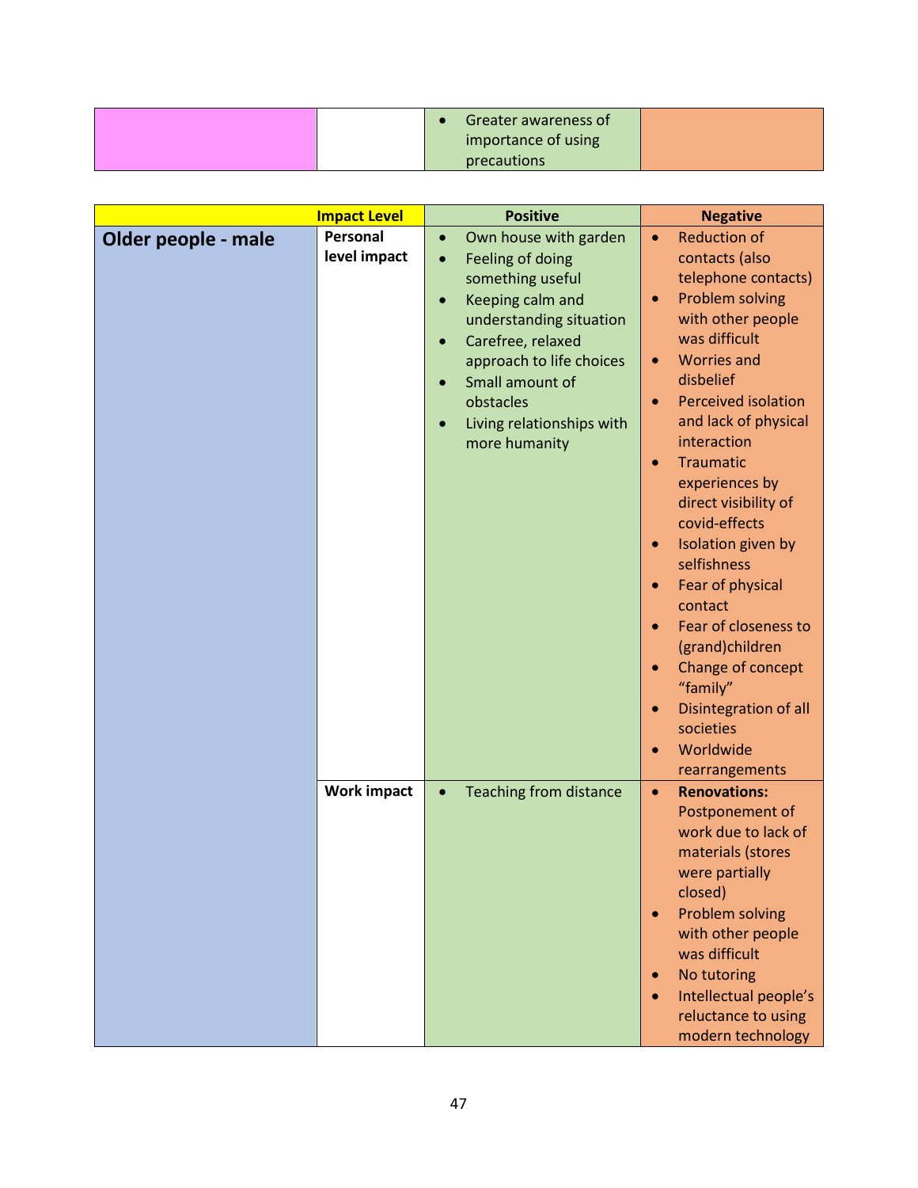| | | Positive | Negative |
|---|---|---|---|
| | | • Greater awareness of importance of using precautions | |

| | Impact Level | Positive | Negative |
|---|---|---|---|
| **Older people - male** | **Personal level impact** | • Own house with garden<br>• Feeling of doing something useful<br>• Keeping calm and understanding situation<br>• Carefree, relaxed approach to life choices<br>• Small amount of obstacles<br>• Living relationships with more humanity | • Reduction of contacts (also telephone contacts)<br>• Problem solving with other people was difficult<br>• Worries and disbelief<br>• Perceived isolation and lack of physical interaction<br>• Traumatic experiences by direct visibility of covid-effects<br>• Isolation given by selfishness<br>• Fear of physical contact<br>• Fear of closeness to (grand)children<br>• Change of concept "family"<br>• Disintegration of all societies<br>• Worldwide rearrangements |
| | **Work impact** | • Teaching from distance | • **Renovations:** Postponement of work due to lack of materials (stores were partially closed)<br>• Problem solving with other people was difficult<br>• No tutoring<br>• Intellectual people's reluctance to using modern technology |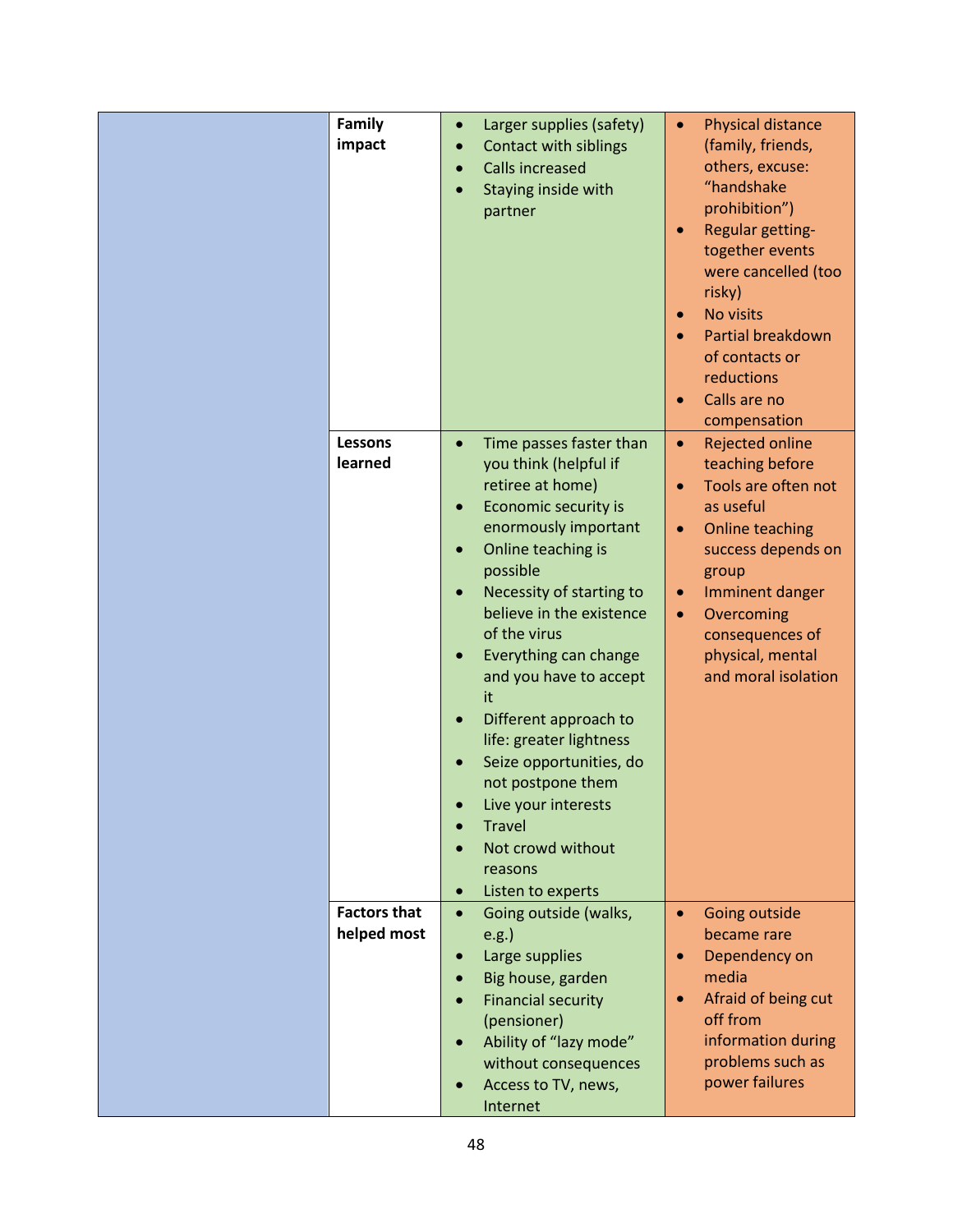| | | | |
|---|---|---|---|
| | **Family impact** | • Larger supplies (safety)<br>• Contact with siblings<br>• Calls increased<br>• Staying inside with partner | • Physical distance (family, friends, others, excuse: "handshake prohibition")<br>• Regular getting-together events were cancelled (too risky)<br>• No visits<br>• Partial breakdown of contacts or reductions<br>• Calls are no compensation |
| | **Lessons learned** | • Time passes faster than you think (helpful if retiree at home)<br>• Economic security is enormously important<br>• Online teaching is possible<br>• Necessity of starting to believe in the existence of the virus<br>• Everything can change and you have to accept it<br>• Different approach to life: greater lightness<br>• Seize opportunities, do not postpone them<br>• Live your interests<br>• Travel<br>• Not crowd without reasons<br>• Listen to experts | • Rejected online teaching before<br>• Tools are often not as useful<br>• Online teaching success depends on group<br>• Imminent danger<br>• Overcoming consequences of physical, mental and moral isolation |
| | **Factors that helped most** | • Going outside (walks, e.g.)<br>• Large supplies<br>• Big house, garden<br>• Financial security (pensioner)<br>• Ability of "lazy mode" without consequences<br>• Access to TV, news, Internet | • Going outside became rare<br>• Dependency on media<br>• Afraid of being cut off from information during problems such as power failures |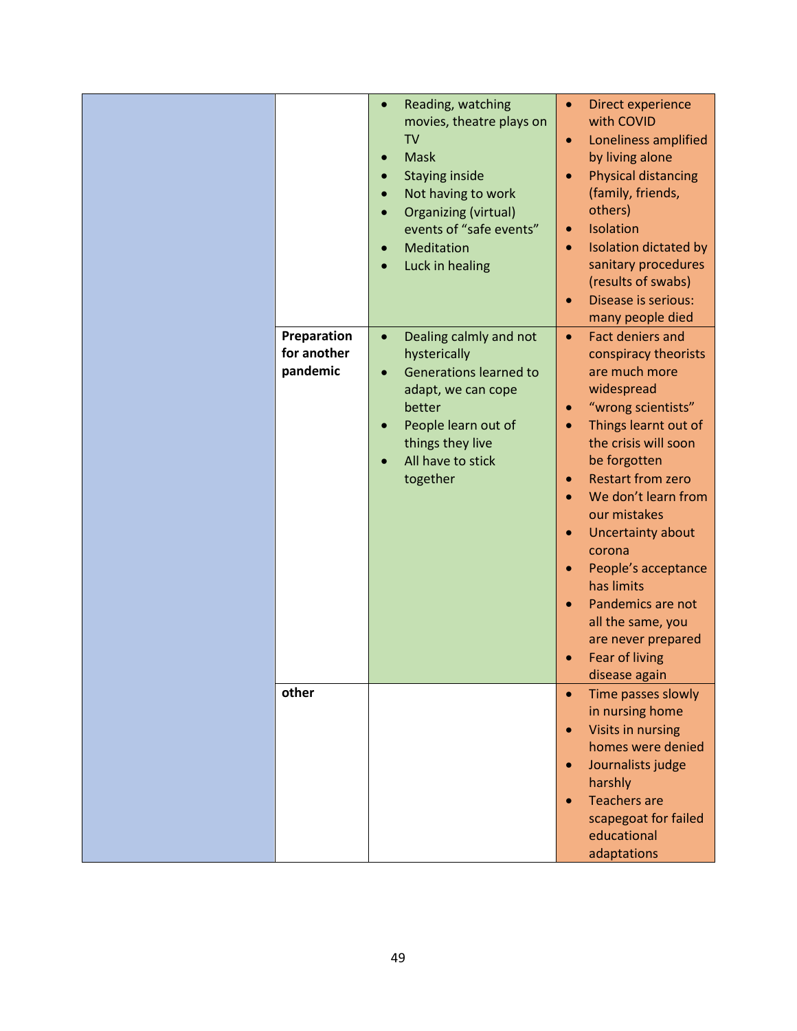| | | | |
|---|---|---|---|
| | | • Reading, watching movies, theatre plays on TV<br>• Mask<br>• Staying inside<br>• Not having to work<br>• Organizing (virtual) events of "safe events"<br>• Meditation<br>• Luck in healing | • Direct experience with COVID<br>• Loneliness amplified by living alone<br>• Physical distancing (family, friends, others)<br>• Isolation<br>• Isolation dictated by sanitary procedures (results of swabs)<br>• Disease is serious: many people died |
| | **Preparation for another pandemic** | • Dealing calmly and not hysterically<br>• Generations learned to adapt, we can cope better<br>• People learn out of things they live<br>• All have to stick together | • Fact deniers and conspiracy theorists are much more widespread<br>• "wrong scientists"<br>• Things learnt out of the crisis will soon be forgotten<br>• Restart from zero<br>• We don't learn from our mistakes<br>• Uncertainty about corona<br>• People's acceptance has limits<br>• Pandemics are not all the same, you are never prepared<br>• Fear of living disease again |
| | **other** | | • Time passes slowly in nursing home<br>• Visits in nursing homes were denied<br>• Journalists judge harshly<br>• Teachers are scapegoat for failed educational adaptations |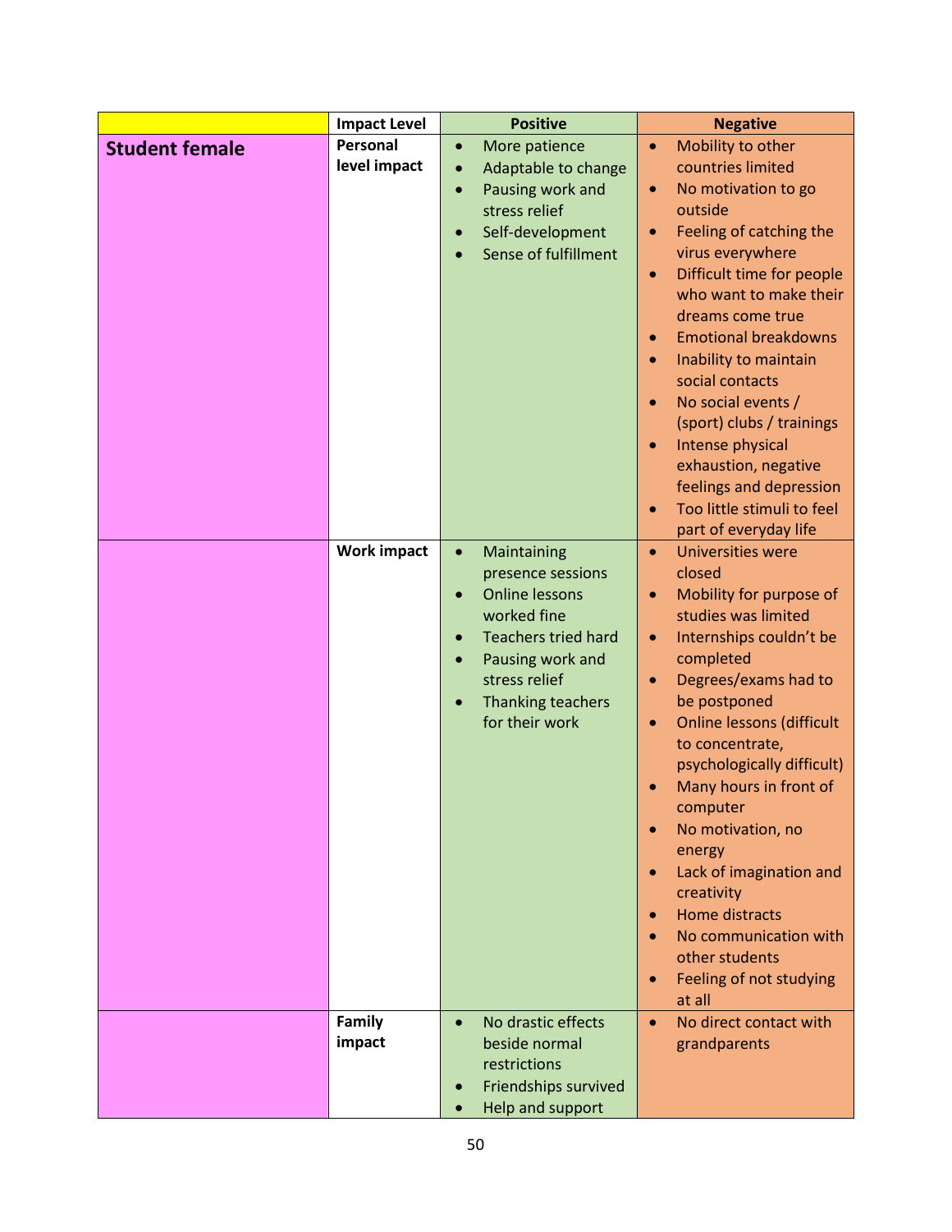| | Impact Level | Positive | Negative |
|---|---|---|---|
| **Student female** | **Personal level impact** | • More patience<br>• Adaptable to change<br>• Pausing work and stress relief<br>• Self-development<br>• Sense of fulfillment | • Mobility to other countries limited<br>• No motivation to go outside<br>• Feeling of catching the virus everywhere<br>• Difficult time for people who want to make their dreams come true<br>• Emotional breakdowns<br>• Inability to maintain social contacts<br>• No social events / (sport) clubs / trainings<br>• Intense physical exhaustion, negative feelings and depression<br>• Too little stimuli to feel part of everyday life |
| | **Work impact** | • Maintaining presence sessions<br>• Online lessons worked fine<br>• Teachers tried hard<br>• Pausing work and stress relief<br>• Thanking teachers for their work | • Universities were closed<br>• Mobility for purpose of studies was limited<br>• Internships couldn't be completed<br>• Degrees/exams had to be postponed<br>• Online lessons (difficult to concentrate, psychologically difficult)<br>• Many hours in front of computer<br>• No motivation, no energy<br>• Lack of imagination and creativity<br>• Home distracts<br>• No communication with other students<br>• Feeling of not studying at all |
| | **Family impact** | • No drastic effects beside normal restrictions<br>• Friendships survived<br>• Help and support | • No direct contact with grandparents |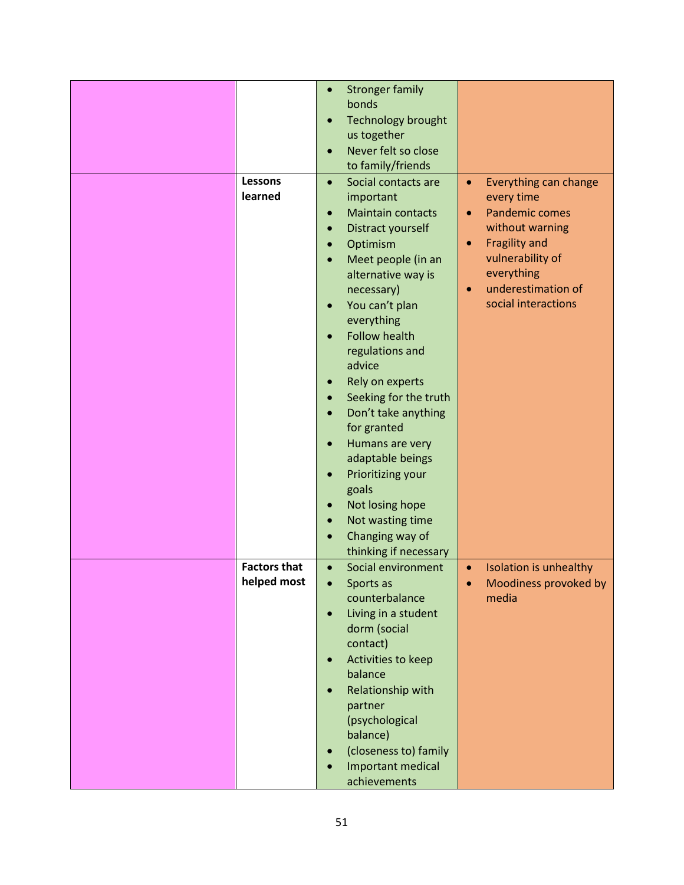| | | | |
|---|---|---|---|
| | | • Stronger family bonds<br>• Technology brought us together<br>• Never felt so close to family/friends | |
| | **Lessons learned** | • Social contacts are important<br>• Maintain contacts<br>• Distract yourself<br>• Optimism<br>• Meet people (in an alternative way is necessary)<br>• You can't plan everything<br>• Follow health regulations and advice<br>• Rely on experts<br>• Seeking for the truth<br>• Don't take anything for granted<br>• Humans are very adaptable beings<br>• Prioritizing your goals<br>• Not losing hope<br>• Not wasting time<br>• Changing way of thinking if necessary | • Everything can change every time<br>• Pandemic comes without warning<br>• Fragility and vulnerability of everything<br>• underestimation of social interactions |
| | **Factors that helped most** | • Social environment<br>• Sports as counterbalance<br>• Living in a student dorm (social contact)<br>• Activities to keep balance<br>• Relationship with partner (psychological balance)<br>• (closeness to) family<br>• Important medical achievements | • Isolation is unhealthy<br>• Moodiness provoked by media |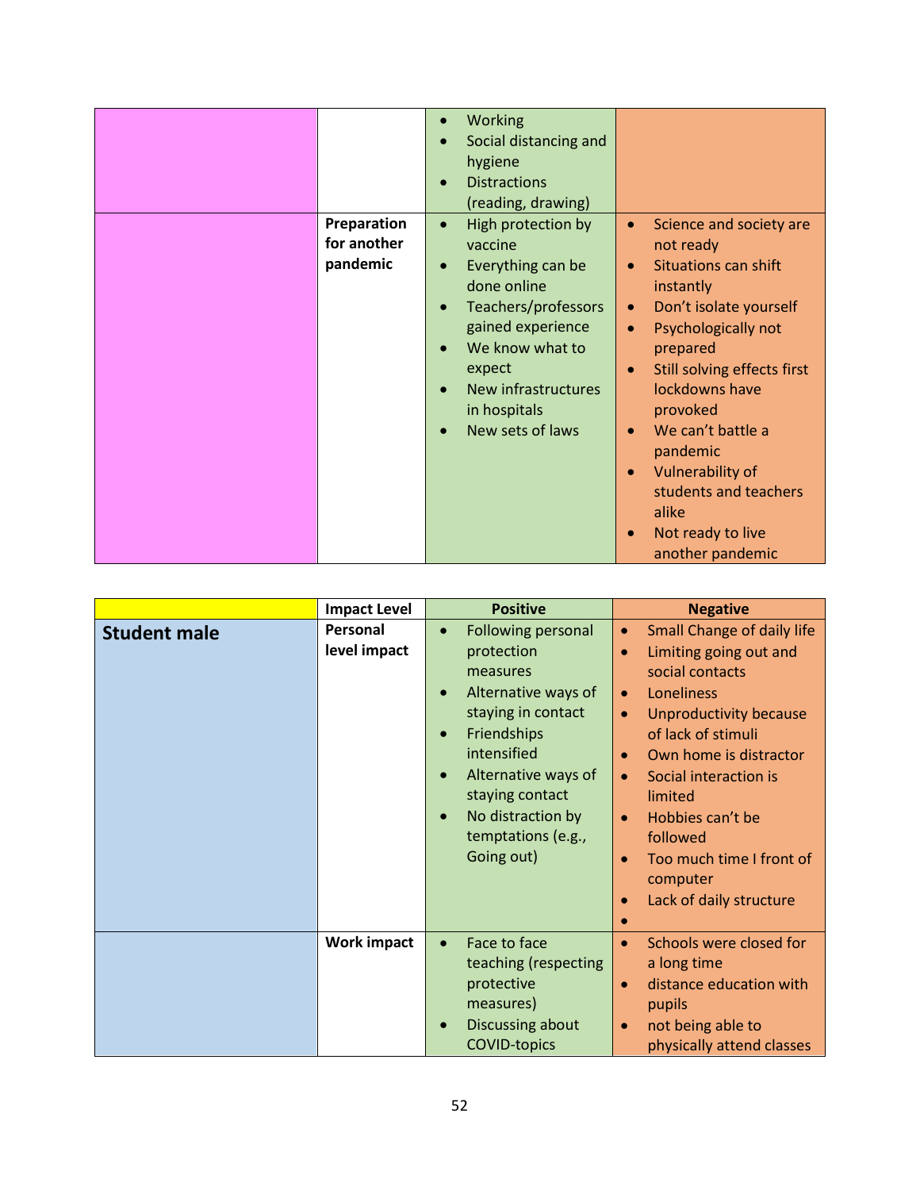| | | | |
|---|---|---|---|
| | | • Working<br>• Social distancing and hygiene<br>• Distractions (reading, drawing) | |
| | **Preparation for another pandemic** | • High protection by vaccine<br>• Everything can be done online<br>• Teachers/professors gained experience<br>• We know what to expect<br>• New infrastructures in hospitals<br>• New sets of laws | • Science and society are not ready<br>• Situations can shift instantly<br>• Don't isolate yourself<br>• Psychologically not prepared<br>• Still solving effects first lockdowns have provoked<br>• We can't battle a pandemic<br>• Vulnerability of students and teachers alike<br>• Not ready to live another pandemic |

| | Impact Level | Positive | Negative |
|---|---|---|---|
| **Student male** | **Personal level impact** | • Following personal protection measures<br>• Alternative ways of staying in contact<br>• Friendships intensified<br>• Alternative ways of staying contact<br>• No distraction by temptations (e.g., Going out) | • Small Change of daily life<br>• Limiting going out and social contacts<br>• Loneliness<br>• Unproductivity because of lack of stimuli<br>• Own home is distractor<br>• Social interaction is limited<br>• Hobbies can't be followed<br>• Too much time I front of computer<br>• Lack of daily structure<br>• |
| | **Work impact** | • Face to face teaching (respecting protective measures)<br>• Discussing about COVID-topics | • Schools were closed for a long time<br>• distance education with pupils<br>• not being able to physically attend classes |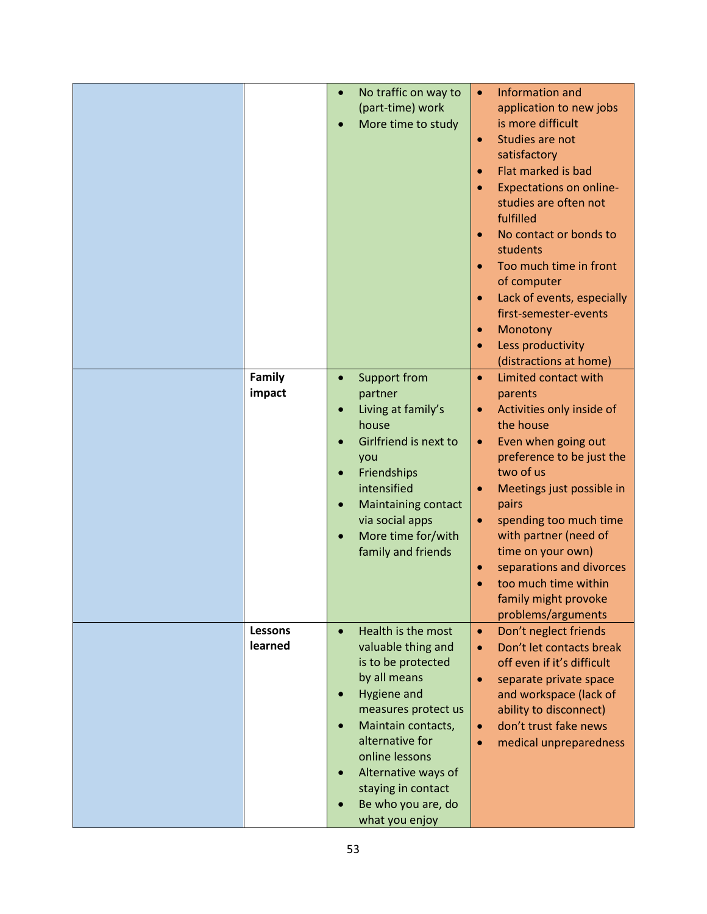| | | | |
|---|---|---|---|
| | | • No traffic on way to (part-time) work<br>• More time to study | • Information and application to new jobs is more difficult<br>• Studies are not satisfactory<br>• Flat marked is bad<br>• Expectations on online-studies are often not fulfilled<br>• No contact or bonds to students<br>• Too much time in front of computer<br>• Lack of events, especially first-semester-events<br>• Monotony<br>• Less productivity (distractions at home) |
| | **Family impact** | • Support from partner<br>• Living at family's house<br>• Girlfriend is next to you<br>• Friendships intensified<br>• Maintaining contact via social apps<br>• More time for/with family and friends | • Limited contact with parents<br>• Activities only inside of the house<br>• Even when going out preference to be just the two of us<br>• Meetings just possible in pairs<br>• spending too much time with partner (need of time on your own)<br>• separations and divorces<br>• too much time within family might provoke problems/arguments |
| | **Lessons learned** | • Health is the most valuable thing and is to be protected by all means<br>• Hygiene and measures protect us<br>• Maintain contacts, alternative for online lessons<br>• Alternative ways of staying in contact<br>• Be who you are, do what you enjoy | • Don't neglect friends<br>• Don't let contacts break off even if it's difficult<br>• separate private space and workspace (lack of ability to disconnect)<br>• don't trust fake news<br>• medical unpreparedness |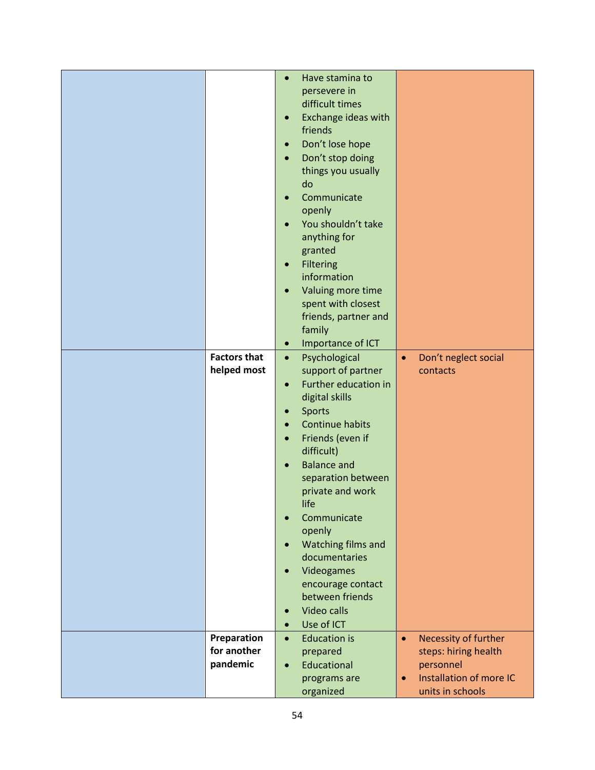| | | | |
|---|---|---|---|
| | | • Have stamina to persevere in difficult times<br>• Exchange ideas with friends<br>• Don't lose hope<br>• Don't stop doing things you usually do<br>• Communicate openly<br>• You shouldn't take anything for granted<br>• Filtering information<br>• Valuing more time spent with closest friends, partner and family<br>• Importance of ICT | |
| | **Factors that helped most** | • Psychological support of partner<br>• Further education in digital skills<br>• Sports<br>• Continue habits<br>• Friends (even if difficult)<br>• Balance and separation between private and work life<br>• Communicate openly<br>• Watching films and documentaries<br>• Videogames encourage contact between friends<br>• Video calls<br>• Use of ICT | • Don't neglect social contacts |
| | **Preparation for another pandemic** | • Education is prepared<br>• Educational programs are organized | • Necessity of further steps: hiring health personnel<br>• Installation of more IC units in schools |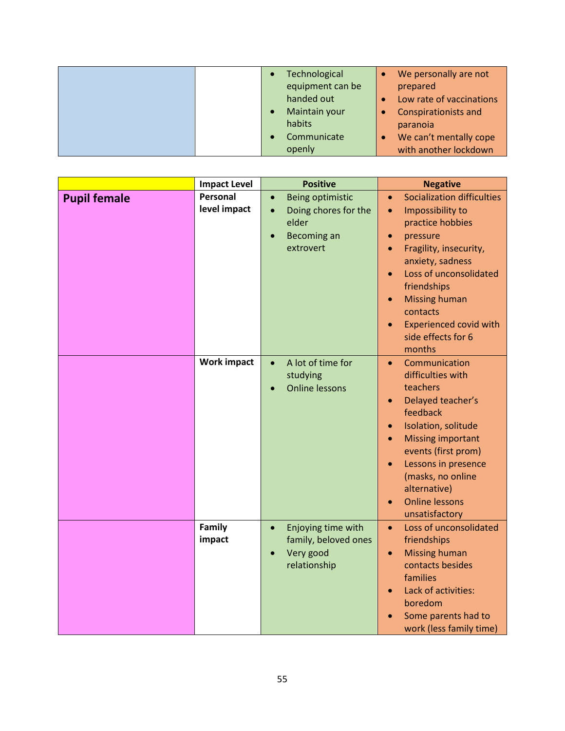| | | Positive | Negative |
|---|---|---|---|
| | | • Technological equipment can be handed out<br>• Maintain your habits<br>• Communicate openly | • We personally are not prepared<br>• Low rate of vaccinations<br>• Conspirationists and paranoia<br>• We can't mentally cope with another lockdown |

| | Impact Level | Positive | Negative |
|---|---|---|---|
| **Pupil female** | **Personal level impact** | • Being optimistic<br>• Doing chores for the elder<br>• Becoming an extrovert | • Socialization difficulties<br>• Impossibility to practice hobbies<br>• pressure<br>• Fragility, insecurity, anxiety, sadness<br>• Loss of unconsolidated friendships<br>• Missing human contacts<br>• Experienced covid with side effects for 6 months |
| | **Work impact** | • A lot of time for studying<br>• Online lessons | • Communication difficulties with teachers<br>• Delayed teacher's feedback<br>• Isolation, solitude<br>• Missing important events (first prom)<br>• Lessons in presence (masks, no online alternative)<br>• Online lessons unsatisfactory |
| | **Family impact** | • Enjoying time with family, beloved ones<br>• Very good relationship | • Loss of unconsolidated friendships<br>• Missing human contacts besides families<br>• Lack of activities: boredom<br>• Some parents had to work (less family time) |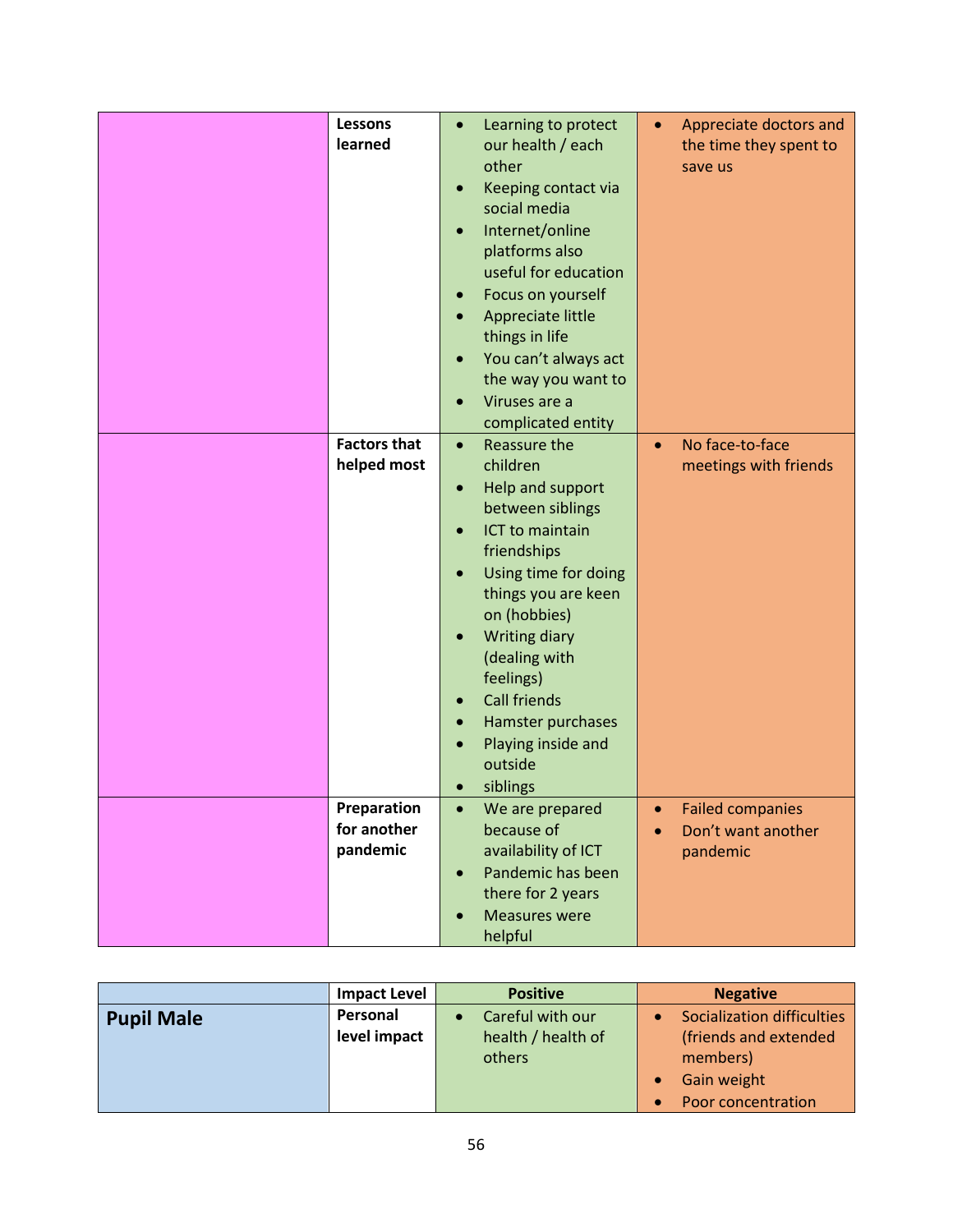| | | | |
|---|---|---|---|
| | **Lessons learned** | • Learning to protect our health / each other<br>• Keeping contact via social media<br>• Internet/online platforms also useful for education<br>• Focus on yourself<br>• Appreciate little things in life<br>• You can't always act the way you want to<br>• Viruses are a complicated entity | • Appreciate doctors and the time they spent to save us |
| | **Factors that helped most** | • Reassure the children<br>• Help and support between siblings<br>• ICT to maintain friendships<br>• Using time for doing things you are keen on (hobbies)<br>• Writing diary (dealing with feelings)<br>• Call friends<br>• Hamster purchases<br>• Playing inside and outside<br>• siblings | • No face-to-face meetings with friends |
| | **Preparation for another pandemic** | • We are prepared because of availability of ICT<br>• Pandemic has been there for 2 years<br>• Measures were helpful | • Failed companies<br>• Don't want another pandemic |

| | **Impact Level** | **Positive** | **Negative** |
|---|---|---|---|
| **Pupil Male** | **Personal level impact** | • Careful with our health / health of others | • Socialization difficulties (friends and extended members)<br>• Gain weight<br>• Poor concentration |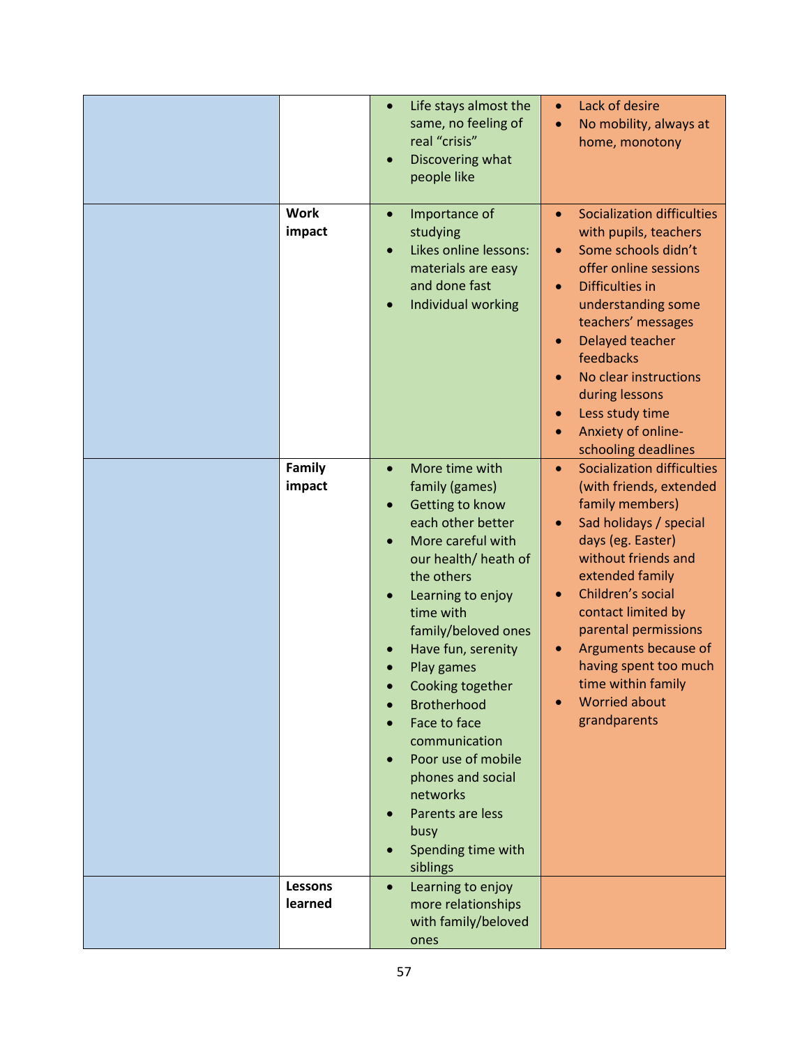| | | | |
|---|---|---|---|
| | | • Life stays almost the same, no feeling of real “crisis”<br>• Discovering what people like | • Lack of desire<br>• No mobility, always at home, monotony |
| | **Work impact** | • Importance of studying<br>• Likes online lessons: materials are easy and done fast<br>• Individual working | • Socialization difficulties with pupils, teachers<br>• Some schools didn’t offer online sessions<br>• Difficulties in understanding some teachers’ messages<br>• Delayed teacher feedbacks<br>• No clear instructions during lessons<br>• Less study time<br>• Anxiety of online-schooling deadlines |
| | **Family impact** | • More time with family (games)<br>• Getting to know each other better<br>• More careful with our health/ heath of the others<br>• Learning to enjoy time with family/beloved ones<br>• Have fun, serenity<br>• Play games<br>• Cooking together<br>• Brotherhood<br>• Face to face communication<br>• Poor use of mobile phones and social networks<br>• Parents are less busy<br>• Spending time with siblings | • Socialization difficulties (with friends, extended family members)<br>• Sad holidays / special days (eg. Easter) without friends and extended family<br>• Children’s social contact limited by parental permissions<br>• Arguments because of having spent too much time within family<br>• Worried about grandparents |
| | **Lessons learned** | • Learning to enjoy more relationships with family/beloved ones | |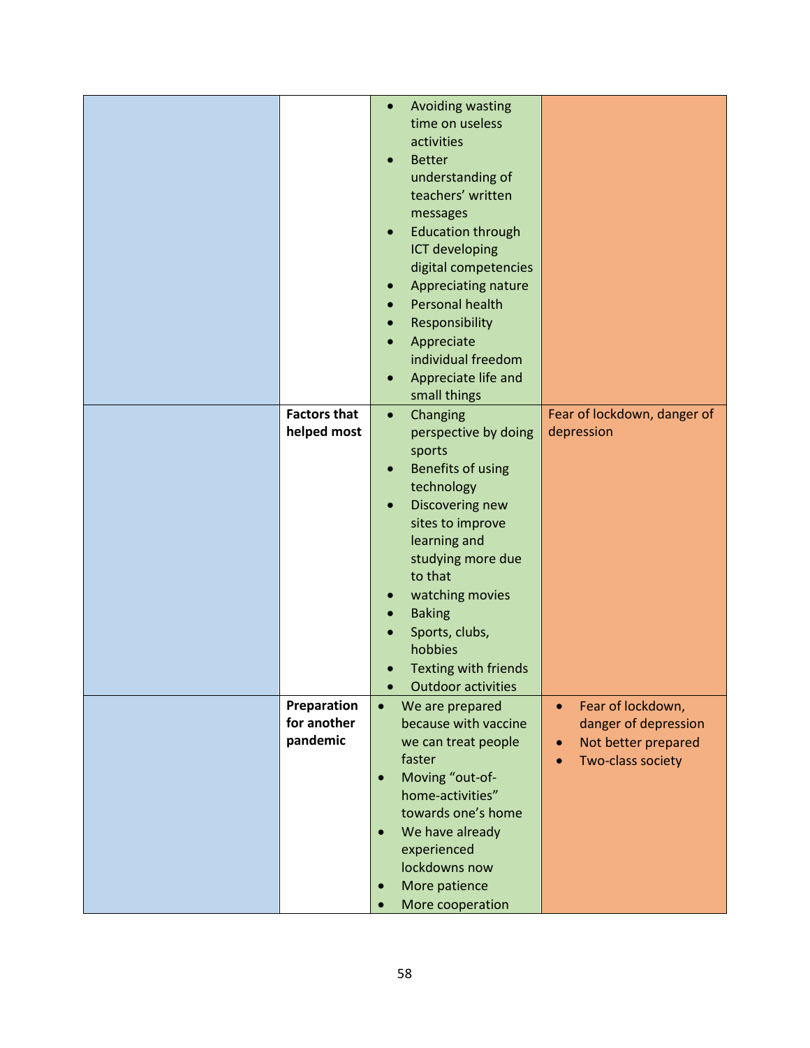| | | | |
|---|---|---|---|
| | | • Avoiding wasting time on useless activities<br>• Better understanding of teachers' written messages<br>• Education through ICT developing digital competencies<br>• Appreciating nature<br>• Personal health<br>• Responsibility<br>• Appreciate individual freedom<br>• Appreciate life and small things | |
| | **Factors that helped most** | • Changing perspective by doing sports<br>• Benefits of using technology<br>• Discovering new sites to improve learning and studying more due to that<br>• watching movies<br>• Baking<br>• Sports, clubs, hobbies<br>• Texting with friends<br>• Outdoor activities | Fear of lockdown, danger of depression |
| | **Preparation for another pandemic** | • We are prepared because with vaccine we can treat people faster<br>• Moving "out-of-home-activities" towards one's home<br>• We have already experienced lockdowns now<br>• More patience<br>• More cooperation | • Fear of lockdown, danger of depression<br>• Not better prepared<br>• Two-class society |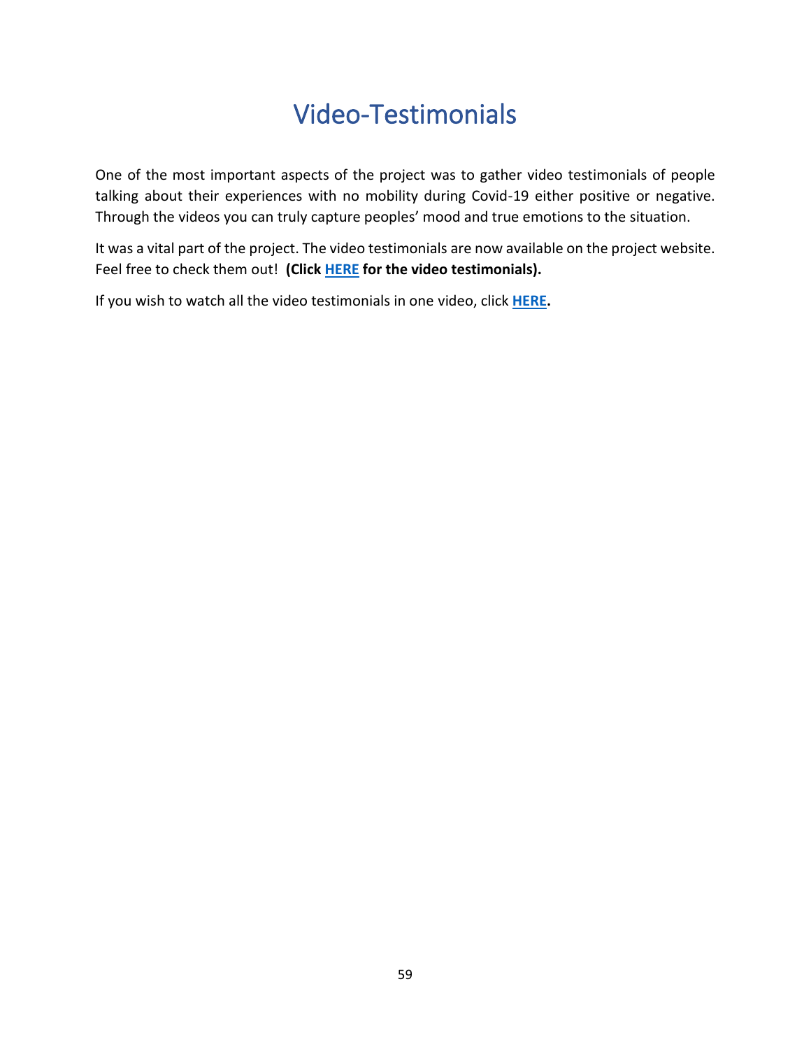# Video-Testimonials

One of the most important aspects of the project was to gather video testimonials of people talking about their experiences with no mobility during Covid-19 either positive or negative. Through the videos you can truly capture peoples' mood and true emotions to the situation.

It was a vital part of the project. The video testimonials are now available on the project website. Feel free to check them out! **(Click HERE for the video testimonials).**

If you wish to watch all the video testimonials in one video, click **HERE.**